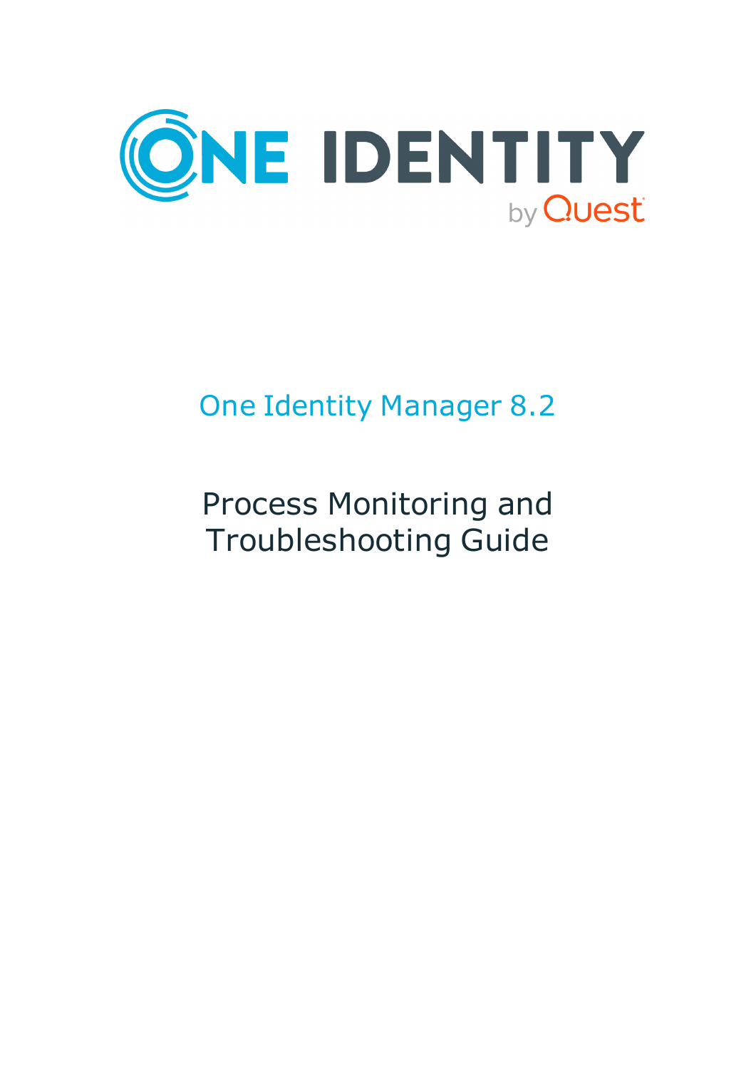ONE IDENTITY by Quest

# One Identity Manager 8.2

# Process Monitoring and Troubleshooting Guide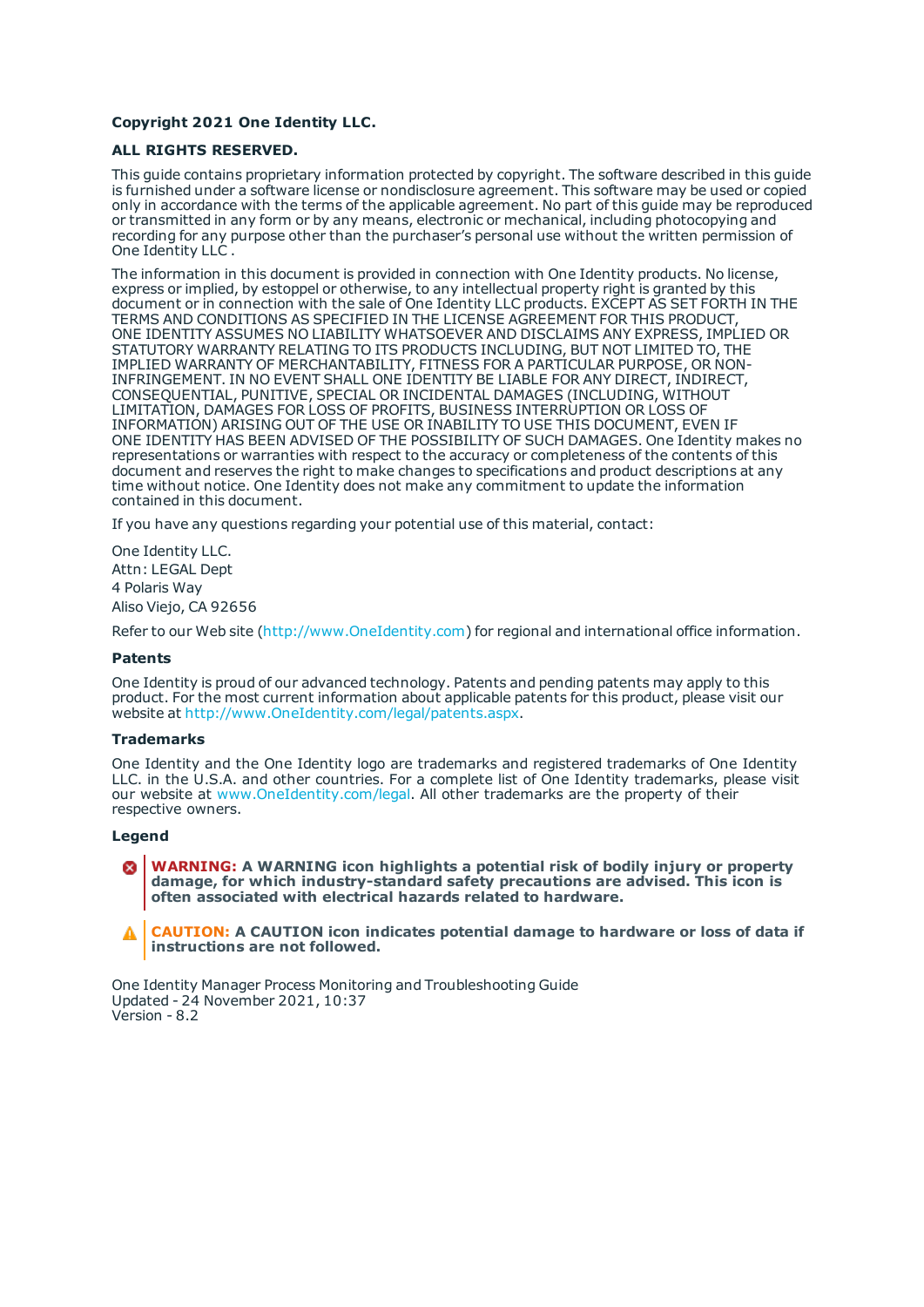**Copyright 2021 One Identity LLC.**

**ALL RIGHTS RESERVED.**

This guide contains proprietary information protected by copyright. The software described in this guide is furnished under a software license or nondisclosure agreement. This software may be used or copied only in accordance with the terms of the applicable agreement. No part of this guide may be reproduced or transmitted in any form or by any means, electronic or mechanical, including photocopying and recording for any purpose other than the purchaser's personal use without the written permission of One Identity LLC .

The information in this document is provided in connection with One Identity products. No license, express or implied, by estoppel or otherwise, to any intellectual property right is granted by this document or in connection with the sale of One Identity LLC products. EXCEPT AS SET FORTH IN THE TERMS AND CONDITIONS AS SPECIFIED IN THE LICENSE AGREEMENT FOR THIS PRODUCT, ONE IDENTITY ASSUMES NO LIABILITY WHATSOEVER AND DISCLAIMS ANY EXPRESS, IMPLIED OR STATUTORY WARRANTY RELATING TO ITS PRODUCTS INCLUDING, BUT NOT LIMITED TO, THE IMPLIED WARRANTY OF MERCHANTABILITY, FITNESS FOR A PARTICULAR PURPOSE, OR NON-INFRINGEMENT. IN NO EVENT SHALL ONE IDENTITY BE LIABLE FOR ANY DIRECT, INDIRECT, CONSEQUENTIAL, PUNITIVE, SPECIAL OR INCIDENTAL DAMAGES (INCLUDING, WITHOUT LIMITATION, DAMAGES FOR LOSS OF PROFITS, BUSINESS INTERRUPTION OR LOSS OF INFORMATION) ARISING OUT OF THE USE OR INABILITY TO USE THIS DOCUMENT, EVEN IF ONE IDENTITY HAS BEEN ADVISED OF THE POSSIBILITY OF SUCH DAMAGES. One Identity makes no representations or warranties with respect to the accuracy or completeness of the contents of this document and reserves the right to make changes to specifications and product descriptions at any time without notice. One Identity does not make any commitment to update the information contained in this document.

If you have any questions regarding your potential use of this material, contact:

One Identity LLC.
Attn: LEGAL Dept
4 Polaris Way
Aliso Viejo, CA 92656

Refer to our Web site (http://www.OneIdentity.com) for regional and international office information.

### Patents

One Identity is proud of our advanced technology. Patents and pending patents may apply to this product. For the most current information about applicable patents for this product, please visit our website at http://www.OneIdentity.com/legal/patents.aspx.

### Trademarks

One Identity and the One Identity logo are trademarks and registered trademarks of One Identity LLC. in the U.S.A. and other countries. For a complete list of One Identity trademarks, please visit our website at www.OneIdentity.com/legal. All other trademarks are the property of their respective owners.

### Legend

**WARNING: A WARNING icon highlights a potential risk of bodily injury or property damage, for which industry-standard safety precautions are advised. This icon is often associated with electrical hazards related to hardware.**

**CAUTION: A CAUTION icon indicates potential damage to hardware or loss of data if instructions are not followed.**

One Identity Manager Process Monitoring and Troubleshooting Guide
Updated - 24 November 2021, 10:37
Version - 8.2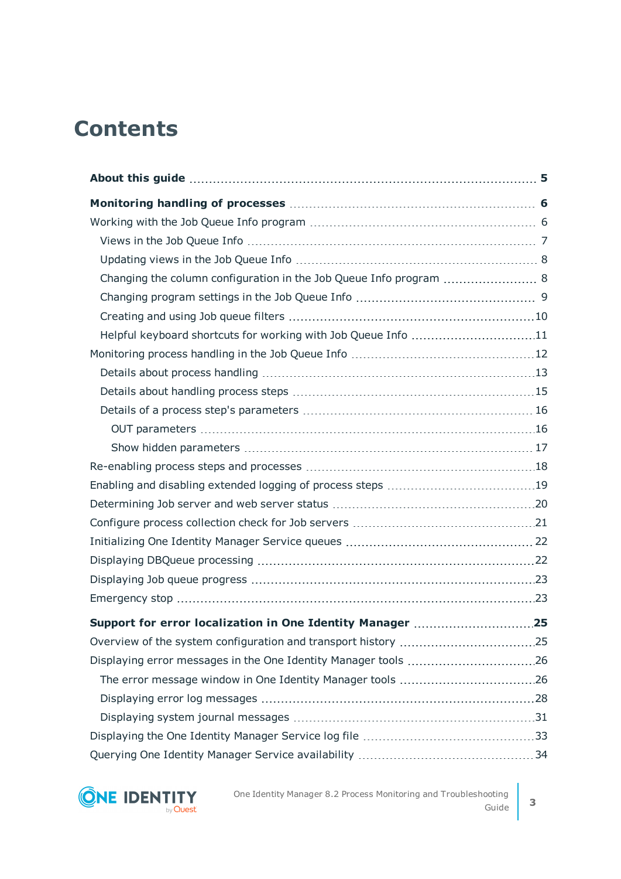# Contents

**About this guide** 5

**Monitoring handling of processes** 6

- Working with the Job Queue Info program 6
  - Views in the Job Queue Info 7
  - Updating views in the Job Queue Info 8
  - Changing the column configuration in the Job Queue Info program 8
  - Changing program settings in the Job Queue Info 9
  - Creating and using Job queue filters 10
  - Helpful keyboard shortcuts for working with Job Queue Info 11
- Monitoring process handling in the Job Queue Info 12
  - Details about process handling 13
  - Details about handling process steps 15
  - Details of a process step's parameters 16
    - OUT parameters 16
    - Show hidden parameters 17
- Re-enabling process steps and processes 18
- Enabling and disabling extended logging of process steps 19
- Determining Job server and web server status 20
- Configure process collection check for Job servers 21
- Initializing One Identity Manager Service queues 22
- Displaying DBQueue processing 22
- Displaying Job queue progress 23
- Emergency stop 23

**Support for error localization in One Identity Manager** 25

- Overview of the system configuration and transport history 25
- Displaying error messages in the One Identity Manager tools 26
  - The error message window in One Identity Manager tools 26
  - Displaying error log messages 28
  - Displaying system journal messages 31
- Displaying the One Identity Manager Service log file 33
- Querying One Identity Manager Service availability 34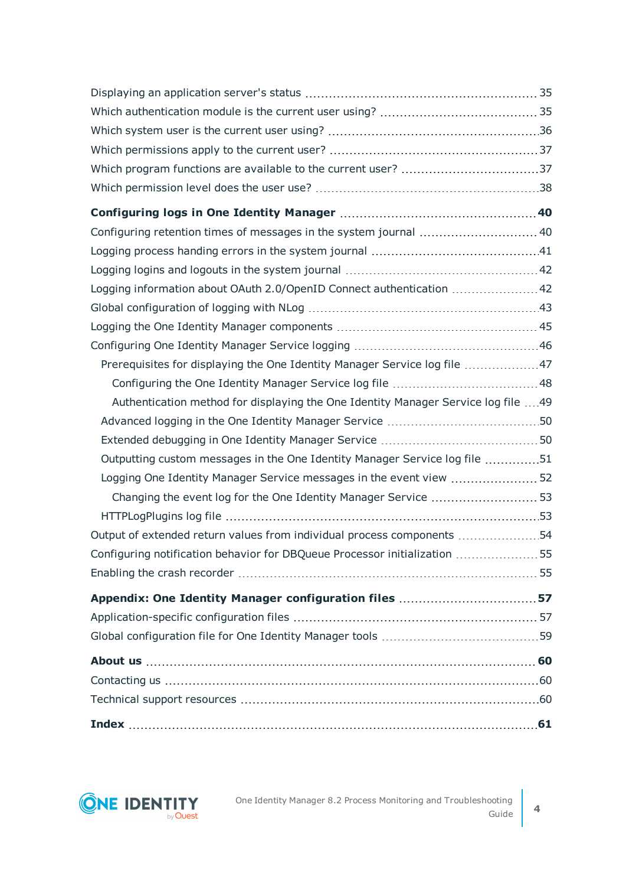Displaying an application server's status ..... 35
Which authentication module is the current user using? ..... 35
Which system user is the current user using? ..... 36
Which permissions apply to the current user? ..... 37
Which program functions are available to the current user? ..... 37
Which permission level does the user use? ..... 38

**Configuring logs in One Identity Manager ..... 40**
Configuring retention times of messages in the system journal ..... 40
Logging process handing errors in the system journal ..... 41
Logging logins and logouts in the system journal ..... 42
Logging information about OAuth 2.0/OpenID Connect authentication ..... 42
Global configuration of logging with NLog ..... 43
Logging the One Identity Manager components ..... 45
Configuring One Identity Manager Service logging ..... 46
  Prerequisites for displaying the One Identity Manager Service log file ..... 47
    Configuring the One Identity Manager Service log file ..... 48
    Authentication method for displaying the One Identity Manager Service log file ..... 49
  Advanced logging in the One Identity Manager Service ..... 50
  Extended debugging in One Identity Manager Service ..... 50
  Outputting custom messages in the One Identity Manager Service log file ..... 51
  Logging One Identity Manager Service messages in the event view ..... 52
    Changing the event log for the One Identity Manager Service ..... 53
  HTTPLogPlugins log file ..... 53
Output of extended return values from individual process components ..... 54
Configuring notification behavior for DBQueue Processor initialization ..... 55
Enabling the crash recorder ..... 55

**Appendix: One Identity Manager configuration files ..... 57**
Application-specific configuration files ..... 57
Global configuration file for One Identity Manager tools ..... 59

**About us ..... 60**
Contacting us ..... 60
Technical support resources ..... 60

**Index ..... 61**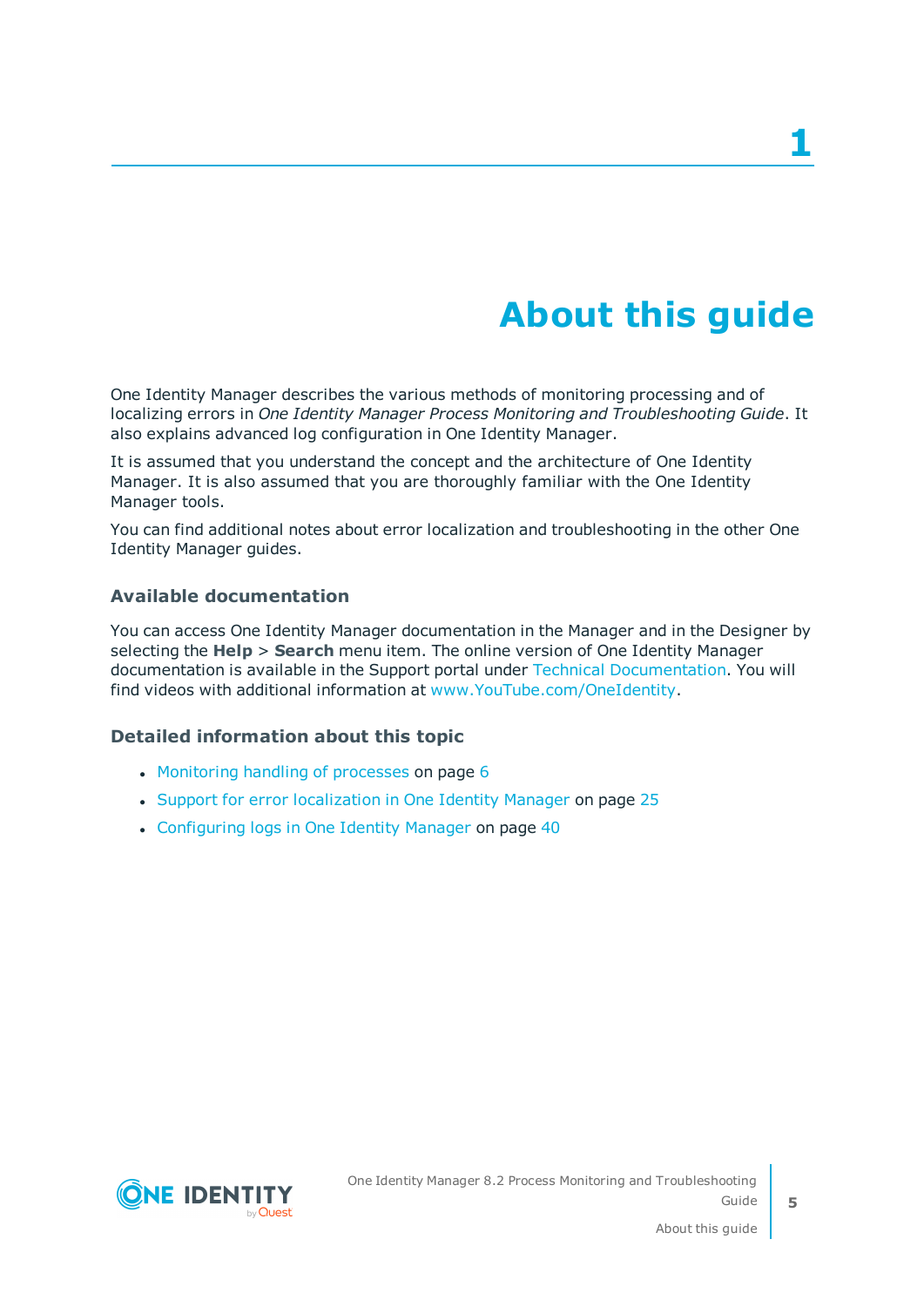# 1 About this guide

One Identity Manager describes the various methods of monitoring processing and of localizing errors in *One Identity Manager Process Monitoring and Troubleshooting Guide*. It also explains advanced log configuration in One Identity Manager.

It is assumed that you understand the concept and the architecture of One Identity Manager. It is also assumed that you are thoroughly familiar with the One Identity Manager tools.

You can find additional notes about error localization and troubleshooting in the other One Identity Manager guides.

### Available documentation

You can access One Identity Manager documentation in the Manager and in the Designer by selecting the **Help** > **Search** menu item. The online version of One Identity Manager documentation is available in the Support portal under Technical Documentation. You will find videos with additional information at www.YouTube.com/OneIdentity.

### Detailed information about this topic

- Monitoring handling of processes on page 6
- Support for error localization in One Identity Manager on page 25
- Configuring logs in One Identity Manager on page 40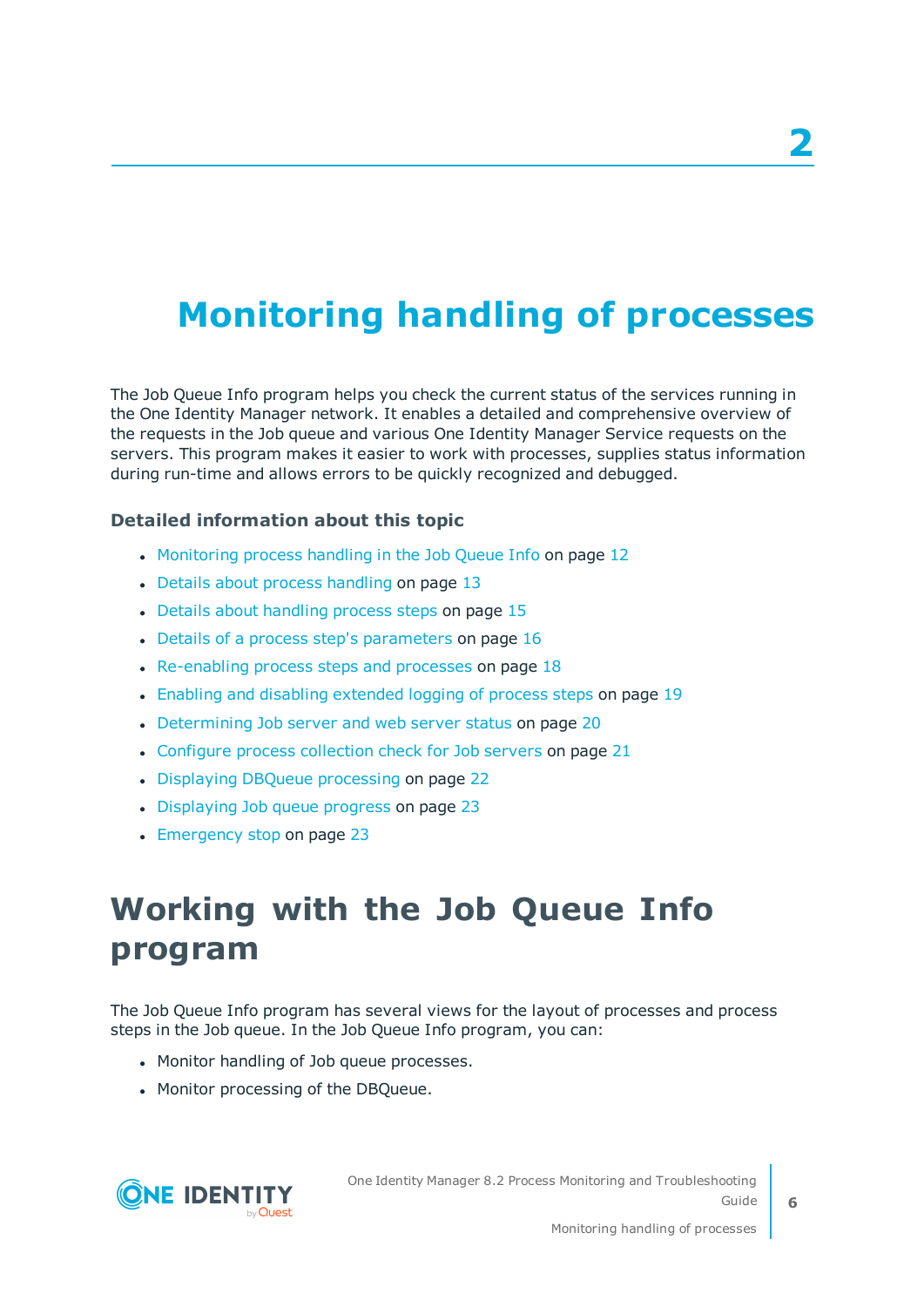# 2

# Monitoring handling of processes

The Job Queue Info program helps you check the current status of the services running in the One Identity Manager network. It enables a detailed and comprehensive overview of the requests in the Job queue and various One Identity Manager Service requests on the servers. This program makes it easier to work with processes, supplies status information during run-time and allows errors to be quickly recognized and debugged.

### Detailed information about this topic

- Monitoring process handling in the Job Queue Info on page 12
- Details about process handling on page 13
- Details about handling process steps on page 15
- Details of a process step's parameters on page 16
- Re-enabling process steps and processes on page 18
- Enabling and disabling extended logging of process steps on page 19
- Determining Job server and web server status on page 20
- Configure process collection check for Job servers on page 21
- Displaying DBQueue processing on page 22
- Displaying Job queue progress on page 23
- Emergency stop on page 23

## Working with the Job Queue Info program

The Job Queue Info program has several views for the layout of processes and process steps in the Job queue. In the Job Queue Info program, you can:

- Monitor handling of Job queue processes.
- Monitor processing of the DBQueue.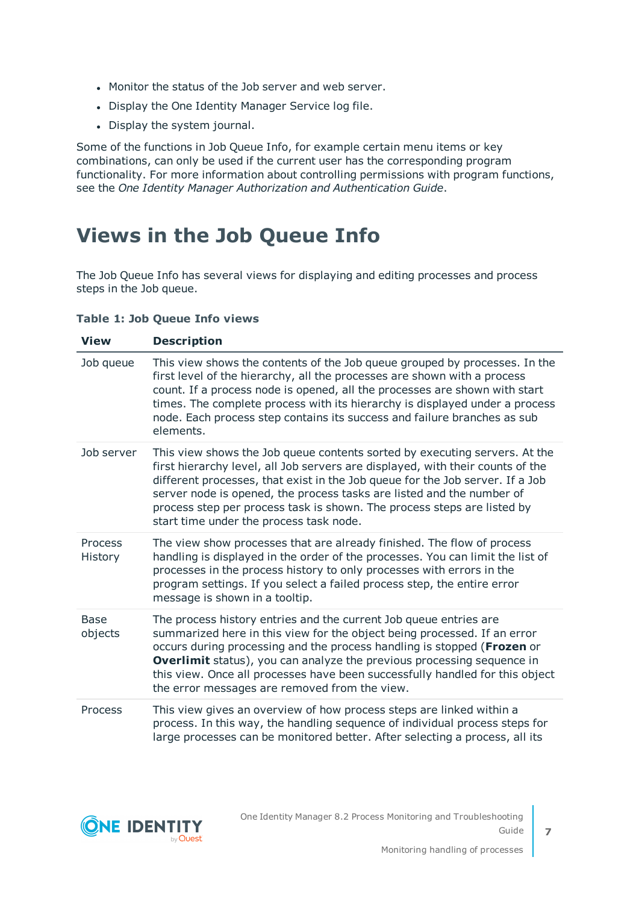- Monitor the status of the Job server and web server.
- Display the One Identity Manager Service log file.
- Display the system journal.

Some of the functions in Job Queue Info, for example certain menu items or key combinations, can only be used if the current user has the corresponding program functionality. For more information about controlling permissions with program functions, see the *One Identity Manager Authorization and Authentication Guide*.

# Views in the Job Queue Info

The Job Queue Info has several views for displaying and editing processes and process steps in the Job queue.

**Table 1: Job Queue Info views**

| View | Description |
|---|---|
| Job queue | This view shows the contents of the Job queue grouped by processes. In the first level of the hierarchy, all the processes are shown with a process count. If a process node is opened, all the processes are shown with start times. The complete process with its hierarchy is displayed under a process node. Each process step contains its success and failure branches as sub elements. |
| Job server | This view shows the Job queue contents sorted by executing servers. At the first hierarchy level, all Job servers are displayed, with their counts of the different processes, that exist in the Job queue for the Job server. If a Job server node is opened, the process tasks are listed and the number of process step per process task is shown. The process steps are listed by start time under the process task node. |
| Process History | The view show processes that are already finished. The flow of process handling is displayed in the order of the processes. You can limit the list of processes in the process history to only processes with errors in the program settings. If you select a failed process step, the entire error message is shown in a tooltip. |
| Base objects | The process history entries and the current Job queue entries are summarized here in this view for the object being processed. If an error occurs during processing and the process handling is stopped (**Frozen** or **Overlimit** status), you can analyze the previous processing sequence in this view. Once all processes have been successfully handled for this object the error messages are removed from the view. |
| Process | This view gives an overview of how process steps are linked within a process. In this way, the handling sequence of individual process steps for large processes can be monitored better. After selecting a process, all its |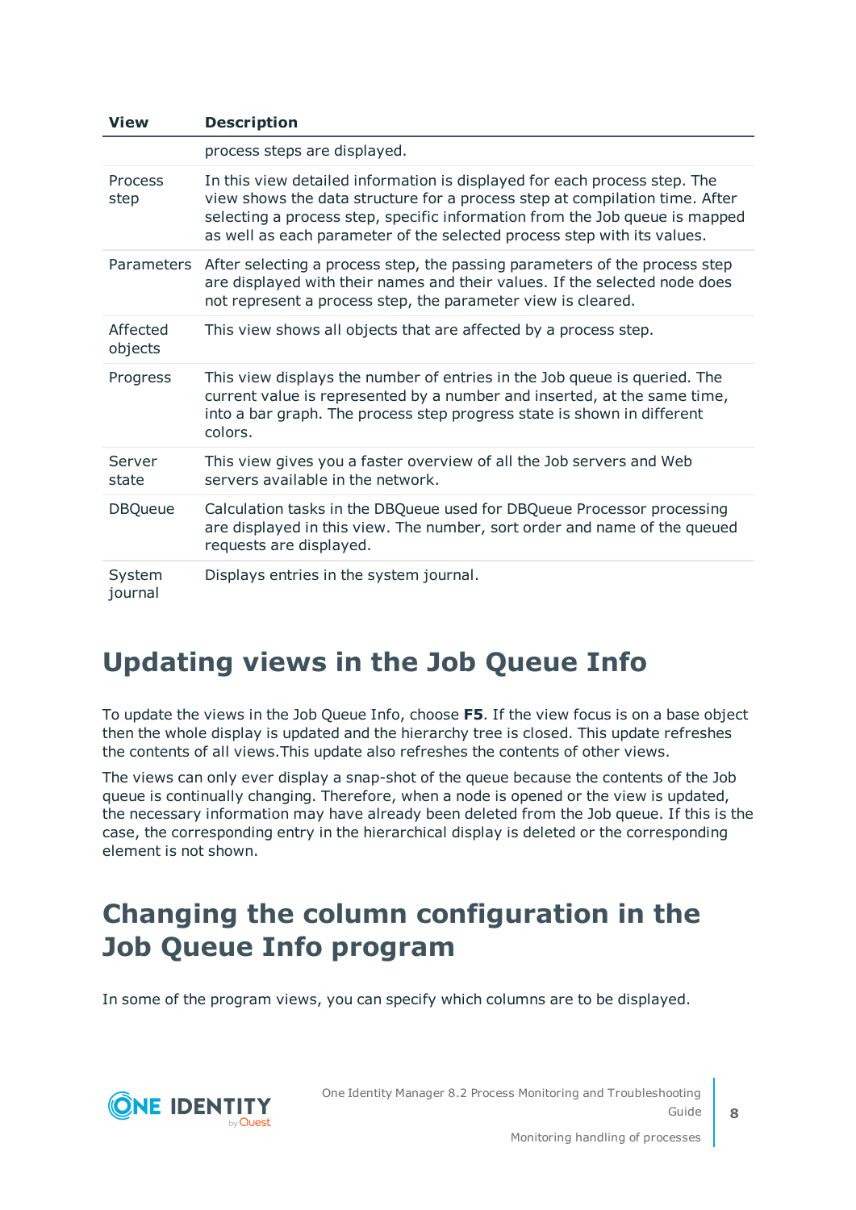| View | Description |
|---|---|
| | process steps are displayed. |
| Process step | In this view detailed information is displayed for each process step. The view shows the data structure for a process step at compilation time. After selecting a process step, specific information from the Job queue is mapped as well as each parameter of the selected process step with its values. |
| Parameters | After selecting a process step, the passing parameters of the process step are displayed with their names and their values. If the selected node does not represent a process step, the parameter view is cleared. |
| Affected objects | This view shows all objects that are affected by a process step. |
| Progress | This view displays the number of entries in the Job queue is queried. The current value is represented by a number and inserted, at the same time, into a bar graph. The process step progress state is shown in different colors. |
| Server state | This view gives you a faster overview of all the Job servers and Web servers available in the network. |
| DBQueue | Calculation tasks in the DBQueue used for DBQueue Processor processing are displayed in this view. The number, sort order and name of the queued requests are displayed. |
| System journal | Displays entries in the system journal. |

# Updating views in the Job Queue Info

To update the views in the Job Queue Info, choose **F5**. If the view focus is on a base object then the whole display is updated and the hierarchy tree is closed. This update refreshes the contents of all views.This update also refreshes the contents of other views.

The views can only ever display a snap-shot of the queue because the contents of the Job queue is continually changing. Therefore, when a node is opened or the view is updated, the necessary information may have already been deleted from the Job queue. If this is the case, the corresponding entry in the hierarchical display is deleted or the corresponding element is not shown.

# Changing the column configuration in the Job Queue Info program

In some of the program views, you can specify which columns are to be displayed.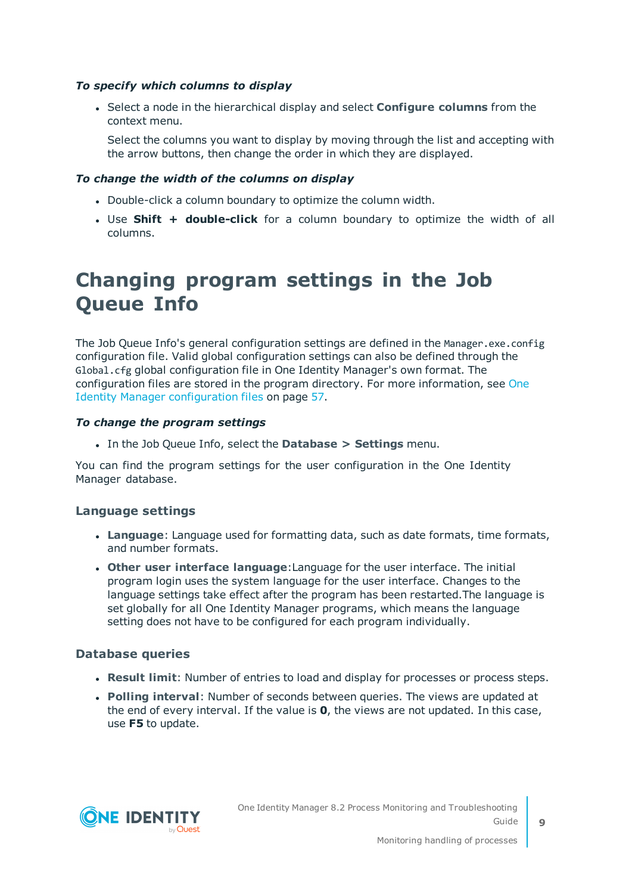***To specify which columns to display***

- Select a node in the hierarchical display and select **Configure columns** from the context menu.

  Select the columns you want to display by moving through the list and accepting with the arrow buttons, then change the order in which they are displayed.

***To change the width of the columns on display***

- Double-click a column boundary to optimize the column width.
- Use **Shift + double-click** for a column boundary to optimize the width of all columns.

# Changing program settings in the Job Queue Info

The Job Queue Info's general configuration settings are defined in the `Manager.exe.config` configuration file. Valid global configuration settings can also be defined through the `Global.cfg` global configuration file in One Identity Manager's own format. The configuration files are stored in the program directory. For more information, see One Identity Manager configuration files on page 57.

***To change the program settings***

- In the Job Queue Info, select the **Database > Settings** menu.

You can find the program settings for the user configuration in the One Identity Manager database.

### Language settings

- **Language**: Language used for formatting data, such as date formats, time formats, and number formats.
- **Other user interface language**:Language for the user interface. The initial program login uses the system language for the user interface. Changes to the language settings take effect after the program has been restarted.The language is set globally for all One Identity Manager programs, which means the language setting does not have to be configured for each program individually.

### Database queries

- **Result limit**: Number of entries to load and display for processes or process steps.
- **Polling interval**: Number of seconds between queries. The views are updated at the end of every interval. If the value is **0**, the views are not updated. In this case, use **F5** to update.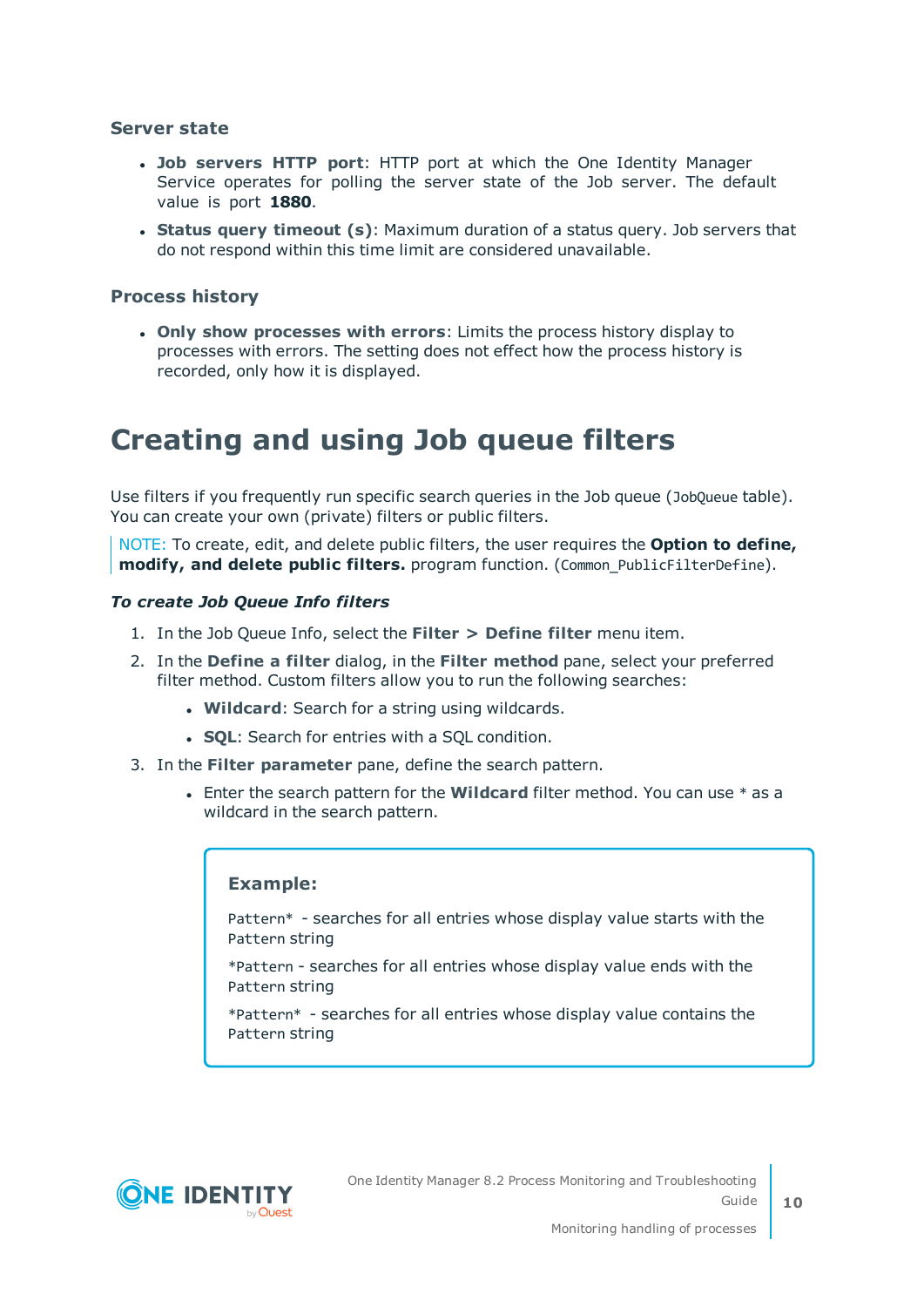### Server state

- **Job servers HTTP port**: HTTP port at which the One Identity Manager Service operates for polling the server state of the Job server. The default value is port **1880**.
- **Status query timeout (s)**: Maximum duration of a status query. Job servers that do not respond within this time limit are considered unavailable.

### Process history

- **Only show processes with errors**: Limits the process history display to processes with errors. The setting does not effect how the process history is recorded, only how it is displayed.

## Creating and using Job queue filters

Use filters if you frequently run specific search queries in the Job queue (`JobQueue` table). You can create your own (private) filters or public filters.

NOTE: To create, edit, and delete public filters, the user requires the **Option to define, modify, and delete public filters.** program function. (`Common_PublicFilterDefine`).

***To create Job Queue Info filters***

1. In the Job Queue Info, select the **Filter > Define filter** menu item.
2. In the **Define a filter** dialog, in the **Filter method** pane, select your preferred filter method. Custom filters allow you to run the following searches:
   - **Wildcard**: Search for a string using wildcards.
   - **SQL**: Search for entries with a SQL condition.
3. In the **Filter parameter** pane, define the search pattern.
   - Enter the search pattern for the **Wildcard** filter method. You can use * as a wildcard in the search pattern.

   > **Example:**
   >
   > `Pattern*` - searches for all entries whose display value starts with the `Pattern` string
   >
   > `*Pattern` - searches for all entries whose display value ends with the `Pattern` string
   >
   > `*Pattern*` - searches for all entries whose display value contains the `Pattern` string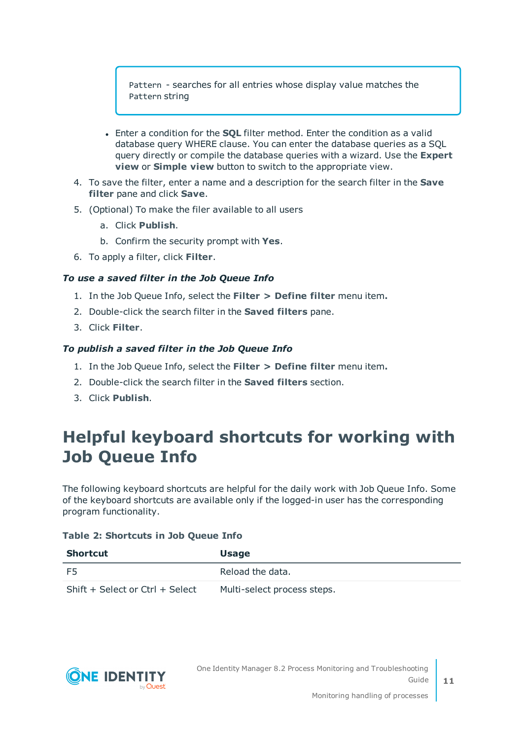> `Pattern` - searches for all entries whose display value matches the `Pattern` string

- Enter a condition for the **SQL** filter method. Enter the condition as a valid database query WHERE clause. You can enter the database queries as a SQL query directly or compile the database queries with a wizard. Use the **Expert view** or **Simple view** button to switch to the appropriate view.

4. To save the filter, enter a name and a description for the search filter in the **Save filter** pane and click **Save**.
5. (Optional) To make the filer available to all users
   a. Click **Publish**.
   b. Confirm the security prompt with **Yes**.
6. To apply a filter, click **Filter**.

***To use a saved filter in the Job Queue Info***

1. In the Job Queue Info, select the **Filter > Define filter** menu item**.**
2. Double-click the search filter in the **Saved filters** pane.
3. Click **Filter**.

***To publish a saved filter in the Job Queue Info***

1. In the Job Queue Info, select the **Filter > Define filter** menu item**.**
2. Double-click the search filter in the **Saved filters** section.
3. Click **Publish**.

# Helpful keyboard shortcuts for working with Job Queue Info

The following keyboard shortcuts are helpful for the daily work with Job Queue Info. Some of the keyboard shortcuts are available only if the logged-in user has the corresponding program functionality.

**Table 2: Shortcuts in Job Queue Info**

| Shortcut | Usage |
|---|---|
| F5 | Reload the data. |
| Shift + Select or Ctrl + Select | Multi-select process steps. |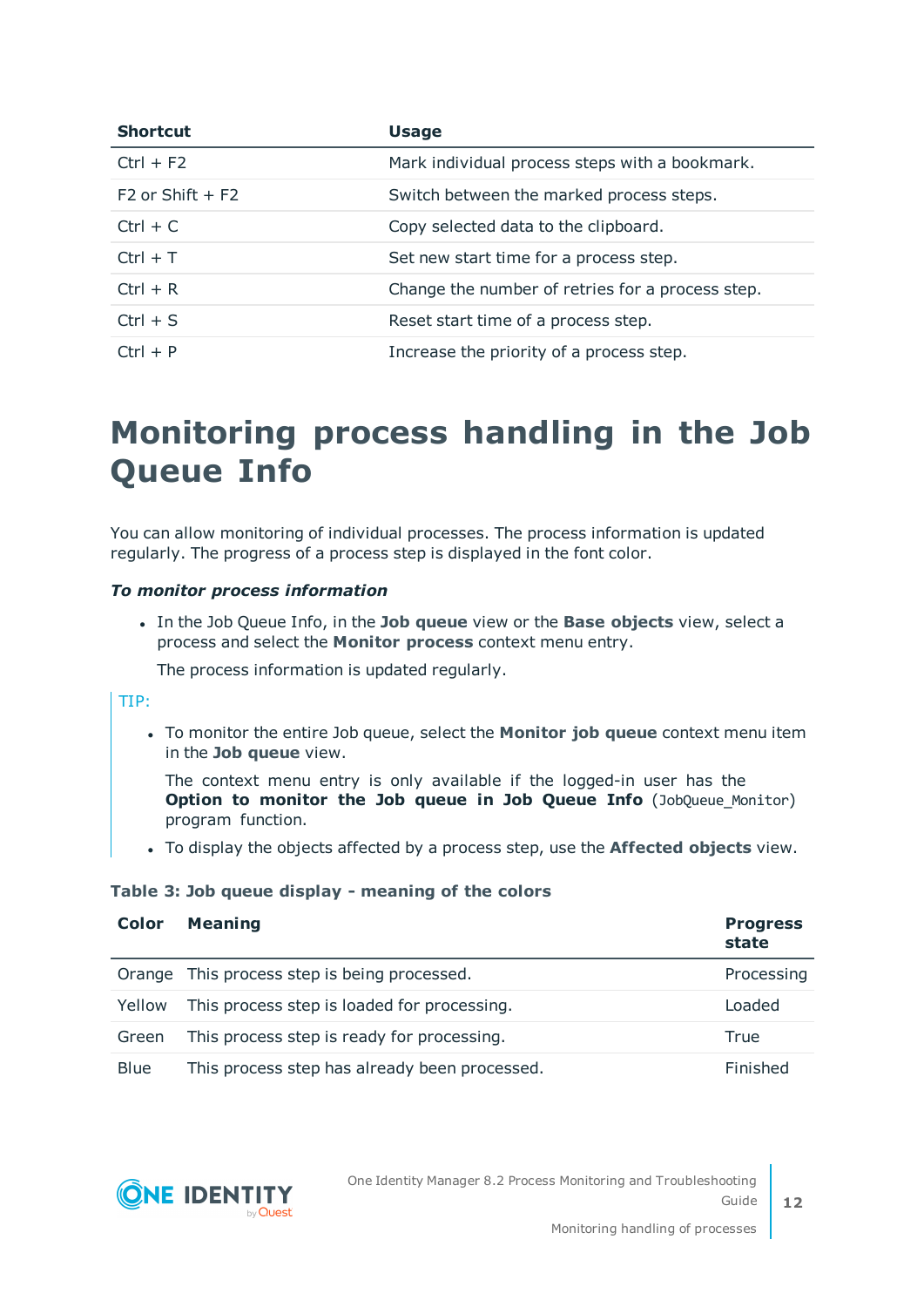| Shortcut | Usage |
| --- | --- |
| Ctrl + F2 | Mark individual process steps with a bookmark. |
| F2 or Shift + F2 | Switch between the marked process steps. |
| Ctrl + C | Copy selected data to the clipboard. |
| Ctrl + T | Set new start time for a process step. |
| Ctrl + R | Change the number of retries for a process step. |
| Ctrl + S | Reset start time of a process step. |
| Ctrl + P | Increase the priority of a process step. |

# Monitoring process handling in the Job Queue Info

You can allow monitoring of individual processes. The process information is updated regularly. The progress of a process step is displayed in the font color.

***To monitor process information***

- In the Job Queue Info, in the **Job queue** view or the **Base objects** view, select a process and select the **Monitor process** context menu entry.

  The process information is updated regularly.

TIP:

- To monitor the entire Job queue, select the **Monitor job queue** context menu item in the **Job queue** view.

  The context menu entry is only available if the logged-in user has the **Option to monitor the Job queue in Job Queue Info** (JobQueue_Monitor) program function.

- To display the objects affected by a process step, use the **Affected objects** view.

**Table 3: Job queue display - meaning of the colors**

| Color | Meaning | Progress state |
| --- | --- | --- |
| Orange | This process step is being processed. | Processing |
| Yellow | This process step is loaded for processing. | Loaded |
| Green | This process step is ready for processing. | True |
| Blue | This process step has already been processed. | Finished |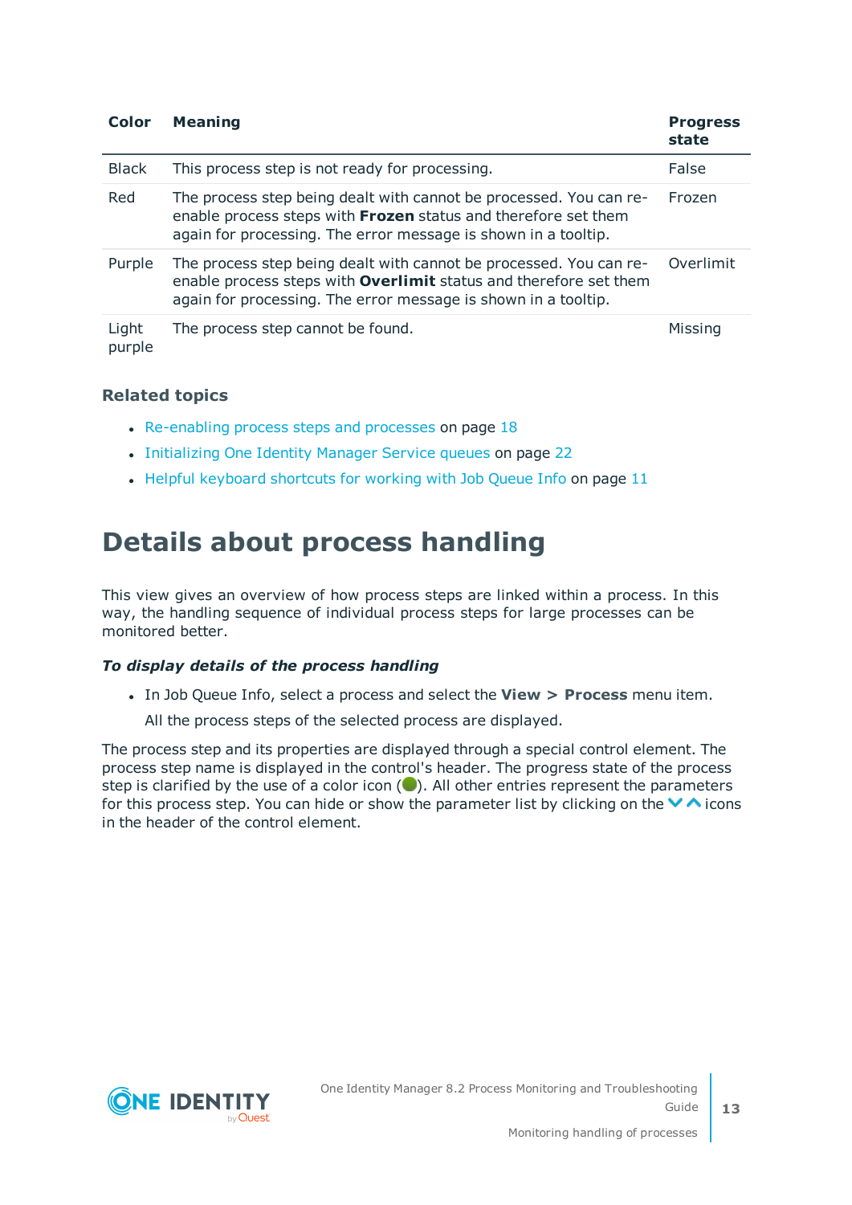| Color | Meaning | Progress state |
|---|---|---|
| Black | This process step is not ready for processing. | False |
| Red | The process step being dealt with cannot be processed. You can re-enable process steps with **Frozen** status and therefore set them again for processing. The error message is shown in a tooltip. | Frozen |
| Purple | The process step being dealt with cannot be processed. You can re-enable process steps with **Overlimit** status and therefore set them again for processing. The error message is shown in a tooltip. | Overlimit |
| Light purple | The process step cannot be found. | Missing |

### Related topics

- Re-enabling process steps and processes on page 18
- Initializing One Identity Manager Service queues on page 22
- Helpful keyboard shortcuts for working with Job Queue Info on page 11

# Details about process handling

This view gives an overview of how process steps are linked within a process. In this way, the handling sequence of individual process steps for large processes can be monitored better.

***To display details of the process handling***

- In Job Queue Info, select a process and select the **View > Process** menu item.

  All the process steps of the selected process are displayed.

The process step and its properties are displayed through a special control element. The process step name is displayed in the control's header. The progress state of the process step is clarified by the use of a color icon (●). All other entries represent the parameters for this process step. You can hide or show the parameter list by clicking on the ˅ ˄ icons in the header of the control element.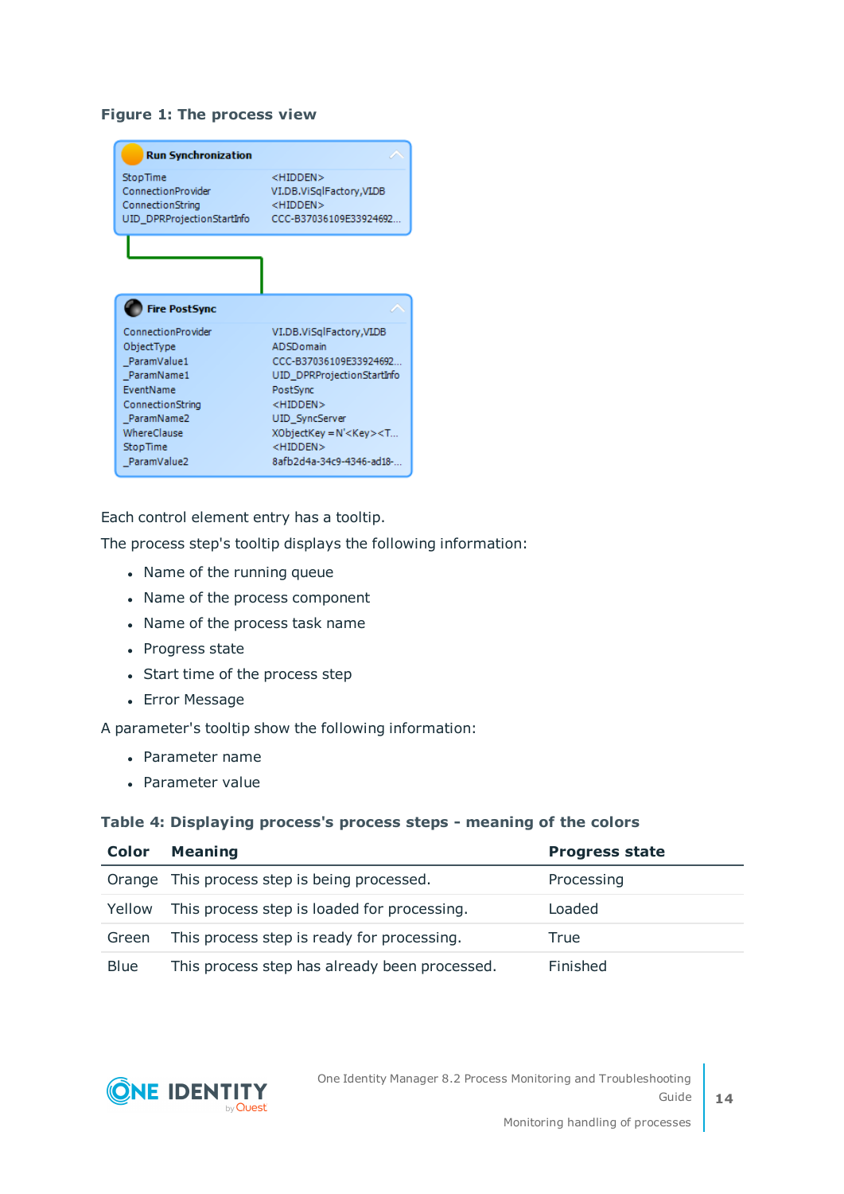**Figure 1: The process view**

Each control element entry has a tooltip.

The process step's tooltip displays the following information:

- Name of the running queue
- Name of the process component
- Name of the process task name
- Progress state
- Start time of the process step
- Error Message

A parameter's tooltip show the following information:

- Parameter name
- Parameter value

**Table 4: Displaying process's process steps - meaning of the colors**

| Color | Meaning | Progress state |
|---|---|---|
| Orange | This process step is being processed. | Processing |
| Yellow | This process step is loaded for processing. | Loaded |
| Green | This process step is ready for processing. | True |
| Blue | This process step has already been processed. | Finished |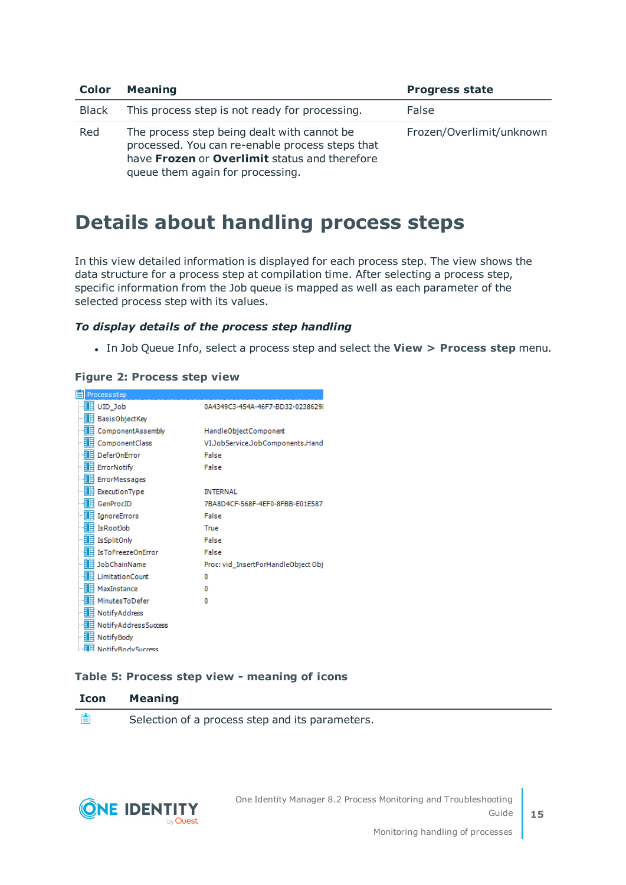| Color | Meaning | Progress state |
|---|---|---|
| Black | This process step is not ready for processing. | False |
| Red | The process step being dealt with cannot be processed. You can re-enable process steps that have **Frozen** or **Overlimit** status and therefore queue them again for processing. | Frozen/Overlimit/unknown |

# Details about handling process steps

In this view detailed information is displayed for each process step. The view shows the data structure for a process step at compilation time. After selecting a process step, specific information from the Job queue is mapped as well as each parameter of the selected process step with its values.

### *To display details of the process step handling*

- In Job Queue Info, select a process step and select the **View > Process step** menu.

**Figure 2: Process step view**

**Table 5: Process step view - meaning of icons**

| Icon | Meaning |
|---|---|
| | Selection of a process step and its parameters. |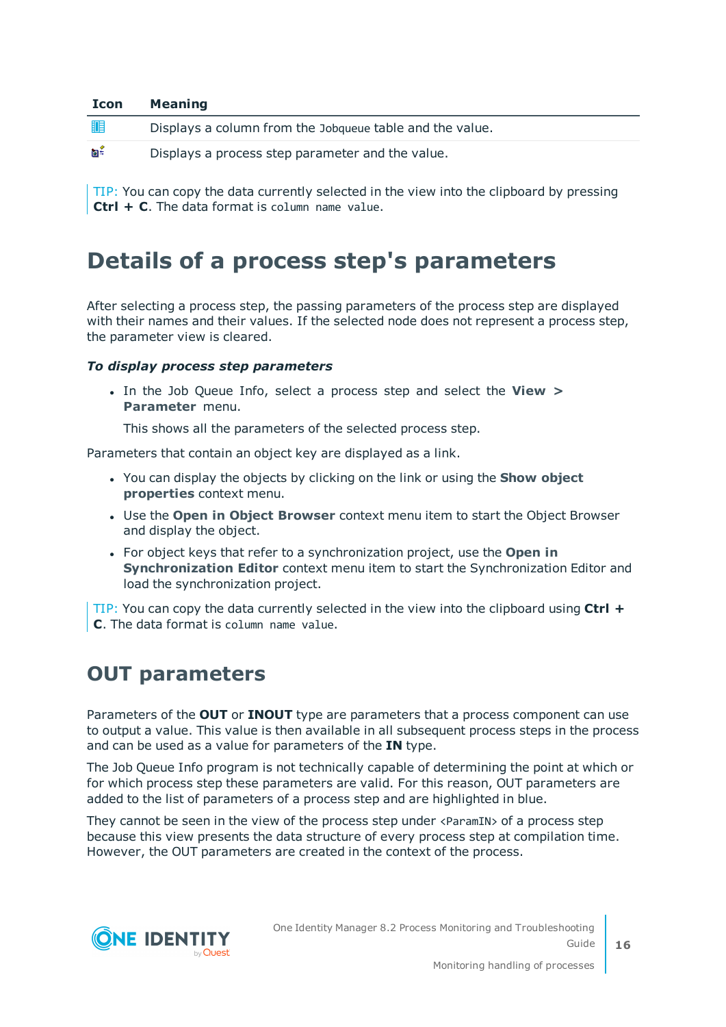| Icon | Meaning |
| --- | --- |
|  | Displays a column from the `Jobqueue` table and the value. |
|  | Displays a process step parameter and the value. |

TIP: You can copy the data currently selected in the view into the clipboard by pressing **Ctrl + C**. The data format is `column name value`.

# Details of a process step's parameters

After selecting a process step, the passing parameters of the process step are displayed with their names and their values. If the selected node does not represent a process step, the parameter view is cleared.

***To display process step parameters***

- In the Job Queue Info, select a process step and select the **View > Parameter** menu.

  This shows all the parameters of the selected process step.

Parameters that contain an object key are displayed as a link.

- You can display the objects by clicking on the link or using the **Show object properties** context menu.
- Use the **Open in Object Browser** context menu item to start the Object Browser and display the object.
- For object keys that refer to a synchronization project, use the **Open in Synchronization Editor** context menu item to start the Synchronization Editor and load the synchronization project.

TIP: You can copy the data currently selected in the view into the clipboard using **Ctrl + C**. The data format is `column name value`.

## OUT parameters

Parameters of the **OUT** or **INOUT** type are parameters that a process component can use to output a value. This value is then available in all subsequent process steps in the process and can be used as a value for parameters of the **IN** type.

The Job Queue Info program is not technically capable of determining the point at which or for which process step these parameters are valid. For this reason, OUT parameters are added to the list of parameters of a process step and are highlighted in blue.

They cannot be seen in the view of the process step under `<ParamIN>` of a process step because this view presents the data structure of every process step at compilation time. However, the OUT parameters are created in the context of the process.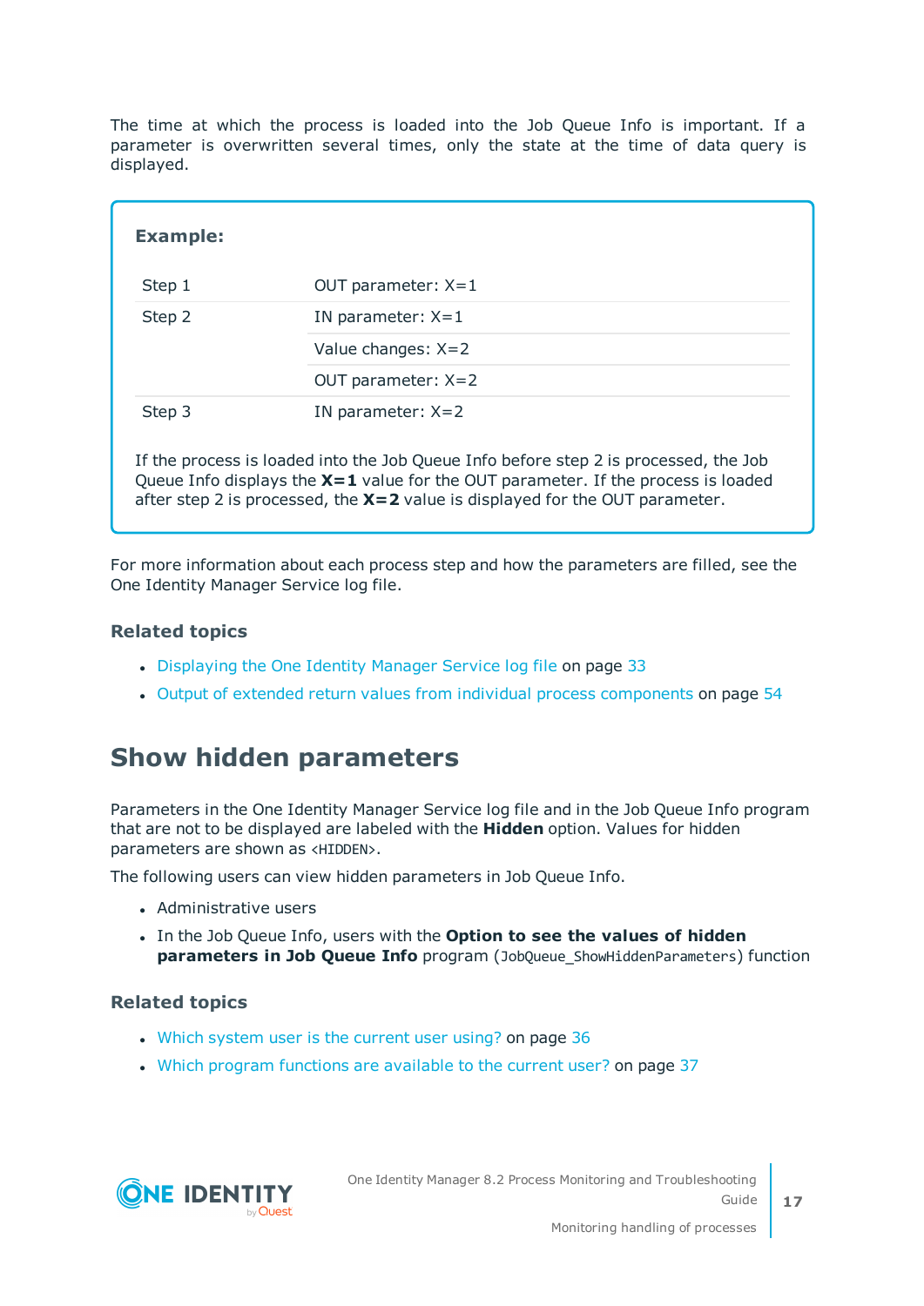The time at which the process is loaded into the Job Queue Info is important. If a parameter is overwritten several times, only the state at the time of data query is displayed.

**Example:**

| | |
|---|---|
| Step 1 | OUT parameter: X=1 |
| Step 2 | IN parameter: X=1 |
| | Value changes: X=2 |
| | OUT parameter: X=2 |
| Step 3 | IN parameter: X=2 |

If the process is loaded into the Job Queue Info before step 2 is processed, the Job Queue Info displays the **X=1** value for the OUT parameter. If the process is loaded after step 2 is processed, the **X=2** value is displayed for the OUT parameter.

For more information about each process step and how the parameters are filled, see the One Identity Manager Service log file.

### Related topics

- Displaying the One Identity Manager Service log file on page 33
- Output of extended return values from individual process components on page 54

## Show hidden parameters

Parameters in the One Identity Manager Service log file and in the Job Queue Info program that are not to be displayed are labeled with the **Hidden** option. Values for hidden parameters are shown as `<HIDDEN>`.

The following users can view hidden parameters in Job Queue Info.

- Administrative users
- In the Job Queue Info, users with the **Option to see the values of hidden parameters in Job Queue Info** program (`JobQueue_ShowHiddenParameters`) function

### Related topics

- Which system user is the current user using? on page 36
- Which program functions are available to the current user? on page 37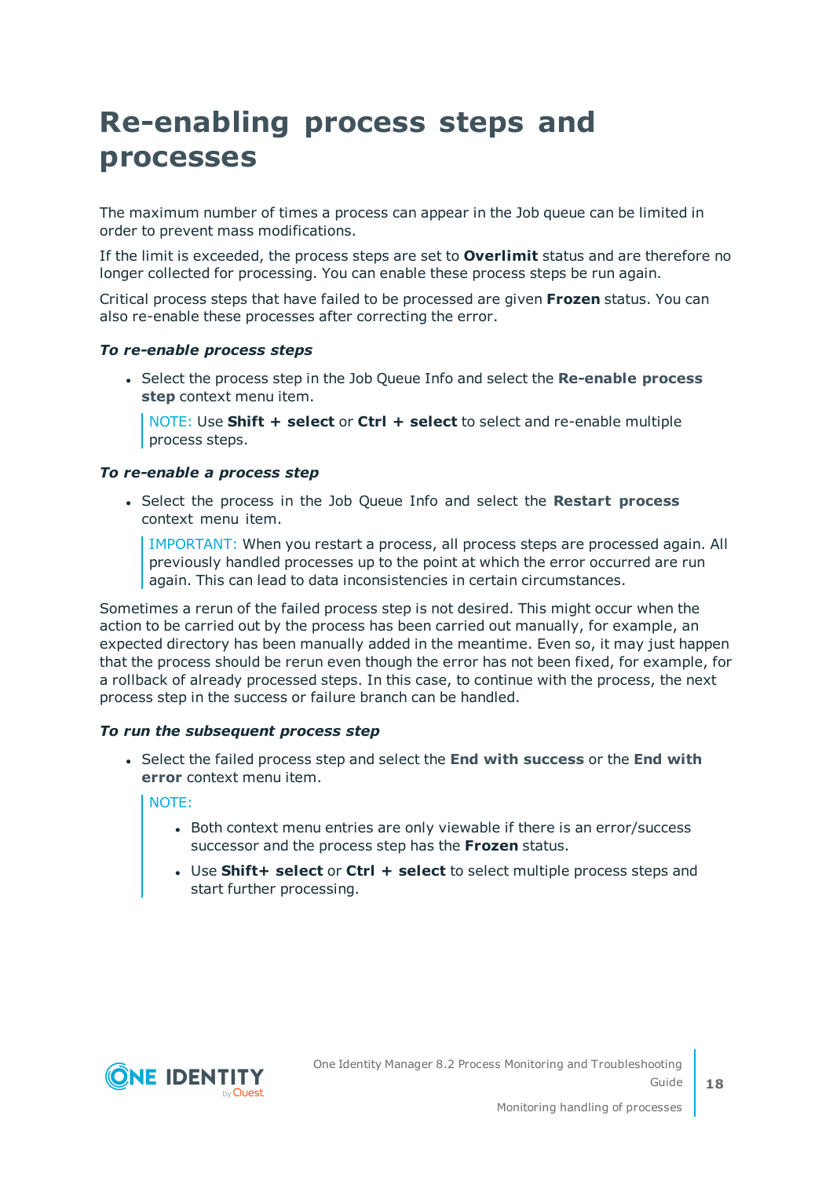# Re-enabling process steps and processes

The maximum number of times a process can appear in the Job queue can be limited in order to prevent mass modifications.

If the limit is exceeded, the process steps are set to **Overlimit** status and are therefore no longer collected for processing. You can enable these process steps be run again.

Critical process steps that have failed to be processed are given **Frozen** status. You can also re-enable these processes after correcting the error.

***To re-enable process steps***

- Select the process step in the Job Queue Info and select the **Re-enable process step** context menu item.

  > NOTE: Use **Shift + select** or **Ctrl + select** to select and re-enable multiple process steps.

***To re-enable a process step***

- Select the process in the Job Queue Info and select the **Restart process** context menu item.

  > IMPORTANT: When you restart a process, all process steps are processed again. All previously handled processes up to the point at which the error occurred are run again. This can lead to data inconsistencies in certain circumstances.

Sometimes a rerun of the failed process step is not desired. This might occur when the action to be carried out by the process has been carried out manually, for example, an expected directory has been manually added in the meantime. Even so, it may just happen that the process should be rerun even though the error has not been fixed, for example, for a rollback of already processed steps. In this case, to continue with the process, the next process step in the success or failure branch can be handled.

***To run the subsequent process step***

- Select the failed process step and select the **End with success** or the **End with error** context menu item.

  > NOTE:
  >
  > - Both context menu entries are only viewable if there is an error/success successor and the process step has the **Frozen** status.
  > - Use **Shift+ select** or **Ctrl + select** to select multiple process steps and start further processing.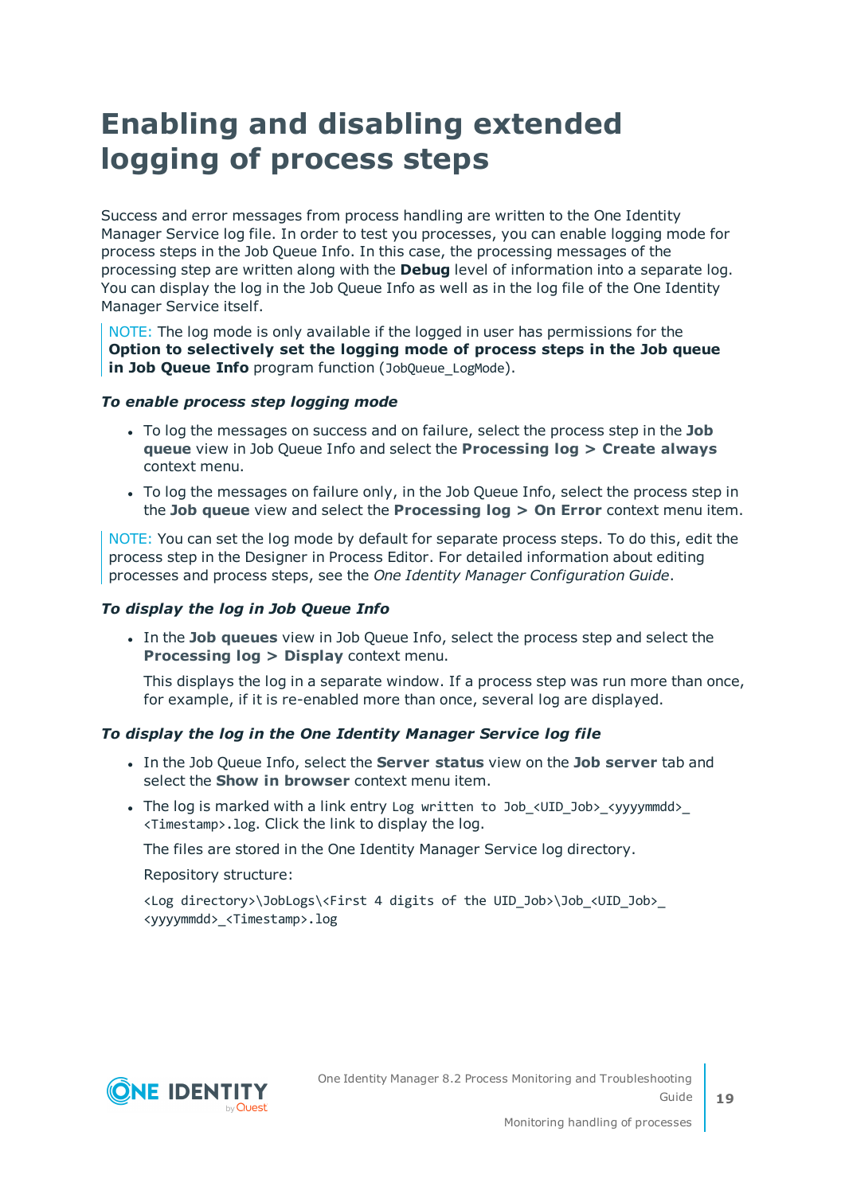# Enabling and disabling extended logging of process steps

Success and error messages from process handling are written to the One Identity Manager Service log file. In order to test you processes, you can enable logging mode for process steps in the Job Queue Info. In this case, the processing messages of the processing step are written along with the **Debug** level of information into a separate log. You can display the log in the Job Queue Info as well as in the log file of the One Identity Manager Service itself.

> NOTE: The log mode is only available if the logged in user has permissions for the **Option to selectively set the logging mode of process steps in the Job queue in Job Queue Info** program function (`JobQueue_LogMode`).

***To enable process step logging mode***

- To log the messages on success and on failure, select the process step in the **Job queue** view in Job Queue Info and select the **Processing log > Create always** context menu.
- To log the messages on failure only, in the Job Queue Info, select the process step in the **Job queue** view and select the **Processing log > On Error** context menu item.

> NOTE: You can set the log mode by default for separate process steps. To do this, edit the process step in the Designer in Process Editor. For detailed information about editing processes and process steps, see the *One Identity Manager Configuration Guide*.

***To display the log in Job Queue Info***

- In the **Job queues** view in Job Queue Info, select the process step and select the **Processing log > Display** context menu.

  This displays the log in a separate window. If a process step was run more than once, for example, if it is re-enabled more than once, several log are displayed.

***To display the log in the One Identity Manager Service log file***

- In the Job Queue Info, select the **Server status** view on the **Job server** tab and select the **Show in browser** context menu item.
- The log is marked with a link entry `Log written to Job_<UID_Job>_<yyyymmdd>_<Timestamp>.log`. Click the link to display the log.

  The files are stored in the One Identity Manager Service log directory.

  Repository structure:

  ```
  <Log directory>\JobLogs\<First 4 digits of the UID_Job>\Job_<UID_Job>_<yyyymmdd>_<Timestamp>.log
  ```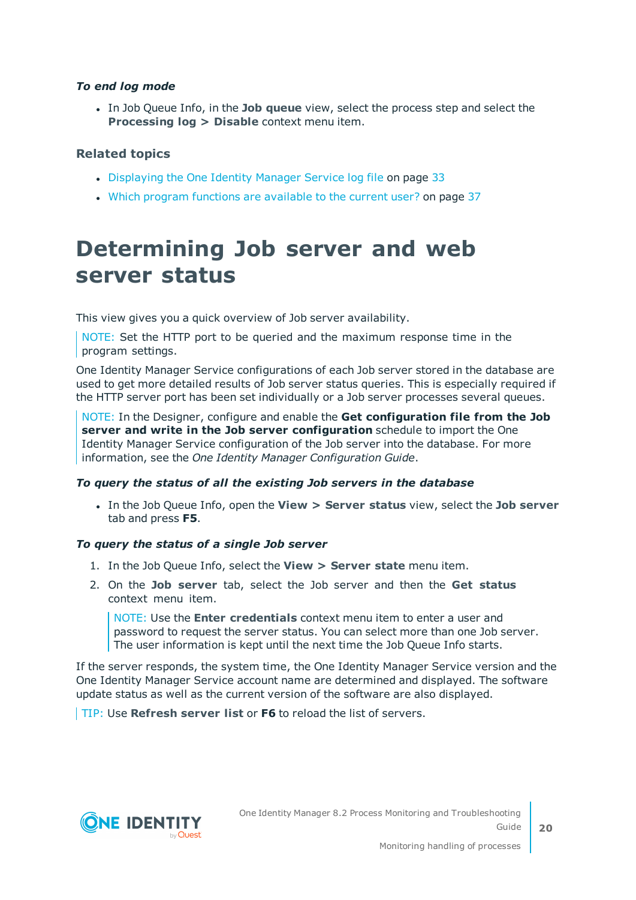***To end log mode***

- In Job Queue Info, in the **Job queue** view, select the process step and select the **Processing log > Disable** context menu item.

### Related topics

- Displaying the One Identity Manager Service log file on page 33
- Which program functions are available to the current user? on page 37

# Determining Job server and web server status

This view gives you a quick overview of Job server availability.

NOTE: Set the HTTP port to be queried and the maximum response time in the program settings.

One Identity Manager Service configurations of each Job server stored in the database are used to get more detailed results of Job server status queries. This is especially required if the HTTP server port has been set individually or a Job server processes several queues.

NOTE: In the Designer, configure and enable the **Get configuration file from the Job server and write in the Job server configuration** schedule to import the One Identity Manager Service configuration of the Job server into the database. For more information, see the *One Identity Manager Configuration Guide*.

***To query the status of all the existing Job servers in the database***

- In the Job Queue Info, open the **View > Server status** view, select the **Job server** tab and press **F5**.

***To query the status of a single Job server***

1. In the Job Queue Info, select the **View > Server state** menu item.
2. On the **Job server** tab, select the Job server and then the **Get status** context menu item.

   NOTE: Use the **Enter credentials** context menu item to enter a user and password to request the server status. You can select more than one Job server. The user information is kept until the next time the Job Queue Info starts.

If the server responds, the system time, the One Identity Manager Service version and the One Identity Manager Service account name are determined and displayed. The software update status as well as the current version of the software are also displayed.

TIP: Use **Refresh server list** or **F6** to reload the list of servers.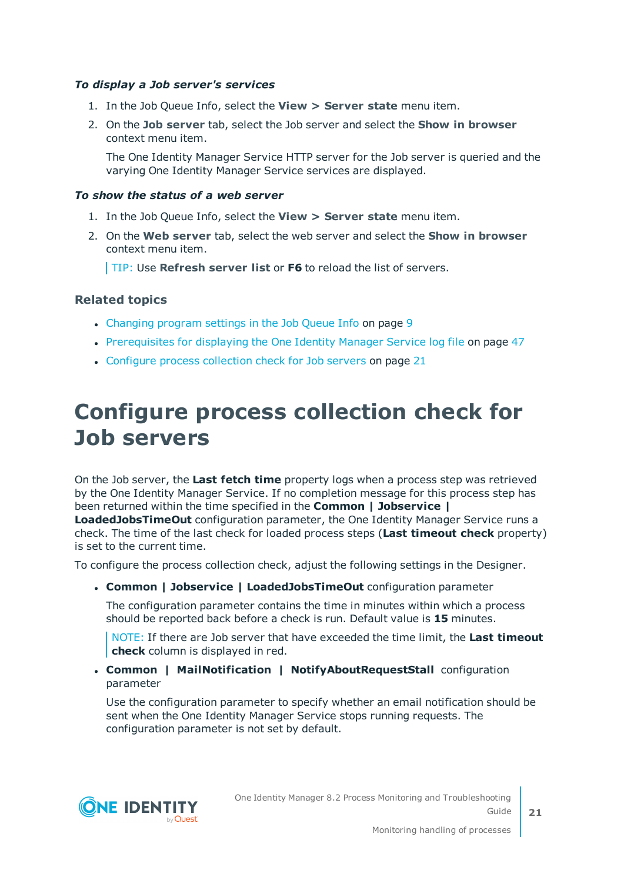*To display a Job server's services*

1. In the Job Queue Info, select the **View > Server state** menu item.
2. On the **Job server** tab, select the Job server and select the **Show in browser** context menu item.

   The One Identity Manager Service HTTP server for the Job server is queried and the varying One Identity Manager Service services are displayed.

*To show the status of a web server*

1. In the Job Queue Info, select the **View > Server state** menu item.
2. On the **Web server** tab, select the web server and select the **Show in browser** context menu item.

   TIP: Use **Refresh server list** or **F6** to reload the list of servers.

### Related topics

- Changing program settings in the Job Queue Info on page 9
- Prerequisites for displaying the One Identity Manager Service log file on page 47
- Configure process collection check for Job servers on page 21

# Configure process collection check for Job servers

On the Job server, the **Last fetch time** property logs when a process step was retrieved by the One Identity Manager Service. If no completion message for this process step has been returned within the time specified in the **Common | Jobservice | LoadedJobsTimeOut** configuration parameter, the One Identity Manager Service runs a check. The time of the last check for loaded process steps (**Last timeout check** property) is set to the current time.

To configure the process collection check, adjust the following settings in the Designer.

- **Common | Jobservice | LoadedJobsTimeOut** configuration parameter

  The configuration parameter contains the time in minutes within which a process should be reported back before a check is run. Default value is **15** minutes.

  NOTE: If there are Job server that have exceeded the time limit, the **Last timeout check** column is displayed in red.

- **Common | MailNotification | NotifyAboutRequestStall** configuration parameter

  Use the configuration parameter to specify whether an email notification should be sent when the One Identity Manager Service stops running requests. The configuration parameter is not set by default.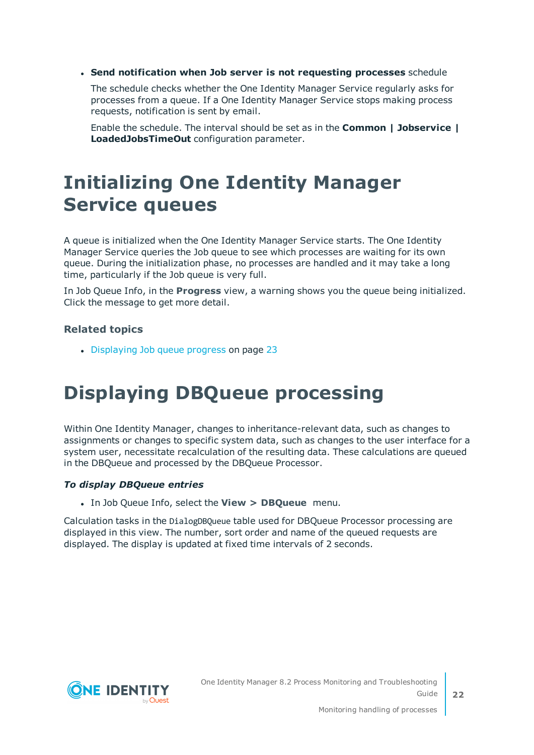- **Send notification when Job server is not requesting processes** schedule

  The schedule checks whether the One Identity Manager Service regularly asks for processes from a queue. If a One Identity Manager Service stops making process requests, notification is sent by email.

  Enable the schedule. The interval should be set as in the **Common | Jobservice | LoadedJobsTimeOut** configuration parameter.

# Initializing One Identity Manager Service queues

A queue is initialized when the One Identity Manager Service starts. The One Identity Manager Service queries the Job queue to see which processes are waiting for its own queue. During the initialization phase, no processes are handled and it may take a long time, particularly if the Job queue is very full.

In Job Queue Info, in the **Progress** view, a warning shows you the queue being initialized. Click the message to get more detail.

### Related topics

- Displaying Job queue progress on page 23

# Displaying DBQueue processing

Within One Identity Manager, changes to inheritance-relevant data, such as changes to assignments or changes to specific system data, such as changes to the user interface for a system user, necessitate recalculation of the resulting data. These calculations are queued in the DBQueue and processed by the DBQueue Processor.

***To display DBQueue entries***

- In Job Queue Info, select the **View > DBQueue** menu.

Calculation tasks in the `DialogDBQueue` table used for DBQueue Processor processing are displayed in this view. The number, sort order and name of the queued requests are displayed. The display is updated at fixed time intervals of 2 seconds.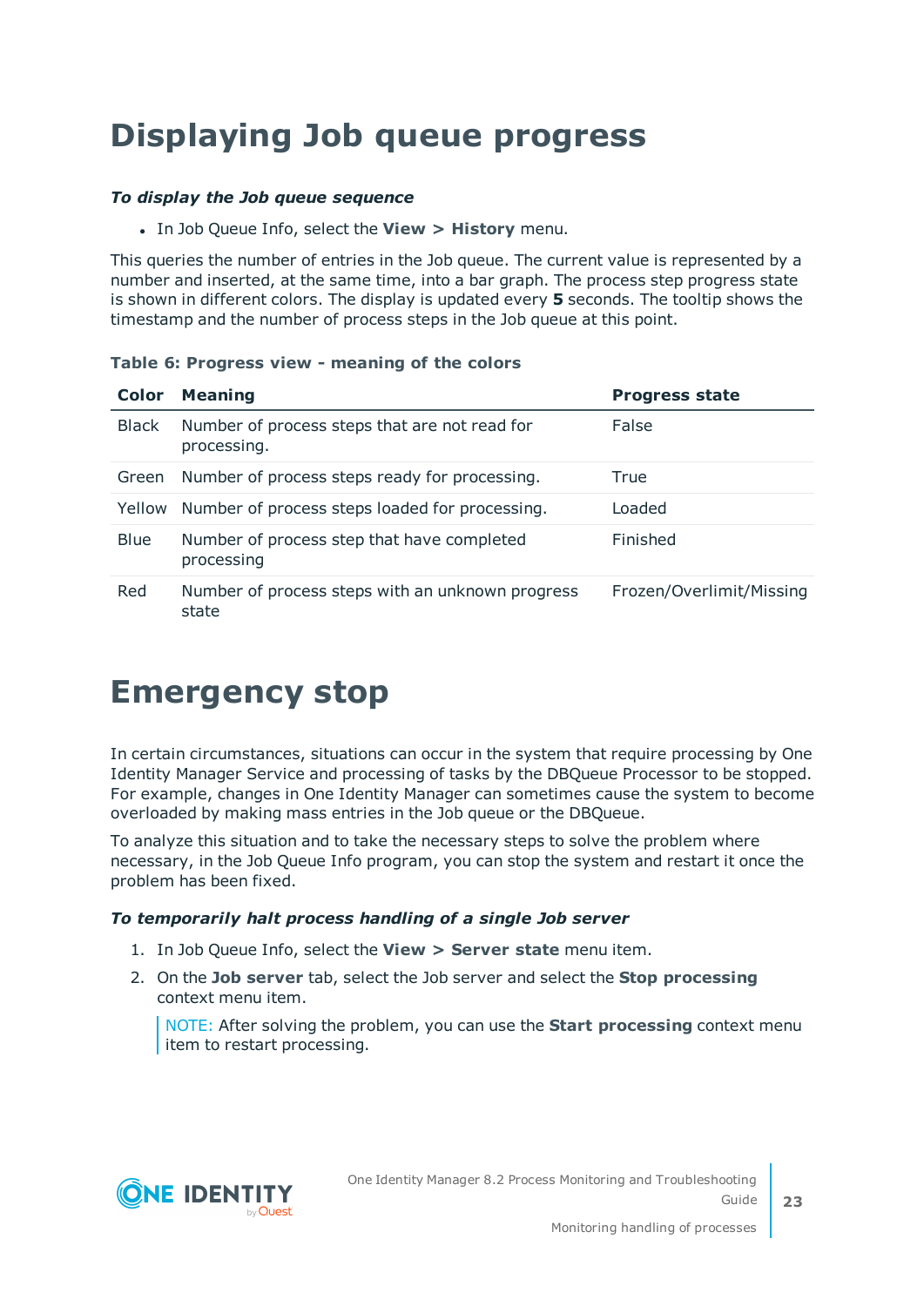# Displaying Job queue progress

***To display the Job queue sequence***

- In Job Queue Info, select the **View > History** menu.

This queries the number of entries in the Job queue. The current value is represented by a number and inserted, at the same time, into a bar graph. The process step progress state is shown in different colors. The display is updated every **5** seconds. The tooltip shows the timestamp and the number of process steps in the Job queue at this point.

**Table 6: Progress view - meaning of the colors**

| Color | Meaning | Progress state |
|---|---|---|
| Black | Number of process steps that are not read for processing. | False |
| Green | Number of process steps ready for processing. | True |
| Yellow | Number of process steps loaded for processing. | Loaded |
| Blue | Number of process step that have completed processing | Finished |
| Red | Number of process steps with an unknown progress state | Frozen/Overlimit/Missing |

# Emergency stop

In certain circumstances, situations can occur in the system that require processing by One Identity Manager Service and processing of tasks by the DBQueue Processor to be stopped. For example, changes in One Identity Manager can sometimes cause the system to become overloaded by making mass entries in the Job queue or the DBQueue.

To analyze this situation and to take the necessary steps to solve the problem where necessary, in the Job Queue Info program, you can stop the system and restart it once the problem has been fixed.

***To temporarily halt process handling of a single Job server***

1. In Job Queue Info, select the **View > Server state** menu item.
2. On the **Job server** tab, select the Job server and select the **Stop processing** context menu item.

   NOTE: After solving the problem, you can use the **Start processing** context menu item to restart processing.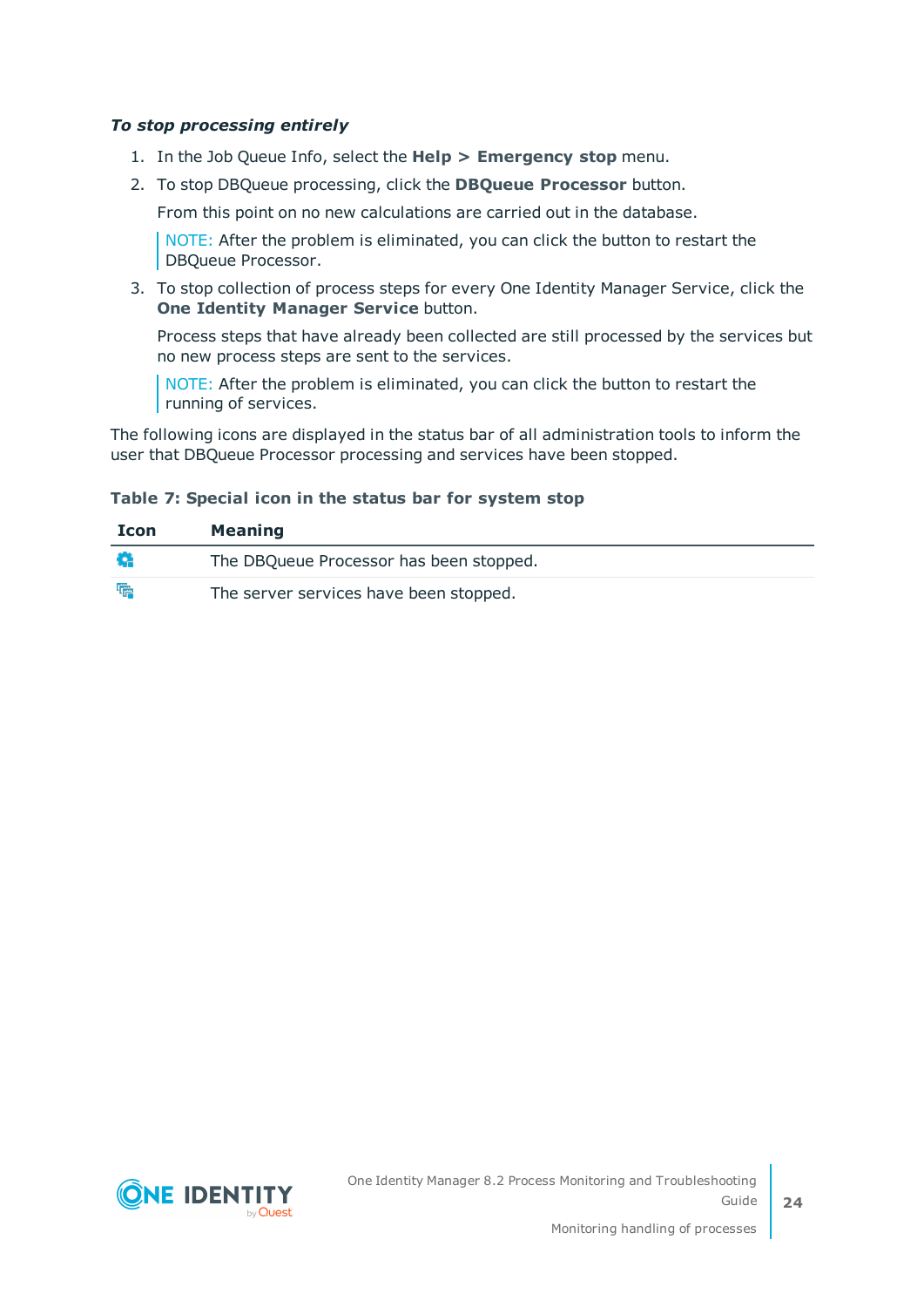***To stop processing entirely***

1. In the Job Queue Info, select the **Help > Emergency stop** menu.
2. To stop DBQueue processing, click the **DBQueue Processor** button.

   From this point on no new calculations are carried out in the database.

   > NOTE: After the problem is eliminated, you can click the button to restart the DBQueue Processor.

3. To stop collection of process steps for every One Identity Manager Service, click the **One Identity Manager Service** button.

   Process steps that have already been collected are still processed by the services but no new process steps are sent to the services.

   > NOTE: After the problem is eliminated, you can click the button to restart the running of services.

The following icons are displayed in the status bar of all administration tools to inform the user that DBQueue Processor processing and services have been stopped.

**Table 7: Special icon in the status bar for system stop**

| Icon | Meaning |
| --- | --- |
| | The DBQueue Processor has been stopped. |
| | The server services have been stopped. |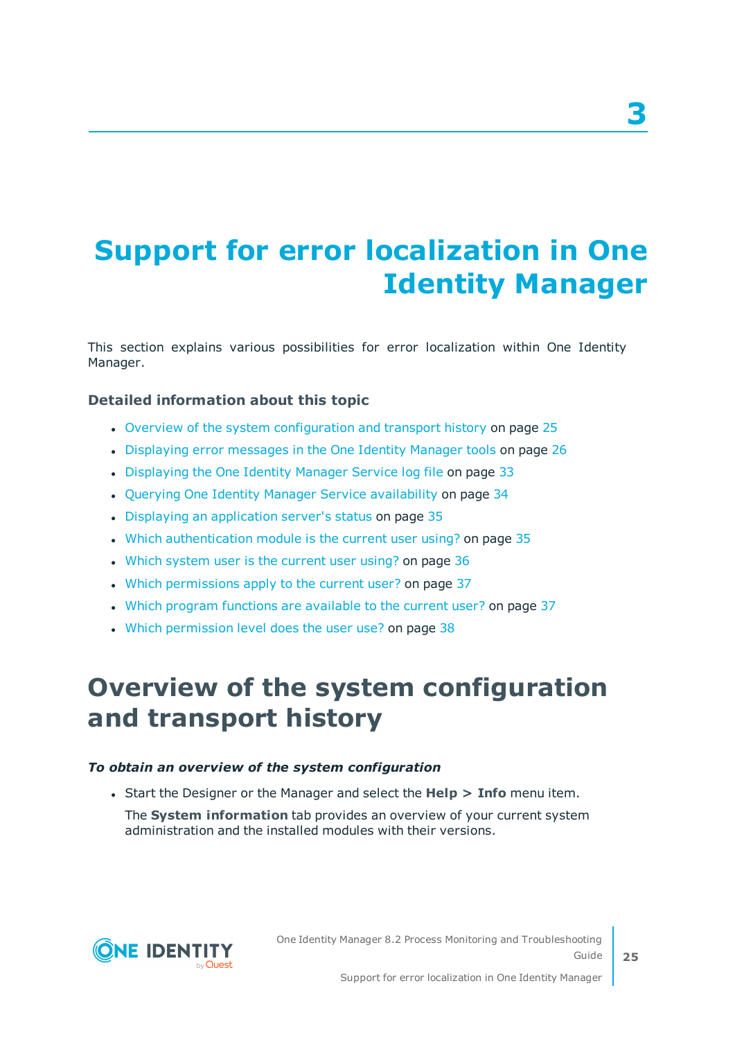# 3

# Support for error localization in One Identity Manager

This section explains various possibilities for error localization within One Identity Manager.

### Detailed information about this topic

- Overview of the system configuration and transport history on page 25
- Displaying error messages in the One Identity Manager tools on page 26
- Displaying the One Identity Manager Service log file on page 33
- Querying One Identity Manager Service availability on page 34
- Displaying an application server's status on page 35
- Which authentication module is the current user using? on page 35
- Which system user is the current user using? on page 36
- Which permissions apply to the current user? on page 37
- Which program functions are available to the current user? on page 37
- Which permission level does the user use? on page 38

## Overview of the system configuration and transport history

***To obtain an overview of the system configuration***

- Start the Designer or the Manager and select the **Help > Info** menu item.

  The **System information** tab provides an overview of your current system administration and the installed modules with their versions.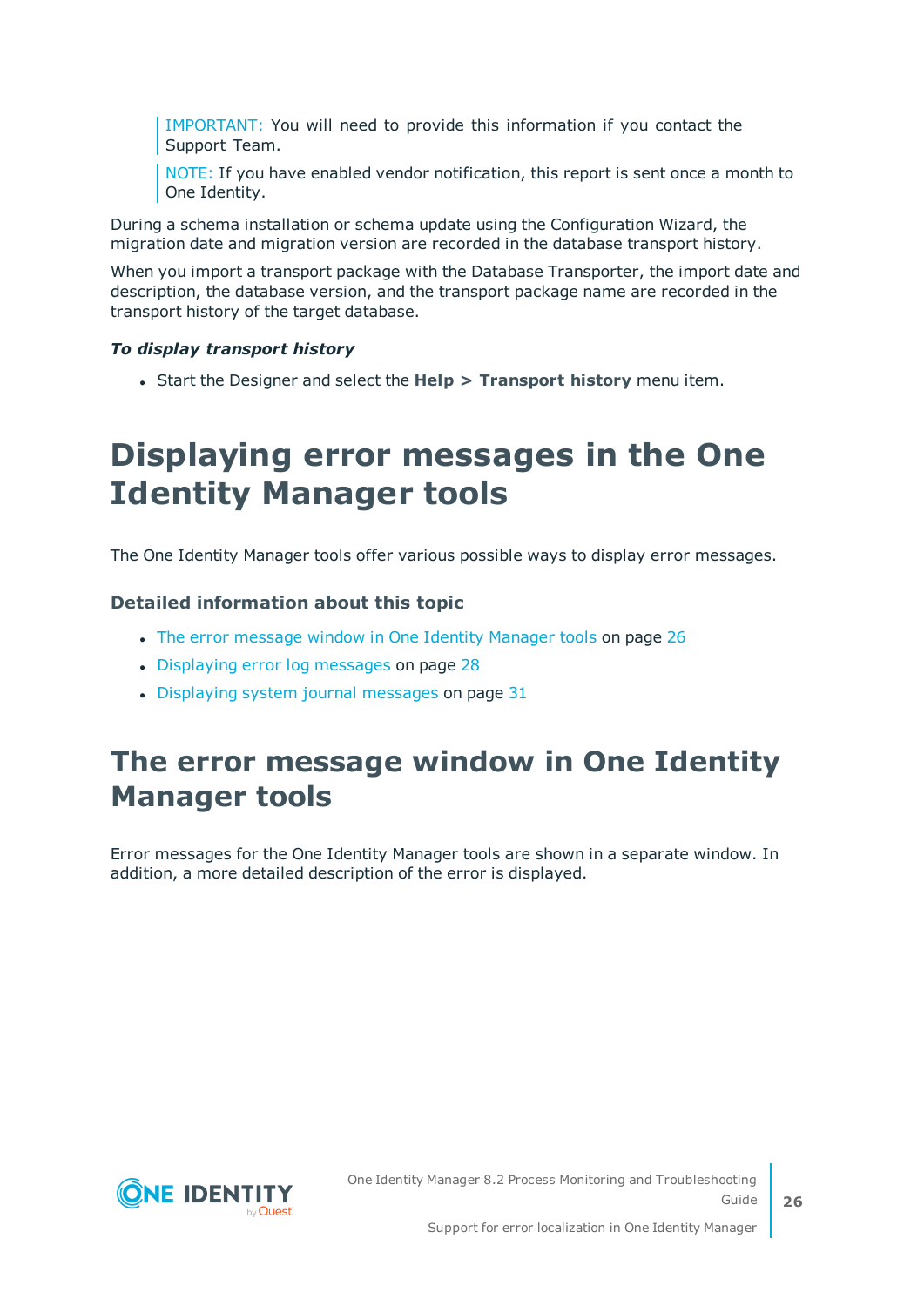> IMPORTANT: You will need to provide this information if you contact the Support Team.

> NOTE: If you have enabled vendor notification, this report is sent once a month to One Identity.

During a schema installation or schema update using the Configuration Wizard, the migration date and migration version are recorded in the database transport history.

When you import a transport package with the Database Transporter, the import date and description, the database version, and the transport package name are recorded in the transport history of the target database.

***To display transport history***

- Start the Designer and select the **Help > Transport history** menu item.

# Displaying error messages in the One Identity Manager tools

The One Identity Manager tools offer various possible ways to display error messages.

### Detailed information about this topic

- The error message window in One Identity Manager tools on page 26
- Displaying error log messages on page 28
- Displaying system journal messages on page 31

# The error message window in One Identity Manager tools

Error messages for the One Identity Manager tools are shown in a separate window. In addition, a more detailed description of the error is displayed.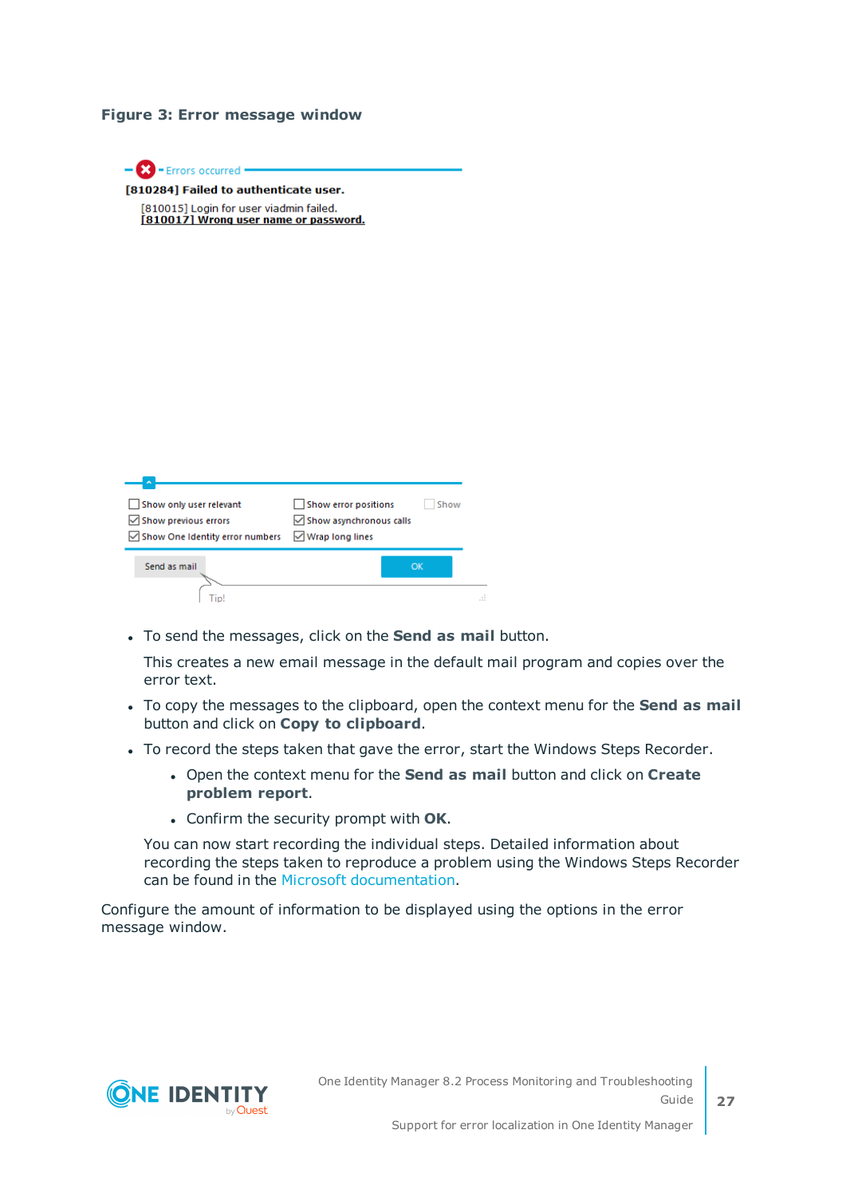**Figure 3: Error message window**

- To send the messages, click on the **Send as mail** button.

  This creates a new email message in the default mail program and copies over the error text.

- To copy the messages to the clipboard, open the context menu for the **Send as mail** button and click on **Copy to clipboard**.
- To record the steps taken that gave the error, start the Windows Steps Recorder.
  - Open the context menu for the **Send as mail** button and click on **Create problem report**.
  - Confirm the security prompt with **OK**.

  You can now start recording the individual steps. Detailed information about recording the steps taken to reproduce a problem using the Windows Steps Recorder can be found in the Microsoft documentation.

Configure the amount of information to be displayed using the options in the error message window.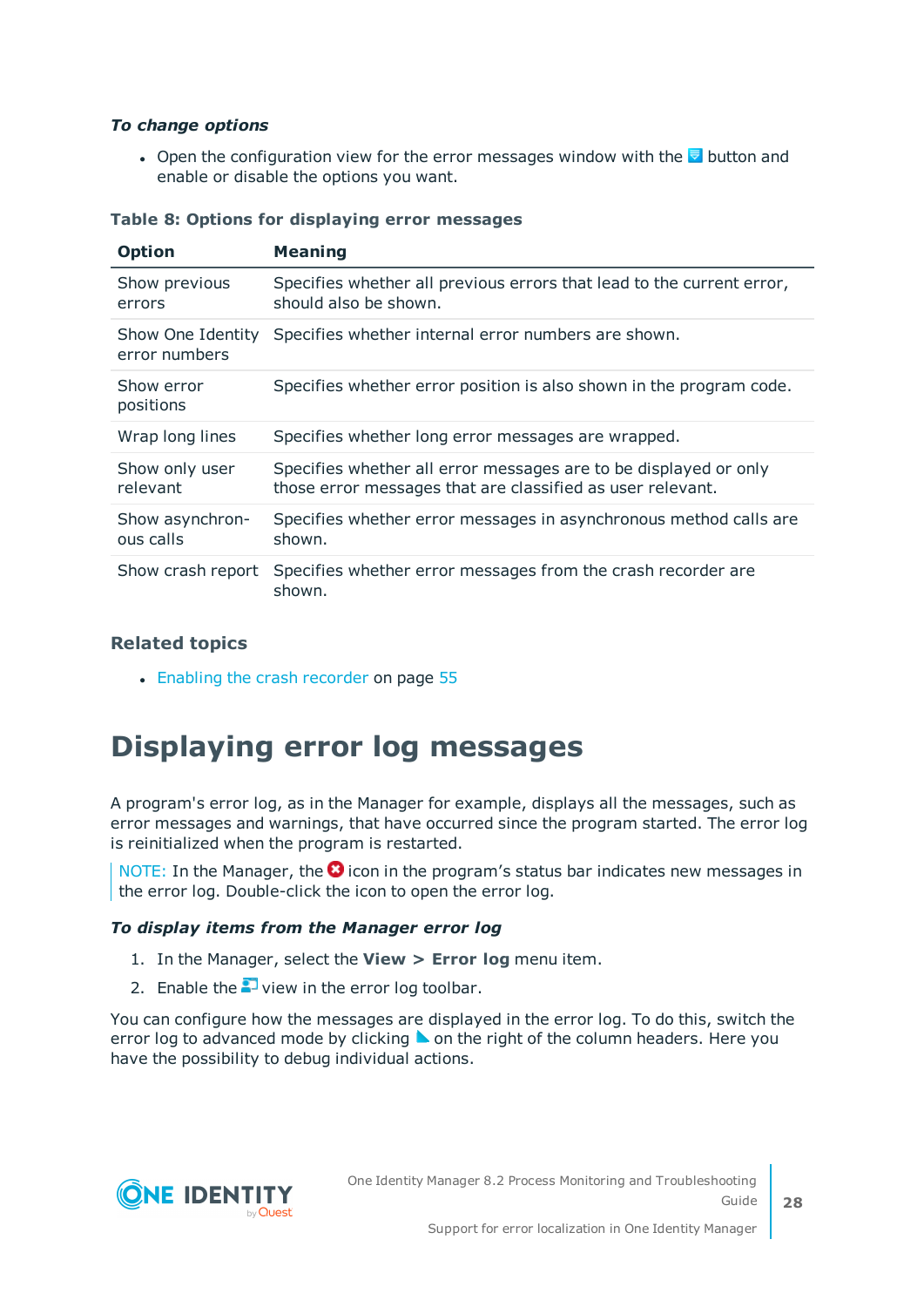***To change options***

- Open the configuration view for the error messages window with the button and enable or disable the options you want.

**Table 8: Options for displaying error messages**

| Option | Meaning |
|---|---|
| Show previous errors | Specifies whether all previous errors that lead to the current error, should also be shown. |
| Show One Identity error numbers | Specifies whether internal error numbers are shown. |
| Show error positions | Specifies whether error position is also shown in the program code. |
| Wrap long lines | Specifies whether long error messages are wrapped. |
| Show only user relevant | Specifies whether all error messages are to be displayed or only those error messages that are classified as user relevant. |
| Show asynchronous calls | Specifies whether error messages in asynchronous method calls are shown. |
| Show crash report | Specifies whether error messages from the crash recorder are shown. |

### Related topics

- Enabling the crash recorder on page 55

# Displaying error log messages

A program's error log, as in the Manager for example, displays all the messages, such as error messages and warnings, that have occurred since the program started. The error log is reinitialized when the program is restarted.

NOTE: In the Manager, the icon in the program's status bar indicates new messages in the error log. Double-click the icon to open the error log.

***To display items from the Manager error log***

1. In the Manager, select the **View > Error log** menu item.
2. Enable the view in the error log toolbar.

You can configure how the messages are displayed in the error log. To do this, switch the error log to advanced mode by clicking on the right of the column headers. Here you have the possibility to debug individual actions.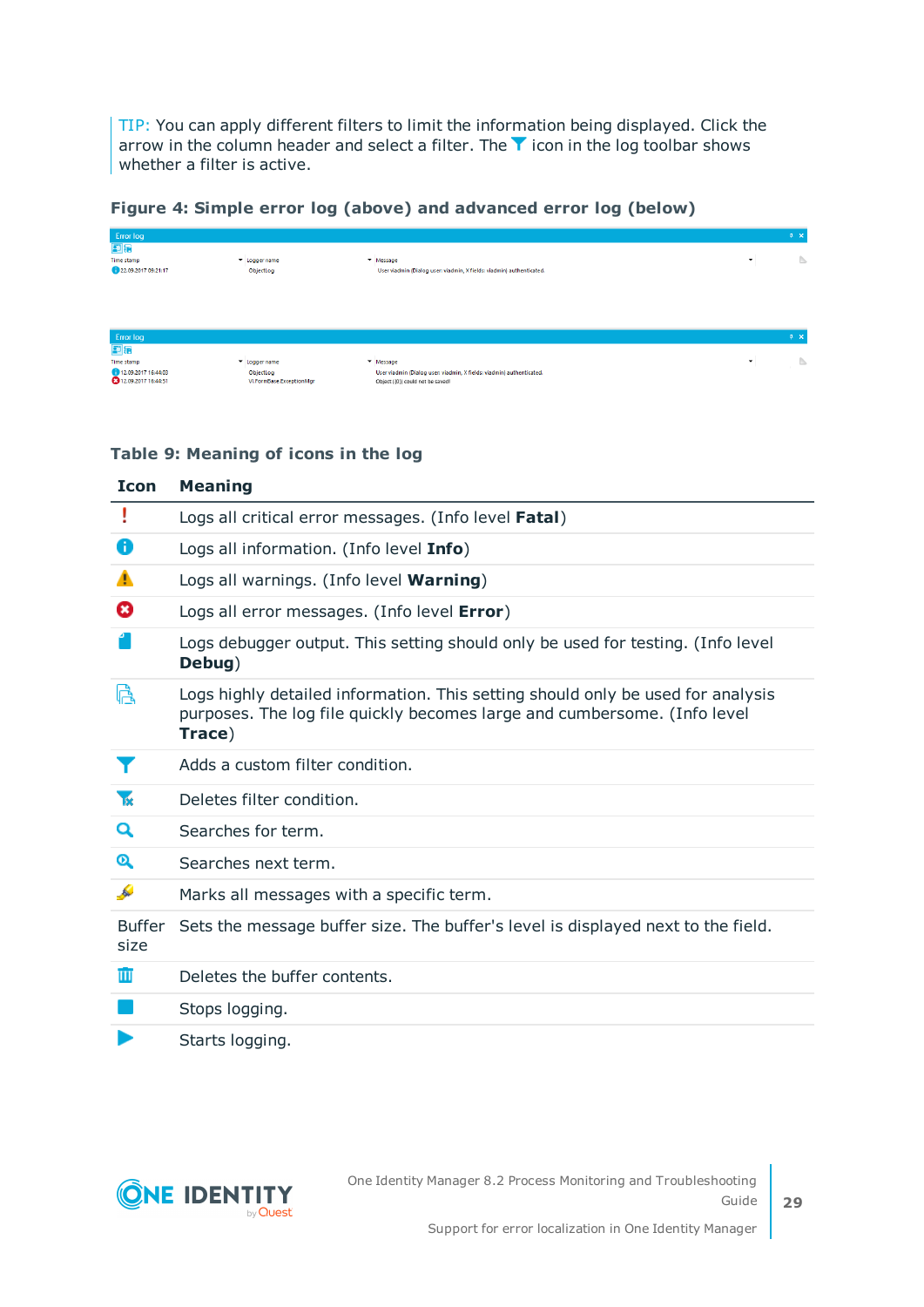TIP: You can apply different filters to limit the information being displayed. Click the arrow in the column header and select a filter. The icon in the log toolbar shows whether a filter is active.

**Figure 4: Simple error log (above) and advanced error log (below)**

**Table 9: Meaning of icons in the log**

| Icon | Meaning |
|---|---|
| | Logs all critical error messages. (Info level **Fatal**) |
| | Logs all information. (Info level **Info**) |
| | Logs all warnings. (Info level **Warning**) |
| | Logs all error messages. (Info level **Error**) |
| | Logs debugger output. This setting should only be used for testing. (Info level **Debug**) |
| | Logs highly detailed information. This setting should only be used for analysis purposes. The log file quickly becomes large and cumbersome. (Info level **Trace**) |
| | Adds a custom filter condition. |
| | Deletes filter condition. |
| | Searches for term. |
| | Searches next term. |
| | Marks all messages with a specific term. |
| Buffer size | Sets the message buffer size. The buffer's level is displayed next to the field. |
| | Deletes the buffer contents. |
| | Stops logging. |
| | Starts logging. |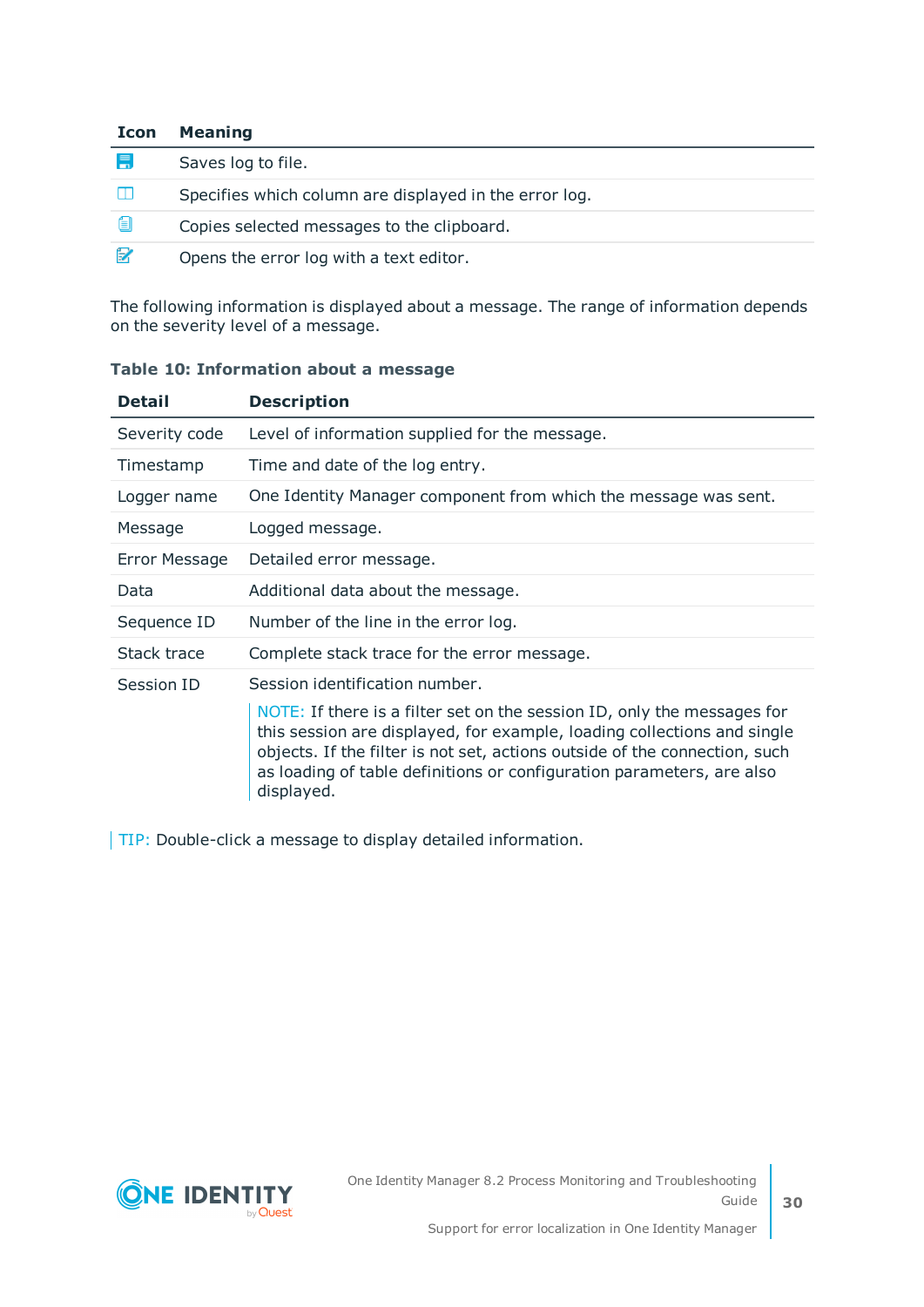| Icon | Meaning |
| --- | --- |
| | Saves log to file. |
| | Specifies which column are displayed in the error log. |
| | Copies selected messages to the clipboard. |
| | Opens the error log with a text editor. |

The following information is displayed about a message. The range of information depends on the severity level of a message.

**Table 10: Information about a message**

| Detail | Description |
| --- | --- |
| Severity code | Level of information supplied for the message. |
| Timestamp | Time and date of the log entry. |
| Logger name | One Identity Manager component from which the message was sent. |
| Message | Logged message. |
| Error Message | Detailed error message. |
| Data | Additional data about the message. |
| Sequence ID | Number of the line in the error log. |
| Stack trace | Complete stack trace for the error message. |
| Session ID | Session identification number. NOTE: If there is a filter set on the session ID, only the messages for this session are displayed, for example, loading collections and single objects. If the filter is not set, actions outside of the connection, such as loading of table definitions or configuration parameters, are also displayed. |

TIP: Double-click a message to display detailed information.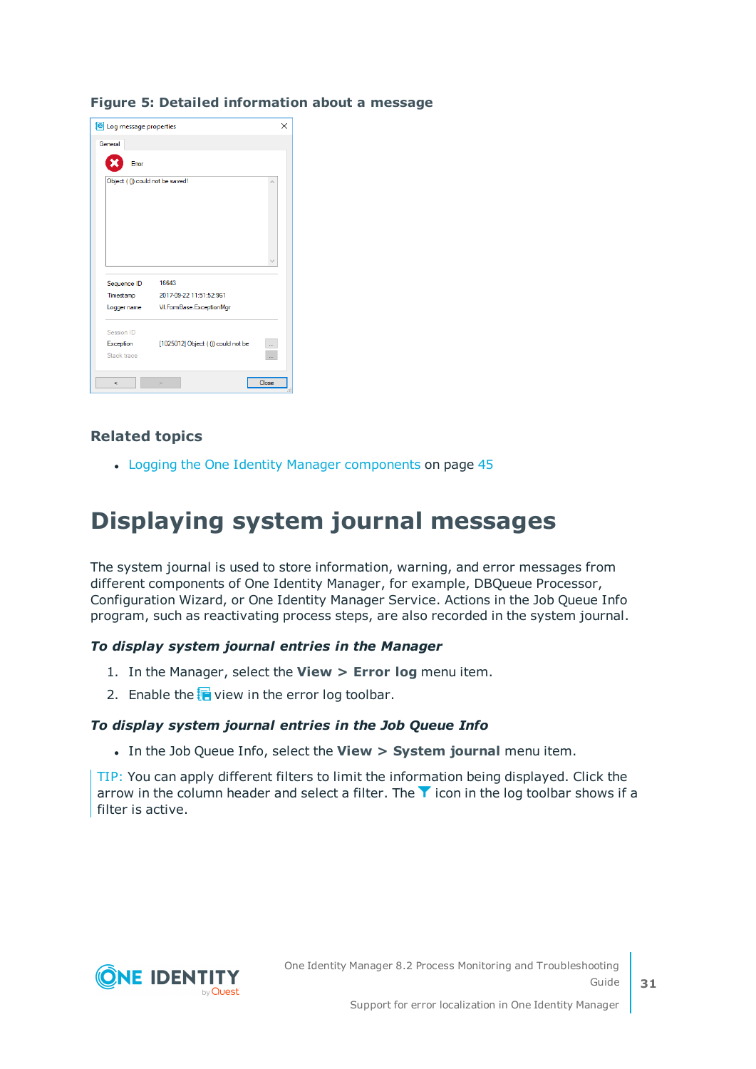**Figure 5: Detailed information about a message**

## Related topics

- Logging the One Identity Manager components on page 45

# Displaying system journal messages

The system journal is used to store information, warning, and error messages from different components of One Identity Manager, for example, DBQueue Processor, Configuration Wizard, or One Identity Manager Service. Actions in the Job Queue Info program, such as reactivating process steps, are also recorded in the system journal.

***To display system journal entries in the Manager***

1. In the Manager, select the **View > Error log** menu item.
2. Enable the view in the error log toolbar.

***To display system journal entries in the Job Queue Info***

- In the Job Queue Info, select the **View > System journal** menu item.

TIP: You can apply different filters to limit the information being displayed. Click the arrow in the column header and select a filter. The icon in the log toolbar shows if a filter is active.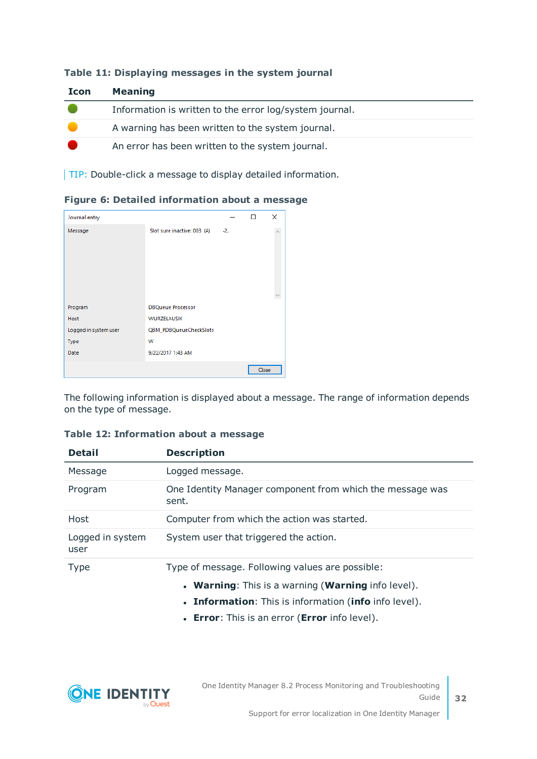**Table 11: Displaying messages in the system journal**

| Icon | Meaning |
|---|---|
| 🟢 | Information is written to the error log/system journal. |
| 🟠 | A warning has been written to the system journal. |
| 🔴 | An error has been written to the system journal. |

TIP: Double-click a message to display detailed information.

**Figure 6: Detailed information about a message**

The following information is displayed about a message. The range of information depends on the type of message.

**Table 12: Information about a message**

| Detail | Description |
|---|---|
| Message | Logged message. |
| Program | One Identity Manager component from which the message was sent. |
| Host | Computer from which the action was started. |
| Logged in system user | System user that triggered the action. |
| Type | Type of message. Following values are possible:<br>• **Warning**: This is a warning (**Warning** info level).<br>• **Information**: This is information (**info** info level).<br>• **Error**: This is an error (**Error** info level). |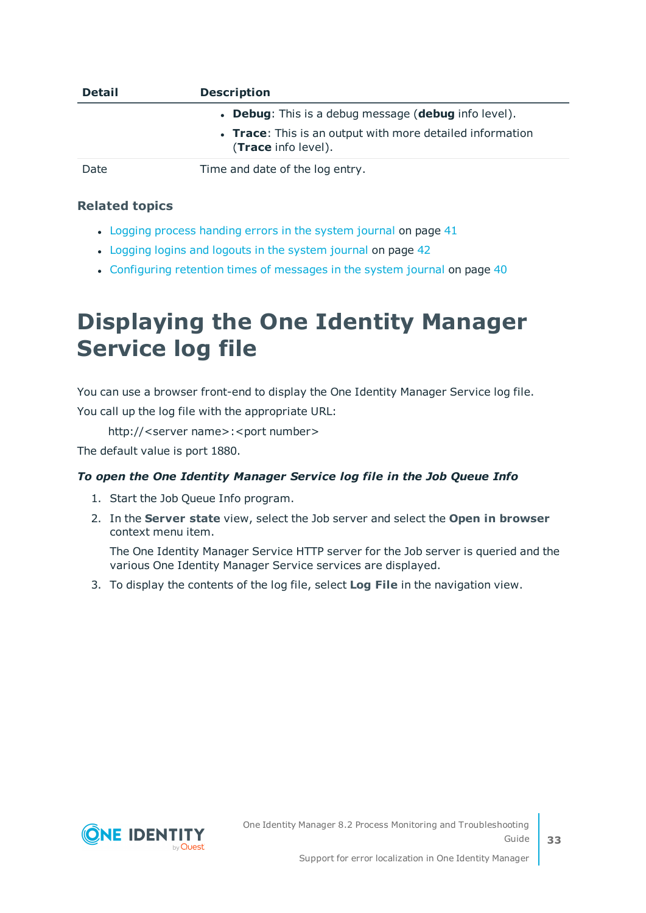| Detail | Description |
|---|---|
| | • **Debug**: This is a debug message (**debug** info level).<br>• **Trace**: This is an output with more detailed information (**Trace** info level). |
| Date | Time and date of the log entry. |

### Related topics

- Logging process handing errors in the system journal on page 41
- Logging logins and logouts in the system journal on page 42
- Configuring retention times of messages in the system journal on page 40

# Displaying the One Identity Manager Service log file

You can use a browser front-end to display the One Identity Manager Service log file.

You call up the log file with the appropriate URL:

http://<server name>:<port number>

The default value is port 1880.

***To open the One Identity Manager Service log file in the Job Queue Info***

1. Start the Job Queue Info program.
2. In the **Server state** view, select the Job server and select the **Open in browser** context menu item.

   The One Identity Manager Service HTTP server for the Job server is queried and the various One Identity Manager Service services are displayed.
3. To display the contents of the log file, select **Log File** in the navigation view.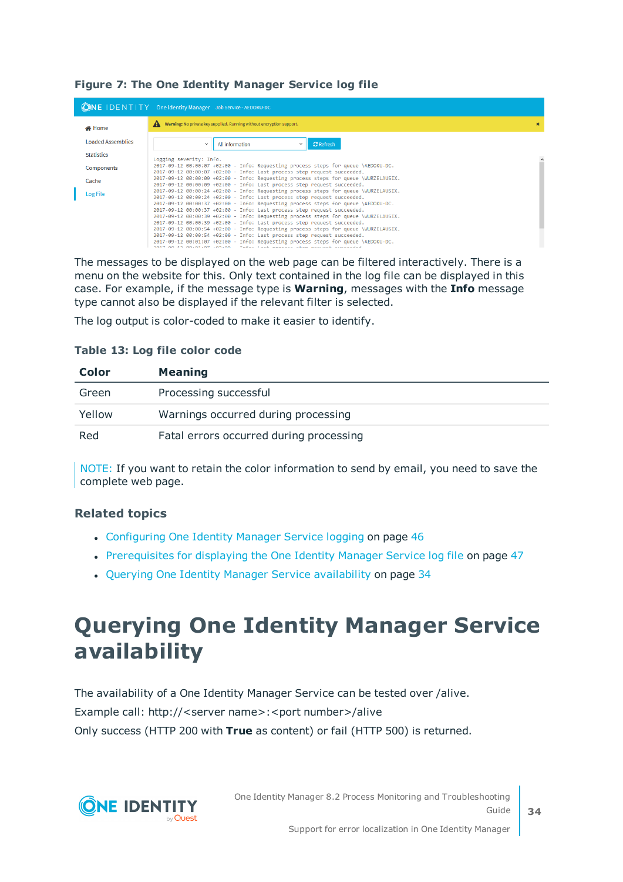**Figure 7: The One Identity Manager Service log file**

The messages to be displayed on the web page can be filtered interactively. There is a menu on the website for this. Only text contained in the log file can be displayed in this case. For example, if the message type is **Warning**, messages with the **Info** message type cannot also be displayed if the relevant filter is selected.

The log output is color-coded to make it easier to identify.

**Table 13: Log file color code**

| Color | Meaning |
|---|---|
| Green | Processing successful |
| Yellow | Warnings occurred during processing |
| Red | Fatal errors occurred during processing |

NOTE: If you want to retain the color information to send by email, you need to save the complete web page.

### Related topics

- Configuring One Identity Manager Service logging on page 46
- Prerequisites for displaying the One Identity Manager Service log file on page 47
- Querying One Identity Manager Service availability on page 34

# Querying One Identity Manager Service availability

The availability of a One Identity Manager Service can be tested over /alive.

Example call: http://<server name>:<port number>/alive

Only success (HTTP 200 with **True** as content) or fail (HTTP 500) is returned.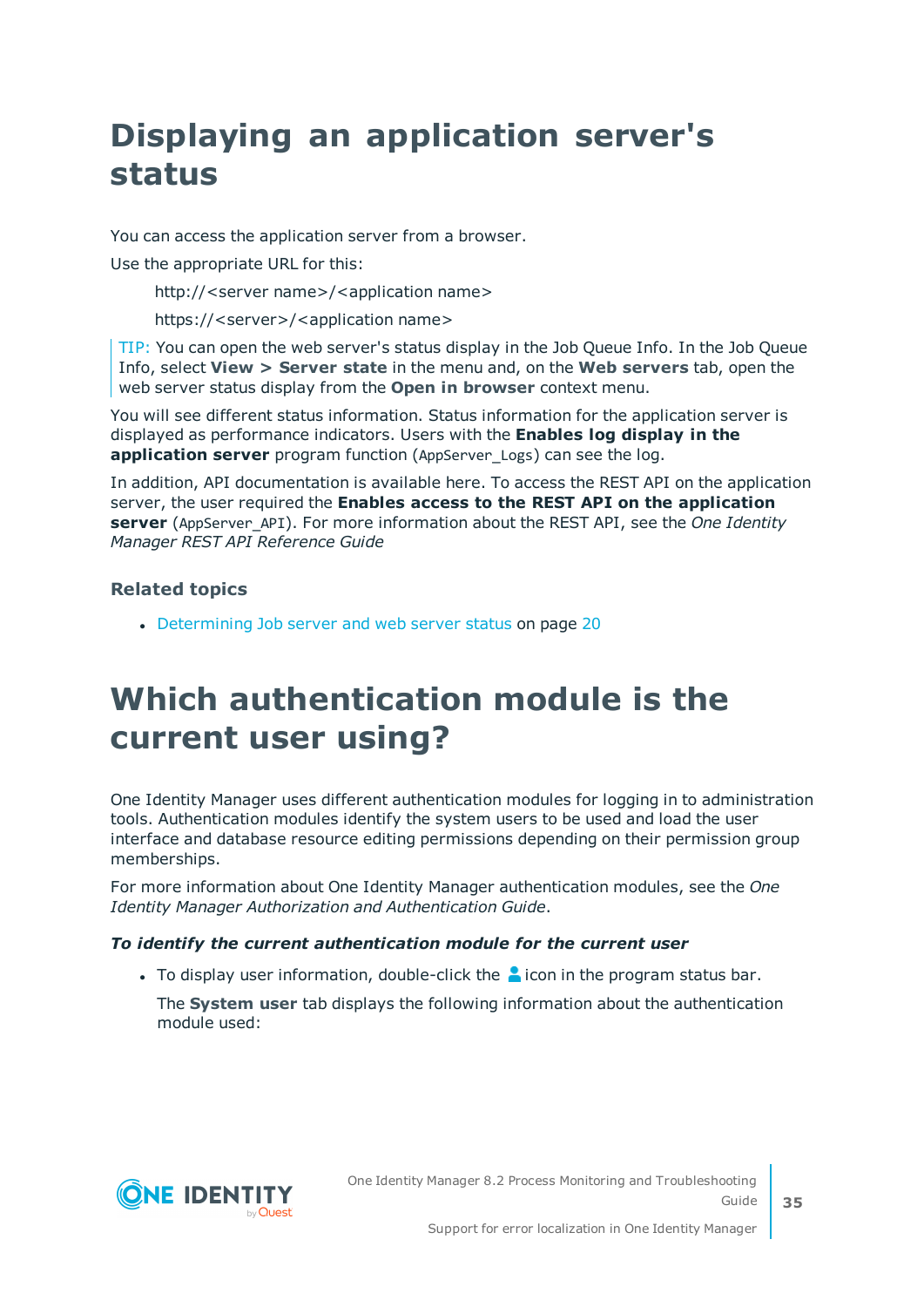# Displaying an application server's status

You can access the application server from a browser.

Use the appropriate URL for this:

> http://<server name>/<application name>
>
> https://<server>/<application name>

TIP: You can open the web server's status display in the Job Queue Info. In the Job Queue Info, select **View > Server state** in the menu and, on the **Web servers** tab, open the web server status display from the **Open in browser** context menu.

You will see different status information. Status information for the application server is displayed as performance indicators. Users with the **Enables log display in the application server** program function (AppServer_Logs) can see the log.

In addition, API documentation is available here. To access the REST API on the application server, the user required the **Enables access to the REST API on the application server** (AppServer_API). For more information about the REST API, see the *One Identity Manager REST API Reference Guide*

### Related topics

- Determining Job server and web server status on page 20

# Which authentication module is the current user using?

One Identity Manager uses different authentication modules for logging in to administration tools. Authentication modules identify the system users to be used and load the user interface and database resource editing permissions depending on their permission group memberships.

For more information about One Identity Manager authentication modules, see the *One Identity Manager Authorization and Authentication Guide*.

***To identify the current authentication module for the current user***

- To display user information, double-click the icon in the program status bar.

  The **System user** tab displays the following information about the authentication module used: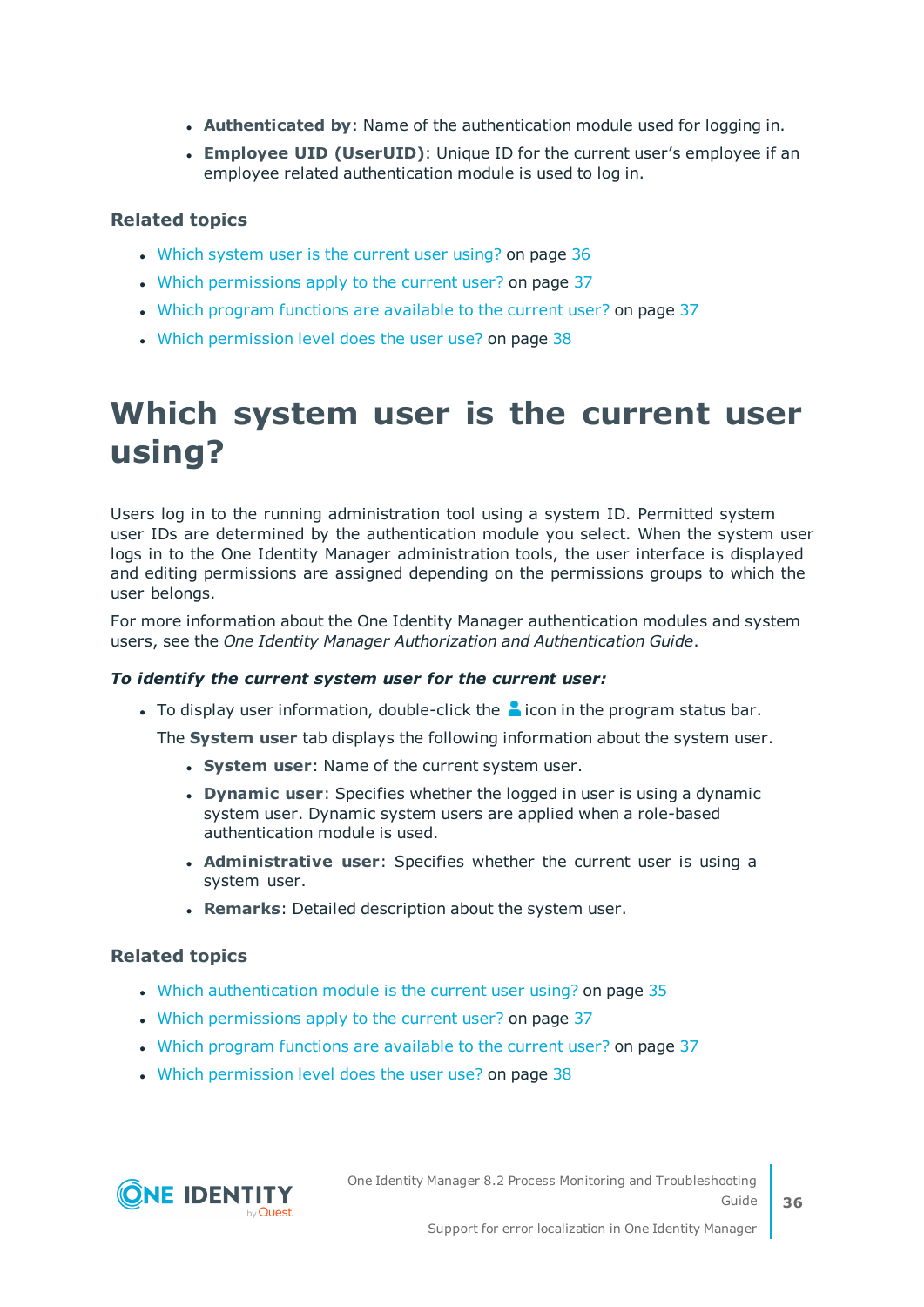- **Authenticated by**: Name of the authentication module used for logging in.
- **Employee UID (UserUID)**: Unique ID for the current user's employee if an employee related authentication module is used to log in.

### Related topics

- Which system user is the current user using? on page 36
- Which permissions apply to the current user? on page 37
- Which program functions are available to the current user? on page 37
- Which permission level does the user use? on page 38

# Which system user is the current user using?

Users log in to the running administration tool using a system ID. Permitted system user IDs are determined by the authentication module you select. When the system user logs in to the One Identity Manager administration tools, the user interface is displayed and editing permissions are assigned depending on the permissions groups to which the user belongs.

For more information about the One Identity Manager authentication modules and system users, see the *One Identity Manager Authorization and Authentication Guide*.

***To identify the current system user for the current user:***

- To display user information, double-click the icon in the program status bar.

  The **System user** tab displays the following information about the system user.

  - **System user**: Name of the current system user.
  - **Dynamic user**: Specifies whether the logged in user is using a dynamic system user. Dynamic system users are applied when a role-based authentication module is used.
  - **Administrative user**: Specifies whether the current user is using a system user.
  - **Remarks**: Detailed description about the system user.

### Related topics

- Which authentication module is the current user using? on page 35
- Which permissions apply to the current user? on page 37
- Which program functions are available to the current user? on page 37
- Which permission level does the user use? on page 38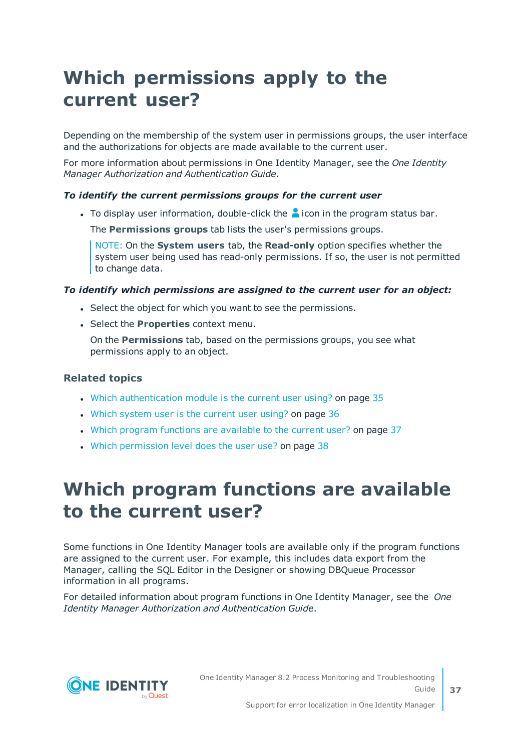# Which permissions apply to the current user?

Depending on the membership of the system user in permissions groups, the user interface and the authorizations for objects are made available to the current user.

For more information about permissions in One Identity Manager, see the *One Identity Manager Authorization and Authentication Guide*.

***To identify the current permissions groups for the current user***

- To display user information, double-click the icon in the program status bar.

  The **Permissions groups** tab lists the user's permissions groups.

  NOTE: On the **System users** tab, the **Read-only** option specifies whether the system user being used has read-only permissions. If so, the user is not permitted to change data.

***To identify which permissions are assigned to the current user for an object:***

- Select the object for which you want to see the permissions.
- Select the **Properties** context menu.

  On the **Permissions** tab, based on the permissions groups, you see what permissions apply to an object.

### Related topics

- Which authentication module is the current user using? on page 35
- Which system user is the current user using? on page 36
- Which program functions are available to the current user? on page 37
- Which permission level does the user use? on page 38

# Which program functions are available to the current user?

Some functions in One Identity Manager tools are available only if the program functions are assigned to the current user. For example, this includes data export from the Manager, calling the SQL Editor in the Designer or showing DBQueue Processor information in all programs.

For detailed information about program functions in One Identity Manager, see the *One Identity Manager Authorization and Authentication Guide*.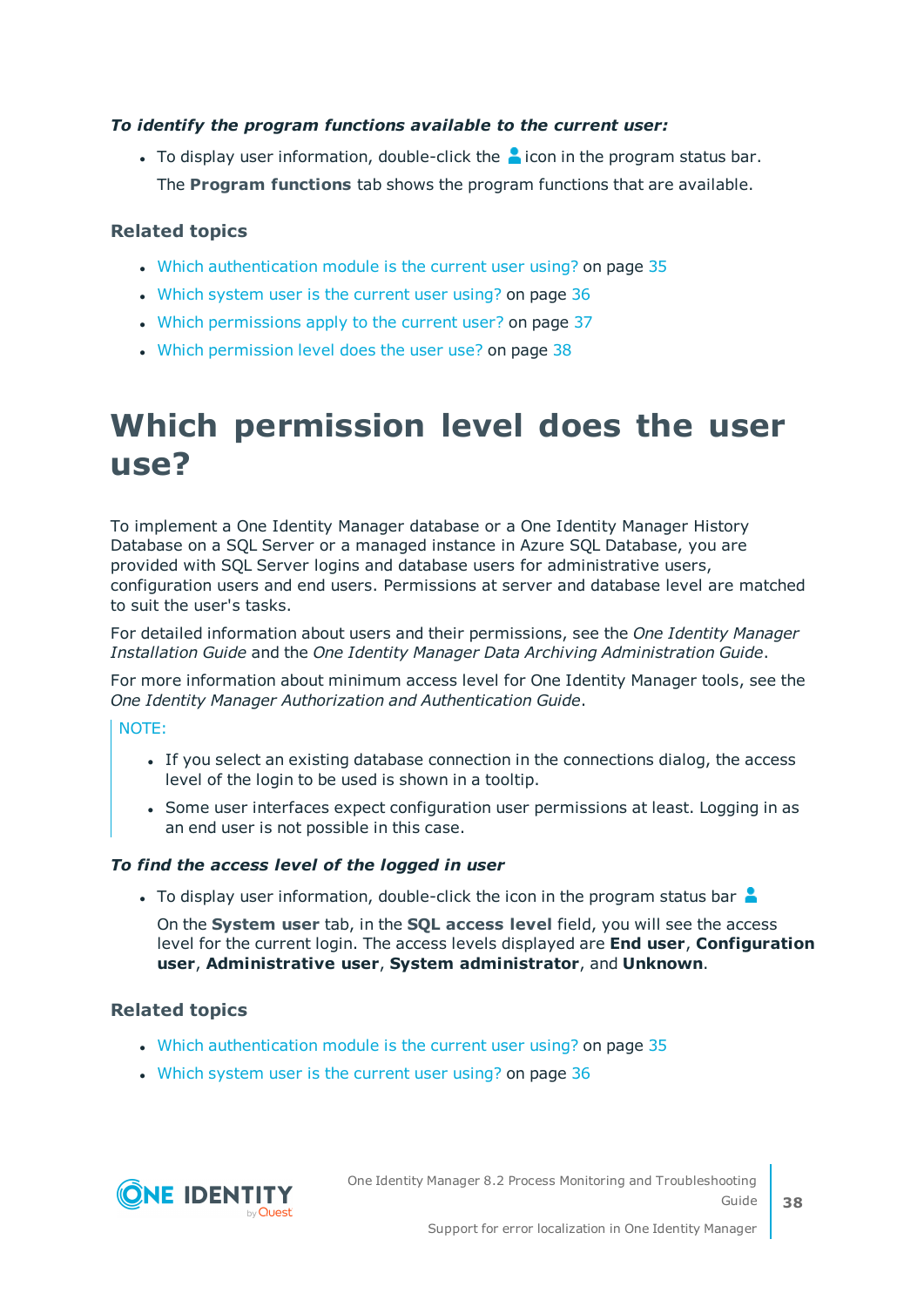***To identify the program functions available to the current user:***

- To display user information, double-click the icon in the program status bar.

  The **Program functions** tab shows the program functions that are available.

### Related topics

- Which authentication module is the current user using? on page 35
- Which system user is the current user using? on page 36
- Which permissions apply to the current user? on page 37
- Which permission level does the user use? on page 38

# Which permission level does the user use?

To implement a One Identity Manager database or a One Identity Manager History Database on a SQL Server or a managed instance in Azure SQL Database, you are provided with SQL Server logins and database users for administrative users, configuration users and end users. Permissions at server and database level are matched to suit the user's tasks.

For detailed information about users and their permissions, see the *One Identity Manager Installation Guide* and the *One Identity Manager Data Archiving Administration Guide*.

For more information about minimum access level for One Identity Manager tools, see the *One Identity Manager Authorization and Authentication Guide*.

NOTE:

- If you select an existing database connection in the connections dialog, the access level of the login to be used is shown in a tooltip.
- Some user interfaces expect configuration user permissions at least. Logging in as an end user is not possible in this case.

***To find the access level of the logged in user***

- To display user information, double-click the icon in the program status bar

  On the **System user** tab, in the **SQL access level** field, you will see the access level for the current login. The access levels displayed are **End user**, **Configuration user**, **Administrative user**, **System administrator**, and **Unknown**.

### Related topics

- Which authentication module is the current user using? on page 35
- Which system user is the current user using? on page 36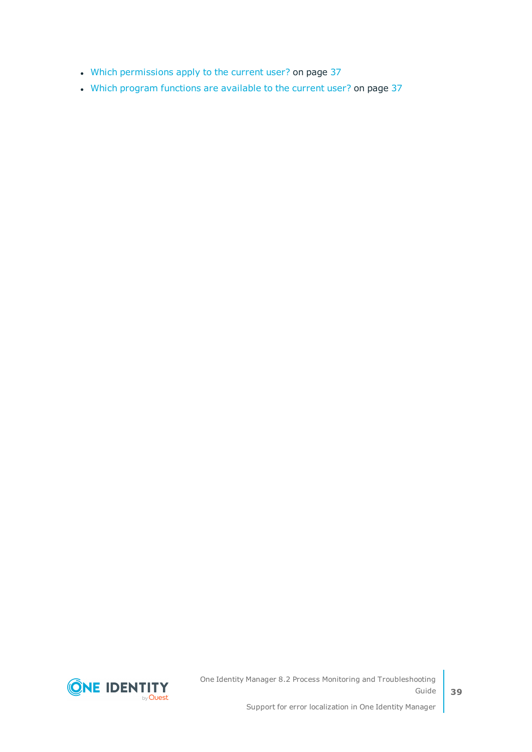- Which permissions apply to the current user? on page 37
- Which program functions are available to the current user? on page 37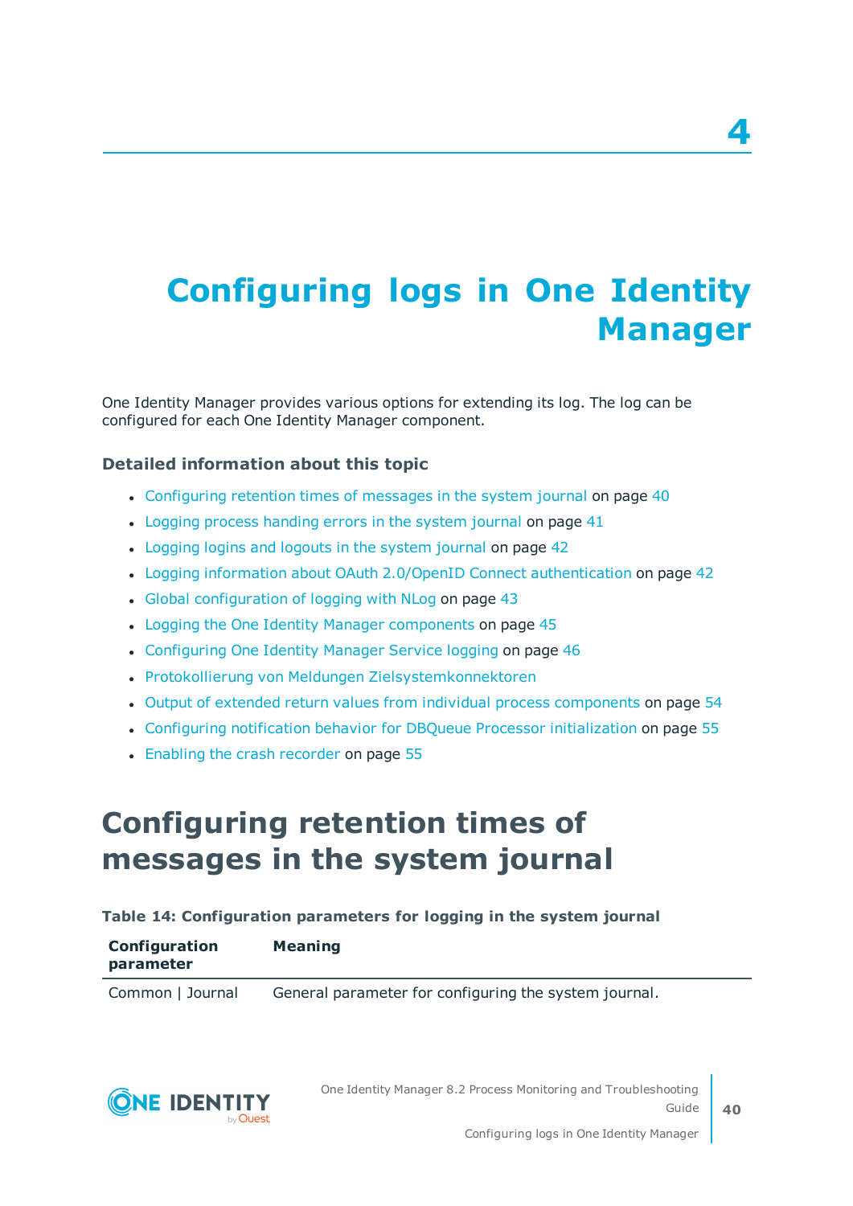# 4 Configuring logs in One Identity Manager

One Identity Manager provides various options for extending its log. The log can be configured for each One Identity Manager component.

### Detailed information about this topic

- Configuring retention times of messages in the system journal on page 40
- Logging process handing errors in the system journal on page 41
- Logging logins and logouts in the system journal on page 42
- Logging information about OAuth 2.0/OpenID Connect authentication on page 42
- Global configuration of logging with NLog on page 43
- Logging the One Identity Manager components on page 45
- Configuring One Identity Manager Service logging on page 46
- Protokollierung von Meldungen Zielsystemkonnektoren
- Output of extended return values from individual process components on page 54
- Configuring notification behavior for DBQueue Processor initialization on page 55
- Enabling the crash recorder on page 55

## Configuring retention times of messages in the system journal

**Table 14: Configuration parameters for logging in the system journal**

| Configuration parameter | Meaning |
|---|---|
| Common \| Journal | General parameter for configuring the system journal. |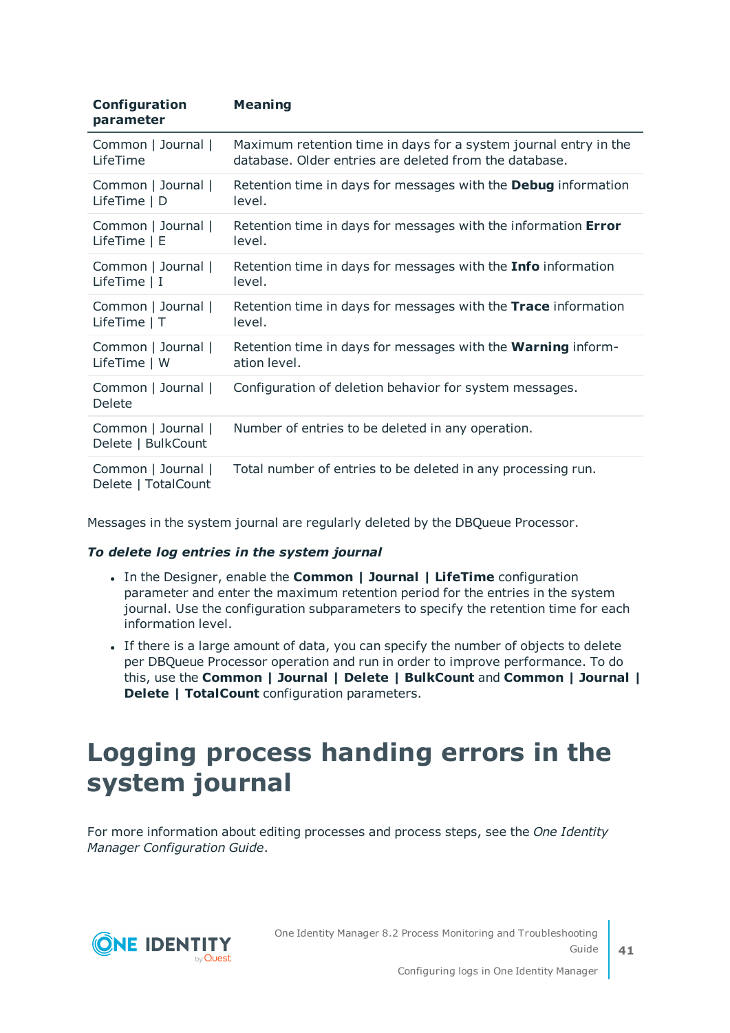| Configuration parameter | Meaning |
| --- | --- |
| Common \| Journal \| LifeTime | Maximum retention time in days for a system journal entry in the database. Older entries are deleted from the database. |
| Common \| Journal \| LifeTime \| D | Retention time in days for messages with the **Debug** information level. |
| Common \| Journal \| LifeTime \| E | Retention time in days for messages with the information **Error** level. |
| Common \| Journal \| LifeTime \| I | Retention time in days for messages with the **Info** information level. |
| Common \| Journal \| LifeTime \| T | Retention time in days for messages with the **Trace** information level. |
| Common \| Journal \| LifeTime \| W | Retention time in days for messages with the **Warning** information level. |
| Common \| Journal \| Delete | Configuration of deletion behavior for system messages. |
| Common \| Journal \| Delete \| BulkCount | Number of entries to be deleted in any operation. |
| Common \| Journal \| Delete \| TotalCount | Total number of entries to be deleted in any processing run. |

Messages in the system journal are regularly deleted by the DBQueue Processor.

***To delete log entries in the system journal***

- In the Designer, enable the **Common | Journal | LifeTime** configuration parameter and enter the maximum retention period for the entries in the system journal. Use the configuration subparameters to specify the retention time for each information level.
- If there is a large amount of data, you can specify the number of objects to delete per DBQueue Processor operation and run in order to improve performance. To do this, use the **Common | Journal | Delete | BulkCount** and **Common | Journal | Delete | TotalCount** configuration parameters.

# Logging process handing errors in the system journal

For more information about editing processes and process steps, see the *One Identity Manager Configuration Guide*.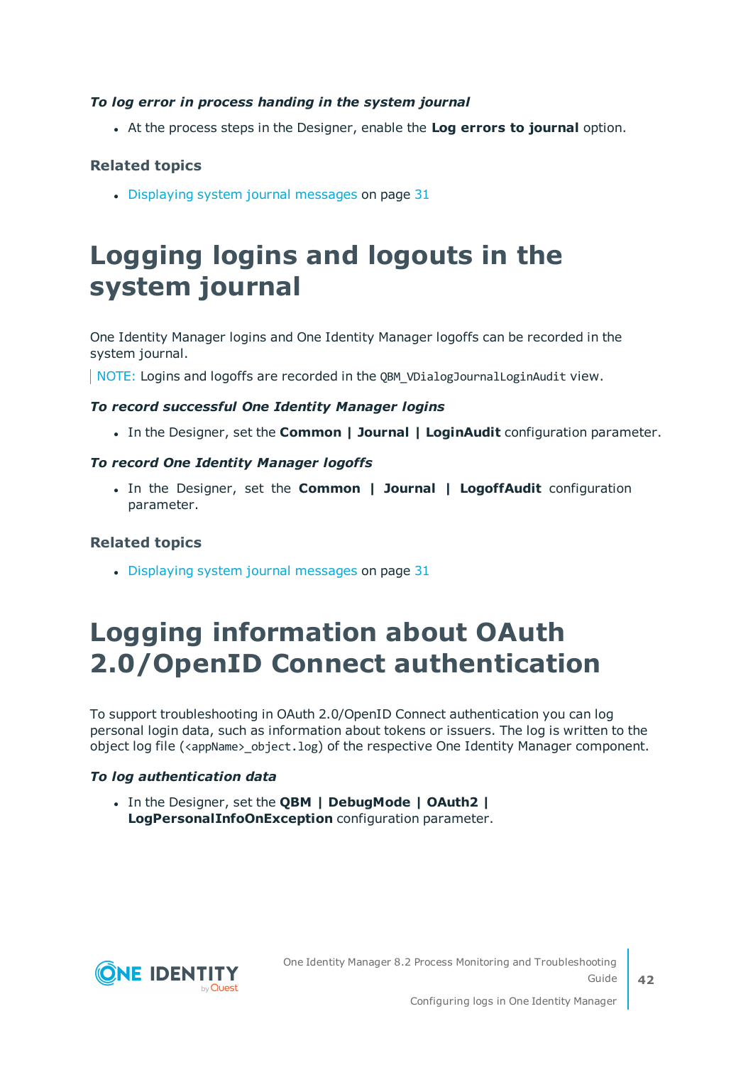*To log error in process handing in the system journal*

- At the process steps in the Designer, enable the **Log errors to journal** option.

### Related topics

- Displaying system journal messages on page 31

# Logging logins and logouts in the system journal

One Identity Manager logins and One Identity Manager logoffs can be recorded in the system journal.

NOTE: Logins and logoffs are recorded in the `QBM_VDialogJournalLoginAudit` view.

*To record successful One Identity Manager logins*

- In the Designer, set the **Common | Journal | LoginAudit** configuration parameter.

*To record One Identity Manager logoffs*

- In the Designer, set the **Common | Journal | LogoffAudit** configuration parameter.

### Related topics

- Displaying system journal messages on page 31

# Logging information about OAuth 2.0/OpenID Connect authentication

To support troubleshooting in OAuth 2.0/OpenID Connect authentication you can log personal login data, such as information about tokens or issuers. The log is written to the object log file (`<appName>_object.log`) of the respective One Identity Manager component.

*To log authentication data*

- In the Designer, set the **QBM | DebugMode | OAuth2 | LogPersonalInfoOnException** configuration parameter.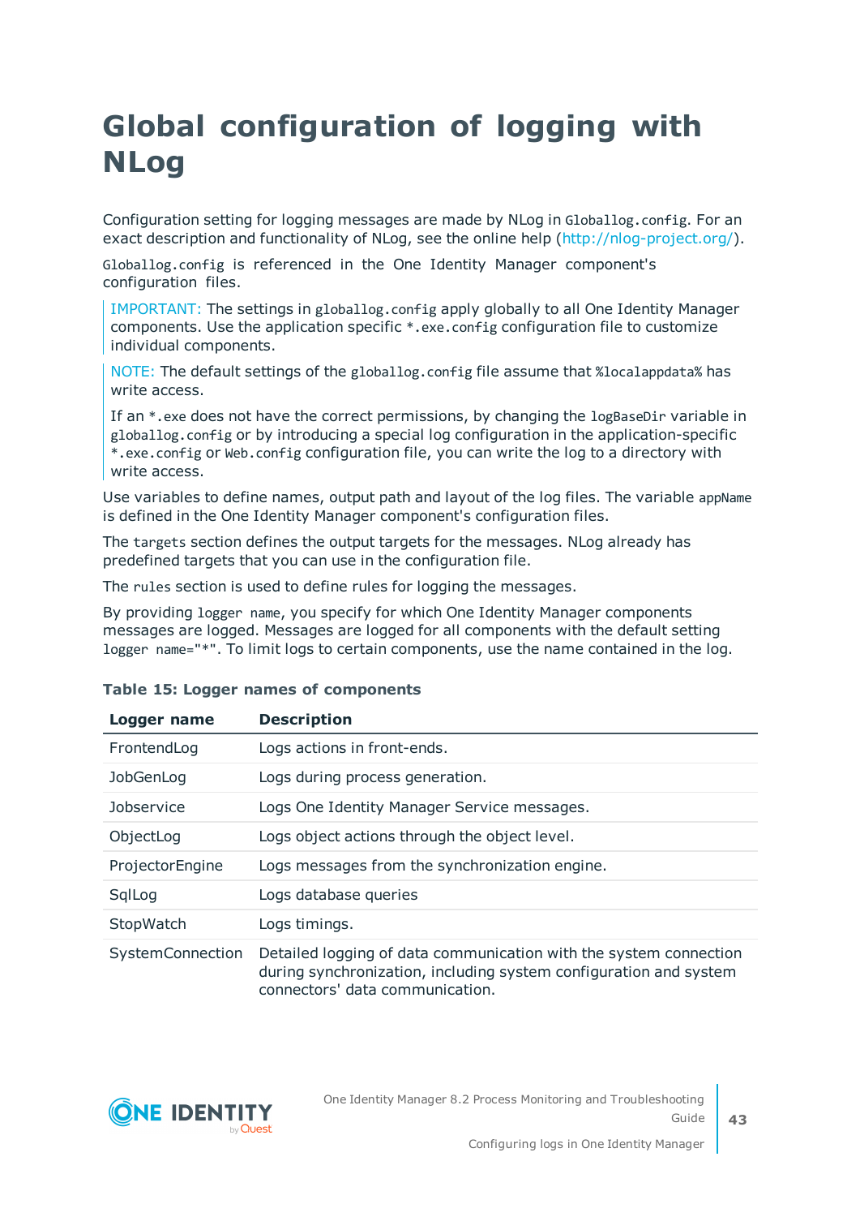# Global configuration of logging with NLog

Configuration setting for logging messages are made by NLog in `Globallog.config`. For an exact description and functionality of NLog, see the online help (http://nlog-project.org/).

`Globallog.config` is referenced in the One Identity Manager component's configuration files.

> IMPORTANT: The settings in `globallog.config` apply globally to all One Identity Manager components. Use the application specific `*.exe.config` configuration file to customize individual components.

> NOTE: The default settings of the `globallog.config` file assume that `%localappdata%` has write access.
>
> If an `*.exe` does not have the correct permissions, by changing the `logBaseDir` variable in `globallog.config` or by introducing a special log configuration in the application-specific `*.exe.config` or `Web.config` configuration file, you can write the log to a directory with write access.

Use variables to define names, output path and layout of the log files. The variable `appName` is defined in the One Identity Manager component's configuration files.

The `targets` section defines the output targets for the messages. NLog already has predefined targets that you can use in the configuration file.

The `rules` section is used to define rules for logging the messages.

By providing `logger name`, you specify for which One Identity Manager components messages are logged. Messages are logged for all components with the default setting `logger name="*"`. To limit logs to certain components, use the name contained in the log.

**Table 15: Logger names of components**

| Logger name | Description |
|---|---|
| FrontendLog | Logs actions in front-ends. |
| JobGenLog | Logs during process generation. |
| Jobservice | Logs One Identity Manager Service messages. |
| ObjectLog | Logs object actions through the object level. |
| ProjectorEngine | Logs messages from the synchronization engine. |
| SqlLog | Logs database queries |
| StopWatch | Logs timings. |
| SystemConnection | Detailed logging of data communication with the system connection during synchronization, including system configuration and system connectors' data communication. |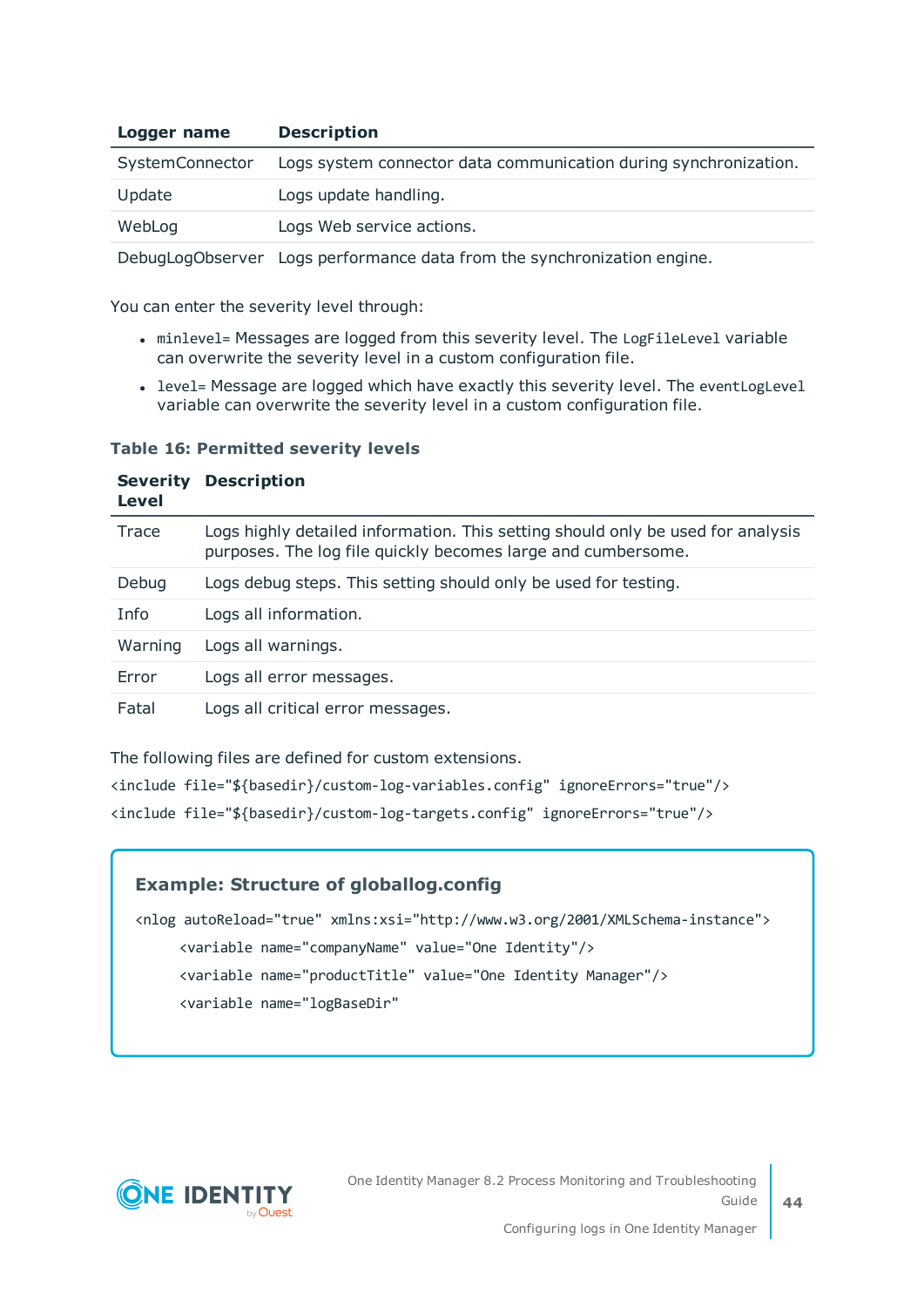| Logger name | Description |
|---|---|
| SystemConnector | Logs system connector data communication during synchronization. |
| Update | Logs update handling. |
| WebLog | Logs Web service actions. |
| DebugLogObserver | Logs performance data from the synchronization engine. |

You can enter the severity level through:

- `minlevel=` Messages are logged from this severity level. The `LogFileLevel` variable can overwrite the severity level in a custom configuration file.
- `level=` Message are logged which have exactly this severity level. The `eventLogLevel` variable can overwrite the severity level in a custom configuration file.

**Table 16: Permitted severity levels**

| Severity Level | Description |
|---|---|
| Trace | Logs highly detailed information. This setting should only be used for analysis purposes. The log file quickly becomes large and cumbersome. |
| Debug | Logs debug steps. This setting should only be used for testing. |
| Info | Logs all information. |
| Warning | Logs all warnings. |
| Error | Logs all error messages. |
| Fatal | Logs all critical error messages. |

The following files are defined for custom extensions.

```
<include file="${basedir}/custom-log-variables.config" ignoreErrors="true"/>
<include file="${basedir}/custom-log-targets.config" ignoreErrors="true"/>
```

### Example: Structure of globallog.config

```
<nlog autoReload="true" xmlns:xsi="http://www.w3.org/2001/XMLSchema-instance">
    <variable name="companyName" value="One Identity"/>
    <variable name="productTitle" value="One Identity Manager"/>
    <variable name="logBaseDir"
```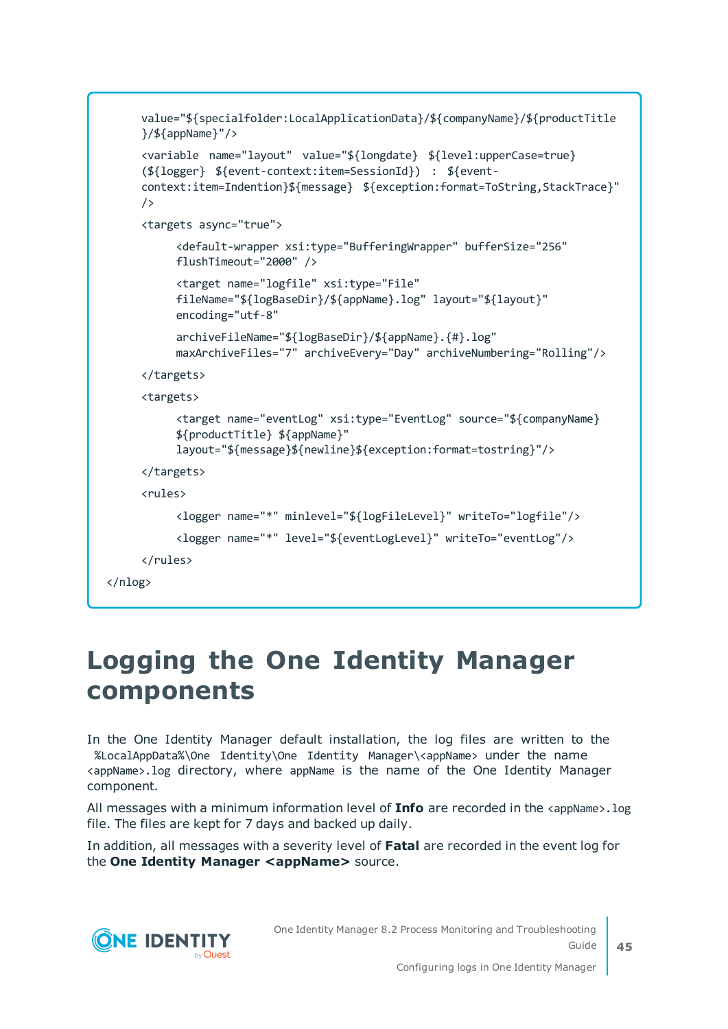```
    value="${specialfolder:LocalApplicationData}/${companyName}/${productTitle
    }/${appName}"/>

    <variable name="layout" value="${longdate} ${level:upperCase=true}
    (${logger} ${event-context:item=SessionId}) : ${event-
    context:item=Indention}${message} ${exception:format=ToString,StackTrace}"
    />

    <targets async="true">

        <default-wrapper xsi:type="BufferingWrapper" bufferSize="256"
        flushTimeout="2000" />

        <target name="logfile" xsi:type="File"
        fileName="${logBaseDir}/${appName}.log" layout="${layout}"
        encoding="utf-8"

        archiveFileName="${logBaseDir}/${appName}.{#}.log"
        maxArchiveFiles="7" archiveEvery="Day" archiveNumbering="Rolling"/>

    </targets>

    <targets>

        <target name="eventLog" xsi:type="EventLog" source="${companyName}
        ${productTitle} ${appName}"
        layout="${message}${newline}${exception:format=tostring}"/>

    </targets>

    <rules>

        <logger name="*" minlevel="${logFileLevel}" writeTo="logfile"/>

        <logger name="*" level="${eventLogLevel}" writeTo="eventLog"/>

    </rules>

</nlog>
```

# Logging the One Identity Manager components

In the One Identity Manager default installation, the log files are written to the `%LocalAppData%\One Identity\One Identity Manager\<appName>` under the name `<appName>.log` directory, where `appName` is the name of the One Identity Manager component.

All messages with a minimum information level of **Info** are recorded in the `<appName>.log` file. The files are kept for 7 days and backed up daily.

In addition, all messages with a severity level of **Fatal** are recorded in the event log for the **One Identity Manager <appName>** source.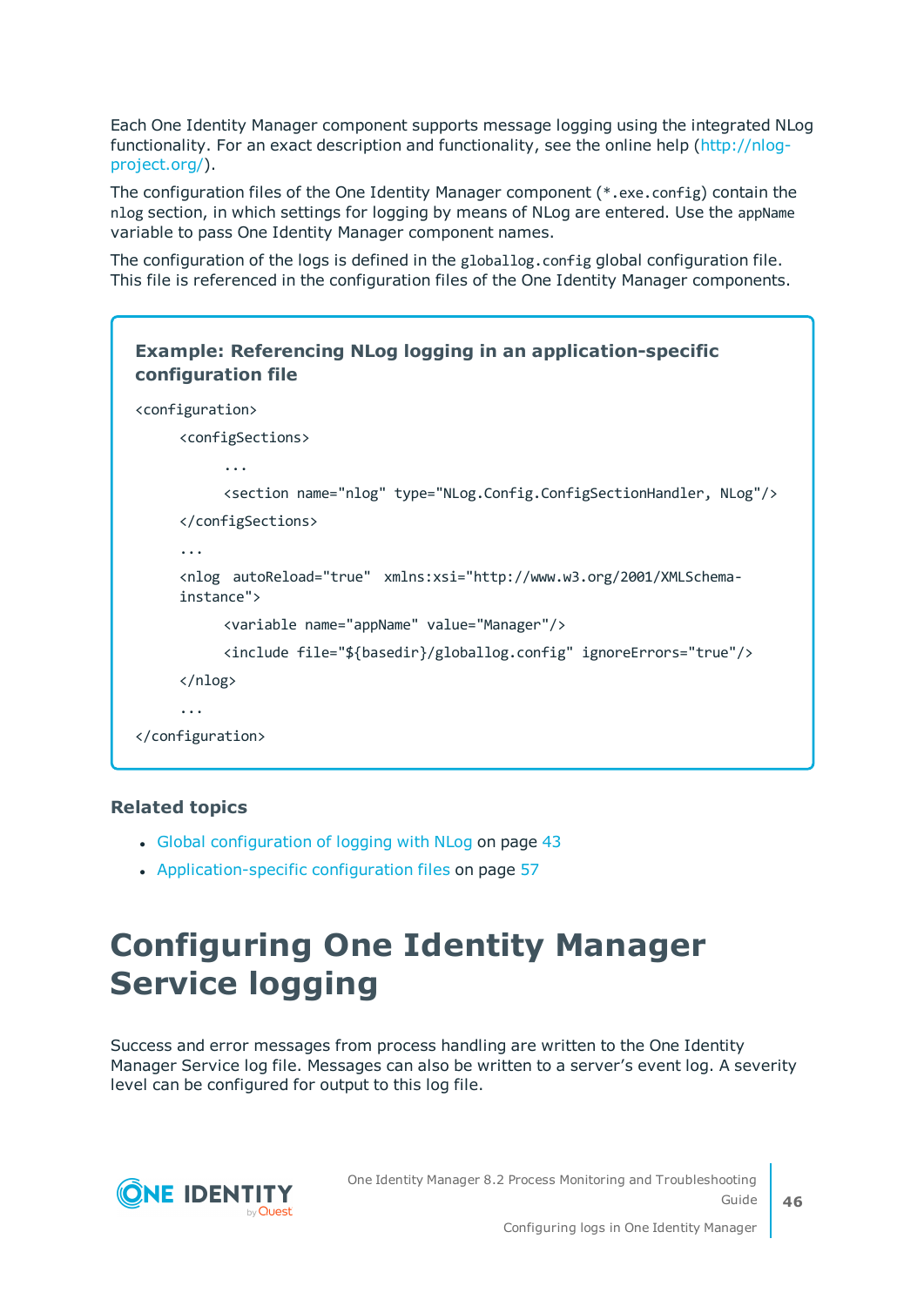Each One Identity Manager component supports message logging using the integrated NLog functionality. For an exact description and functionality, see the online help (http://nlog-project.org/).

The configuration files of the One Identity Manager component (`*.exe.config`) contain the `nlog` section, in which settings for logging by means of NLog are entered. Use the `appName` variable to pass One Identity Manager component names.

The configuration of the logs is defined in the `globallog.config` global configuration file. This file is referenced in the configuration files of the One Identity Manager components.

**Example: Referencing NLog logging in an application-specific configuration file**

```
<configuration>
    <configSections>
        ...
        <section name="nlog" type="NLog.Config.ConfigSectionHandler, NLog"/>
    </configSections>
    ...
    <nlog  autoReload="true"  xmlns:xsi="http://www.w3.org/2001/XMLSchema-
    instance">
        <variable name="appName" value="Manager"/>
        <include file="${basedir}/globallog.config" ignoreErrors="true"/>
    </nlog>
    ...
</configuration>
```

### Related topics

- Global configuration of logging with NLog on page 43
- Application-specific configuration files on page 57

# Configuring One Identity Manager Service logging

Success and error messages from process handling are written to the One Identity Manager Service log file. Messages can also be written to a server's event log. A severity level can be configured for output to this log file.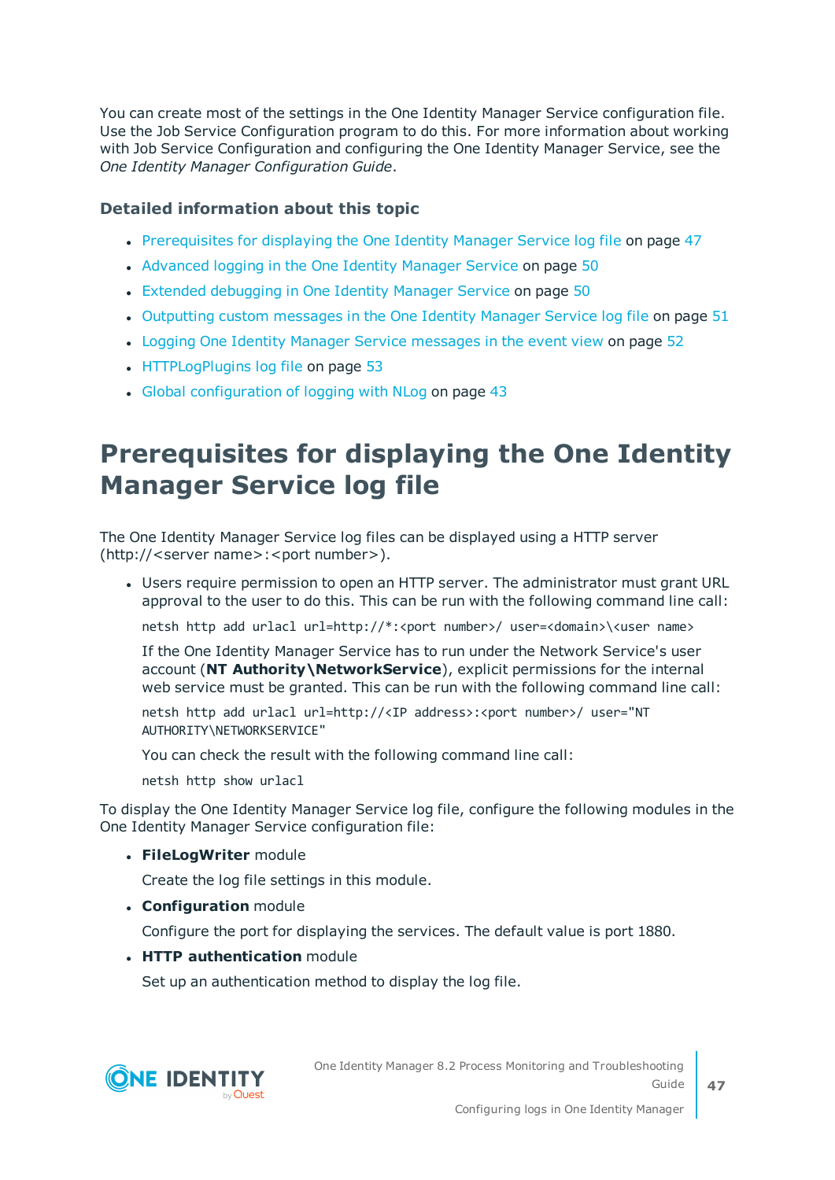You can create most of the settings in the One Identity Manager Service configuration file. Use the Job Service Configuration program to do this. For more information about working with Job Service Configuration and configuring the One Identity Manager Service, see the *One Identity Manager Configuration Guide*.

### Detailed information about this topic

- Prerequisites for displaying the One Identity Manager Service log file on page 47
- Advanced logging in the One Identity Manager Service on page 50
- Extended debugging in One Identity Manager Service on page 50
- Outputting custom messages in the One Identity Manager Service log file on page 51
- Logging One Identity Manager Service messages in the event view on page 52
- HTTPLogPlugins log file on page 53
- Global configuration of logging with NLog on page 43

# Prerequisites for displaying the One Identity Manager Service log file

The One Identity Manager Service log files can be displayed using a HTTP server (http://<server name>:<port number>).

- Users require permission to open an HTTP server. The administrator must grant URL approval to the user to do this. This can be run with the following command line call:

  ```
  netsh http add urlacl url=http://*:<port number>/ user=<domain>\<user name>
  ```

  If the One Identity Manager Service has to run under the Network Service's user account (**NT Authority\NetworkService**), explicit permissions for the internal web service must be granted. This can be run with the following command line call:

  ```
  netsh http add urlacl url=http://<IP address>:<port number>/ user="NT AUTHORITY\NETWORKSERVICE"
  ```

  You can check the result with the following command line call:

  ```
  netsh http show urlacl
  ```

To display the One Identity Manager Service log file, configure the following modules in the One Identity Manager Service configuration file:

- **FileLogWriter** module

  Create the log file settings in this module.

- **Configuration** module

  Configure the port for displaying the services. The default value is port 1880.

- **HTTP authentication** module

  Set up an authentication method to display the log file.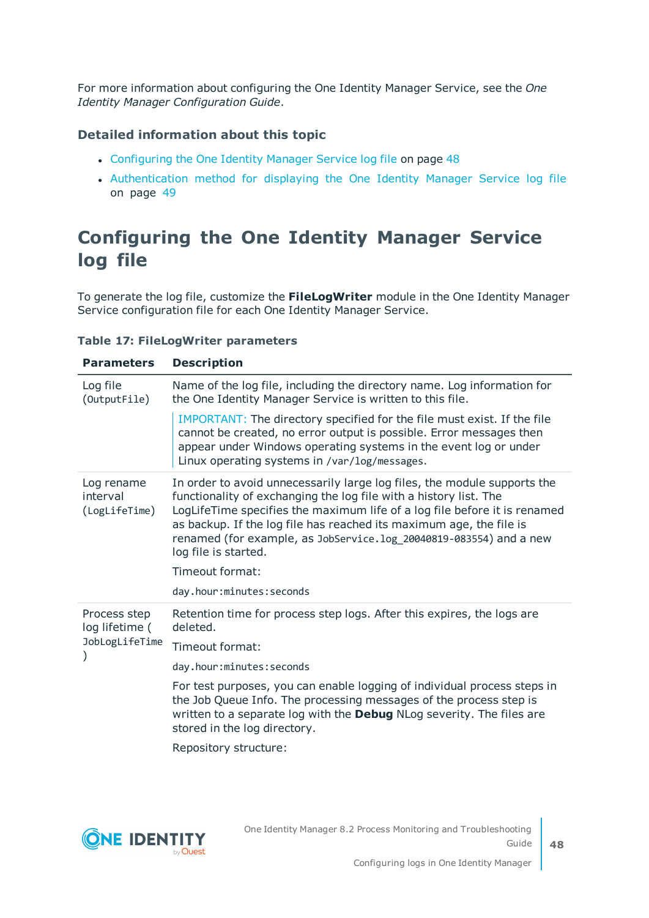For more information about configuring the One Identity Manager Service, see the *One Identity Manager Configuration Guide*.

### Detailed information about this topic

- Configuring the One Identity Manager Service log file on page 48
- Authentication method for displaying the One Identity Manager Service log file on page 49

## Configuring the One Identity Manager Service log file

To generate the log file, customize the **FileLogWriter** module in the One Identity Manager Service configuration file for each One Identity Manager Service.

**Table 17: FileLogWriter parameters**

| Parameters | Description |
|---|---|
| Log file (`OutputFile`) | Name of the log file, including the directory name. Log information for the One Identity Manager Service is written to this file.<br><br>IMPORTANT: The directory specified for the file must exist. If the file cannot be created, no error output is possible. Error messages then appear under Windows operating systems in the event log or under Linux operating systems in `/var/log/messages`. |
| Log rename interval (`LogLifeTime`) | In order to avoid unnecessarily large log files, the module supports the functionality of exchanging the log file with a history list. The LogLifeTime specifies the maximum life of a log file before it is renamed as backup. If the log file has reached its maximum age, the file is renamed (for example, as `JobService.log_20040819-083554`) and a new log file is started.<br><br>Timeout format:<br><br>`day.hour:minutes:seconds` |
| Process step log lifetime (`JobLogLifeTime`) | Retention time for process step logs. After this expires, the logs are deleted.<br><br>Timeout format:<br><br>`day.hour:minutes:seconds`<br><br>For test purposes, you can enable logging of individual process steps in the Job Queue Info. The processing messages of the process step is written to a separate log with the **Debug** NLog severity. The files are stored in the log directory.<br><br>Repository structure: |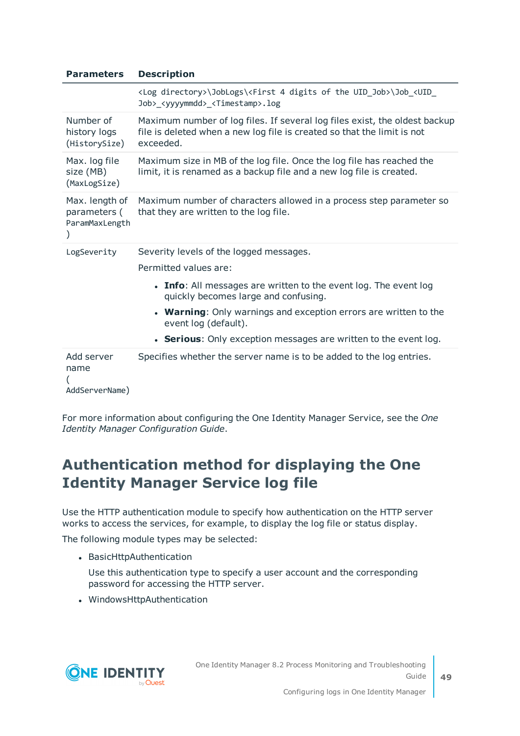| Parameters | Description |
| --- | --- |
| | `<Log directory>\JobLogs\<First 4 digits of the UID_Job>\Job_<UID_Job>_<yyyymmdd>_<Timestamp>.log` |
| Number of history logs (`HistorySize`) | Maximum number of log files. If several log files exist, the oldest backup file is deleted when a new log file is created so that the limit is not exceeded. |
| Max. log file size (MB) (`MaxLogSize`) | Maximum size in MB of the log file. Once the log file has reached the limit, it is renamed as a backup file and a new log file is created. |
| Max. length of parameters (`ParamMaxLength`) | Maximum number of characters allowed in a process step parameter so that they are written to the log file. |
| `LogSeverity` | Severity levels of the logged messages.<br>Permitted values are:<br>• **Info**: All messages are written to the event log. The event log quickly becomes large and confusing.<br>• **Warning**: Only warnings and exception errors are written to the event log (default).<br>• **Serious**: Only exception messages are written to the event log. |
| Add server name (`AddServerName`) | Specifies whether the server name is to be added to the log entries. |

For more information about configuring the One Identity Manager Service, see the *One Identity Manager Configuration Guide*.

# Authentication method for displaying the One Identity Manager Service log file

Use the HTTP authentication module to specify how authentication on the HTTP server works to access the services, for example, to display the log file or status display.

The following module types may be selected:

- BasicHttpAuthentication

  Use this authentication type to specify a user account and the corresponding password for accessing the HTTP server.

- WindowsHttpAuthentication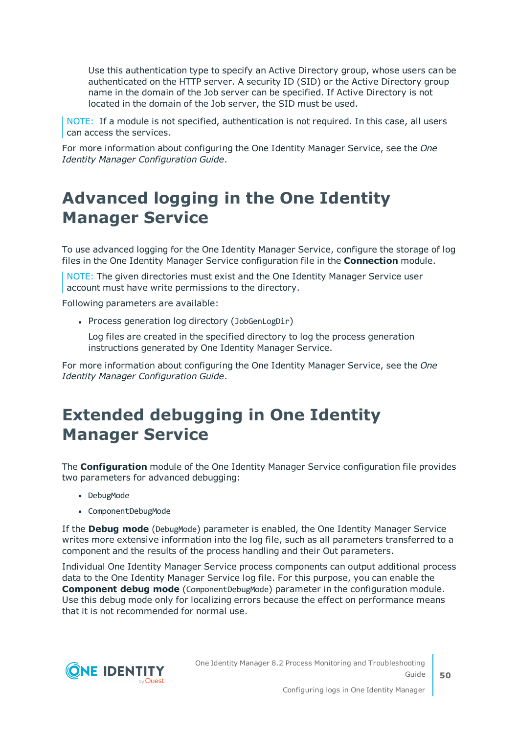Use this authentication type to specify an Active Directory group, whose users can be authenticated on the HTTP server. A security ID (SID) or the Active Directory group name in the domain of the Job server can be specified. If Active Directory is not located in the domain of the Job server, the SID must be used.

NOTE: If a module is not specified, authentication is not required. In this case, all users can access the services.

For more information about configuring the One Identity Manager Service, see the *One Identity Manager Configuration Guide*.

# Advanced logging in the One Identity Manager Service

To use advanced logging for the One Identity Manager Service, configure the storage of log files in the One Identity Manager Service configuration file in the **Connection** module.

NOTE: The given directories must exist and the One Identity Manager Service user account must have write permissions to the directory.

Following parameters are available:

- Process generation log directory (`JobGenLogDir`)

  Log files are created in the specified directory to log the process generation instructions generated by One Identity Manager Service.

For more information about configuring the One Identity Manager Service, see the *One Identity Manager Configuration Guide*.

# Extended debugging in One Identity Manager Service

The **Configuration** module of the One Identity Manager Service configuration file provides two parameters for advanced debugging:

- `DebugMode`
- `ComponentDebugMode`

If the **Debug mode** (`DebugMode`) parameter is enabled, the One Identity Manager Service writes more extensive information into the log file, such as all parameters transferred to a component and the results of the process handling and their Out parameters.

Individual One Identity Manager Service process components can output additional process data to the One Identity Manager Service log file. For this purpose, you can enable the **Component debug mode** (`ComponentDebugMode`) parameter in the configuration module. Use this debug mode only for localizing errors because the effect on performance means that it is not recommended for normal use.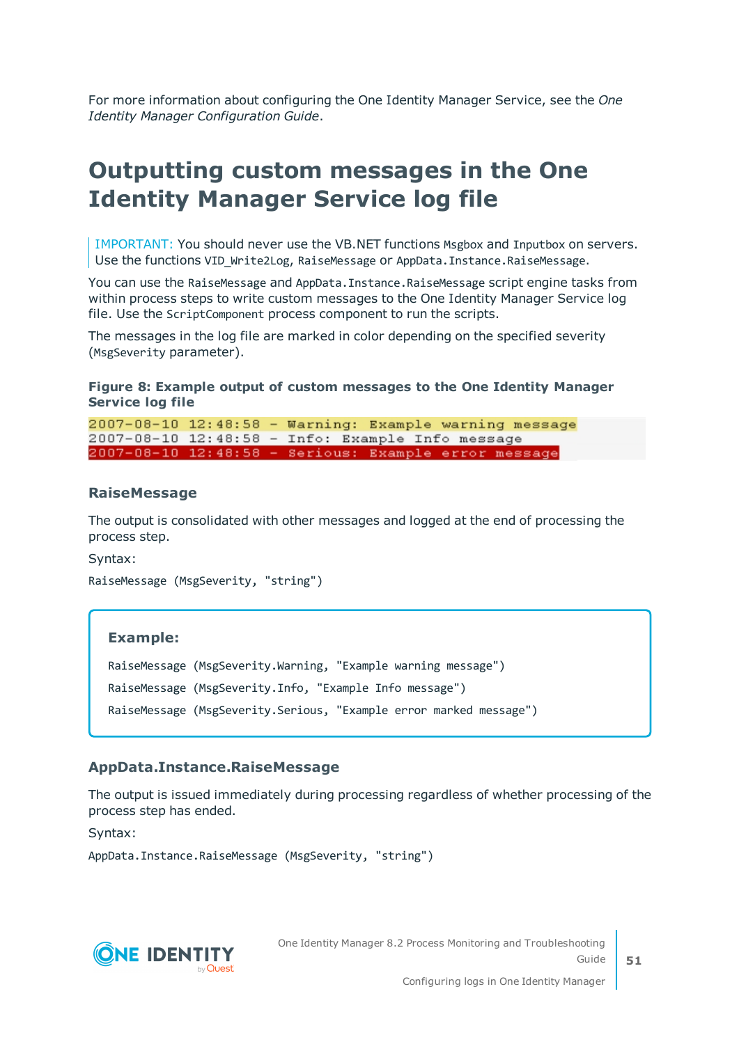For more information about configuring the One Identity Manager Service, see the *One Identity Manager Configuration Guide*.

# Outputting custom messages in the One Identity Manager Service log file

> IMPORTANT: You should never use the VB.NET functions `Msgbox` and `Inputbox` on servers. Use the functions `VID_Write2Log`, `RaiseMessage` or `AppData.Instance.RaiseMessage`.

You can use the `RaiseMessage` and `AppData.Instance.RaiseMessage` script engine tasks from within process steps to write custom messages to the One Identity Manager Service log file. Use the `ScriptComponent` process component to run the scripts.

The messages in the log file are marked in color depending on the specified severity (`MsgSeverity` parameter).

**Figure 8: Example output of custom messages to the One Identity Manager Service log file**

```
2007-08-10 12:48:58 - Warning: Example warning message
2007-08-10 12:48:58 - Info: Example Info message
2007-08-10 12:48:58 - Serious: Example error message
```

### RaiseMessage

The output is consolidated with other messages and logged at the end of processing the process step.

Syntax:

```
RaiseMessage (MsgSeverity, "string")
```

**Example:**

```
RaiseMessage (MsgSeverity.Warning, "Example warning message")
RaiseMessage (MsgSeverity.Info, "Example Info message")
RaiseMessage (MsgSeverity.Serious, "Example error marked message")
```

### AppData.Instance.RaiseMessage

The output is issued immediately during processing regardless of whether processing of the process step has ended.

Syntax:

```
AppData.Instance.RaiseMessage (MsgSeverity, "string")
```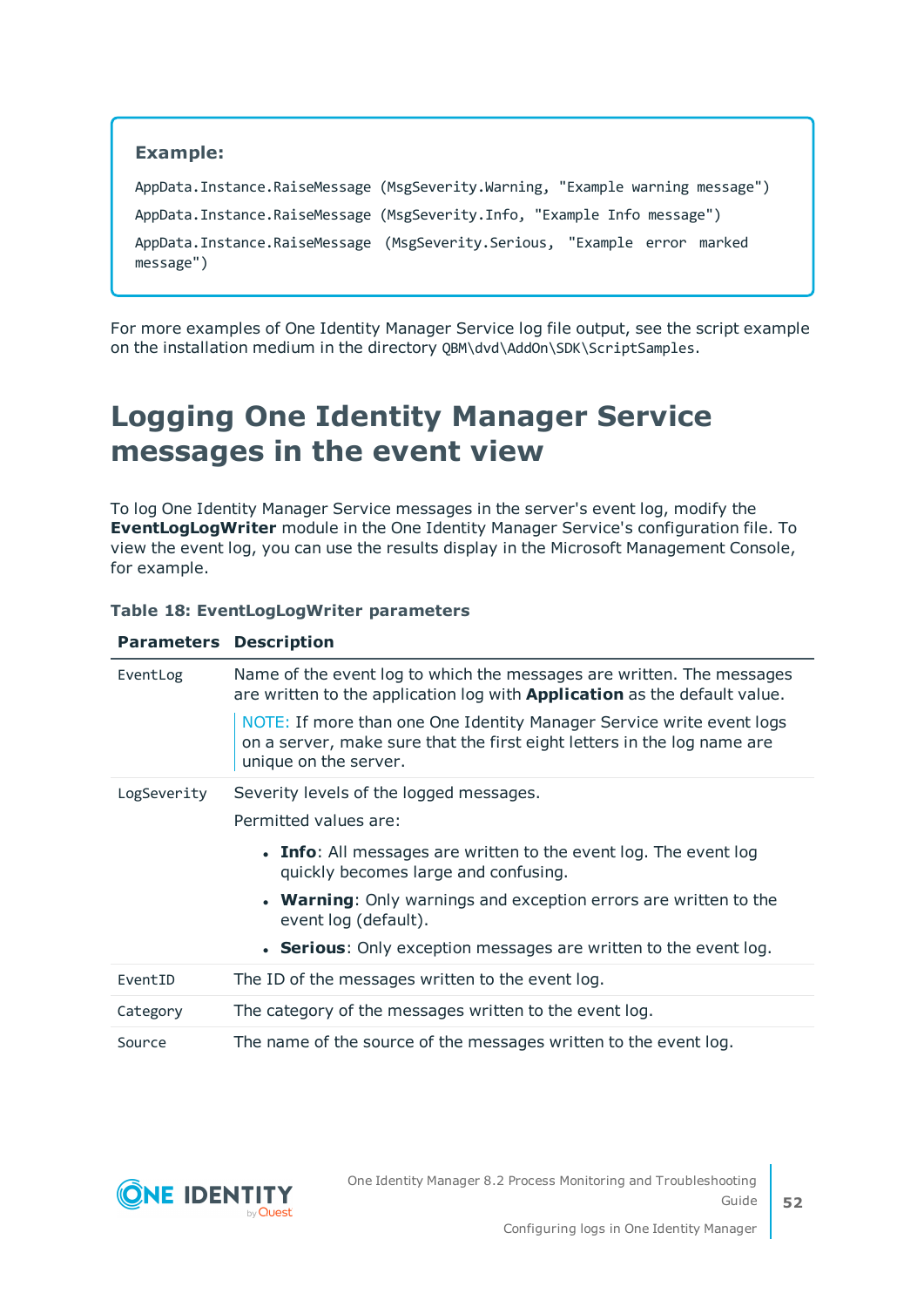**Example:**

```
AppData.Instance.RaiseMessage (MsgSeverity.Warning, "Example warning message")
AppData.Instance.RaiseMessage (MsgSeverity.Info, "Example Info message")
AppData.Instance.RaiseMessage (MsgSeverity.Serious, "Example error marked message")
```

For more examples of One Identity Manager Service log file output, see the script example on the installation medium in the directory `QBM\dvd\AddOn\SDK\ScriptSamples`.

# Logging One Identity Manager Service messages in the event view

To log One Identity Manager Service messages in the server's event log, modify the **EventLogLogWriter** module in the One Identity Manager Service's configuration file. To view the event log, you can use the results display in the Microsoft Management Console, for example.

**Table 18: EventLogLogWriter parameters**

| Parameters | Description |
|---|---|
| EventLog | Name of the event log to which the messages are written. The messages are written to the application log with **Application** as the default value.<br><br>NOTE: If more than one One Identity Manager Service write event logs on a server, make sure that the first eight letters in the log name are unique on the server. |
| LogSeverity | Severity levels of the logged messages.<br><br>Permitted values are:<br><br>• **Info**: All messages are written to the event log. The event log quickly becomes large and confusing.<br>• **Warning**: Only warnings and exception errors are written to the event log (default).<br>• **Serious**: Only exception messages are written to the event log. |
| EventID | The ID of the messages written to the event log. |
| Category | The category of the messages written to the event log. |
| Source | The name of the source of the messages written to the event log. |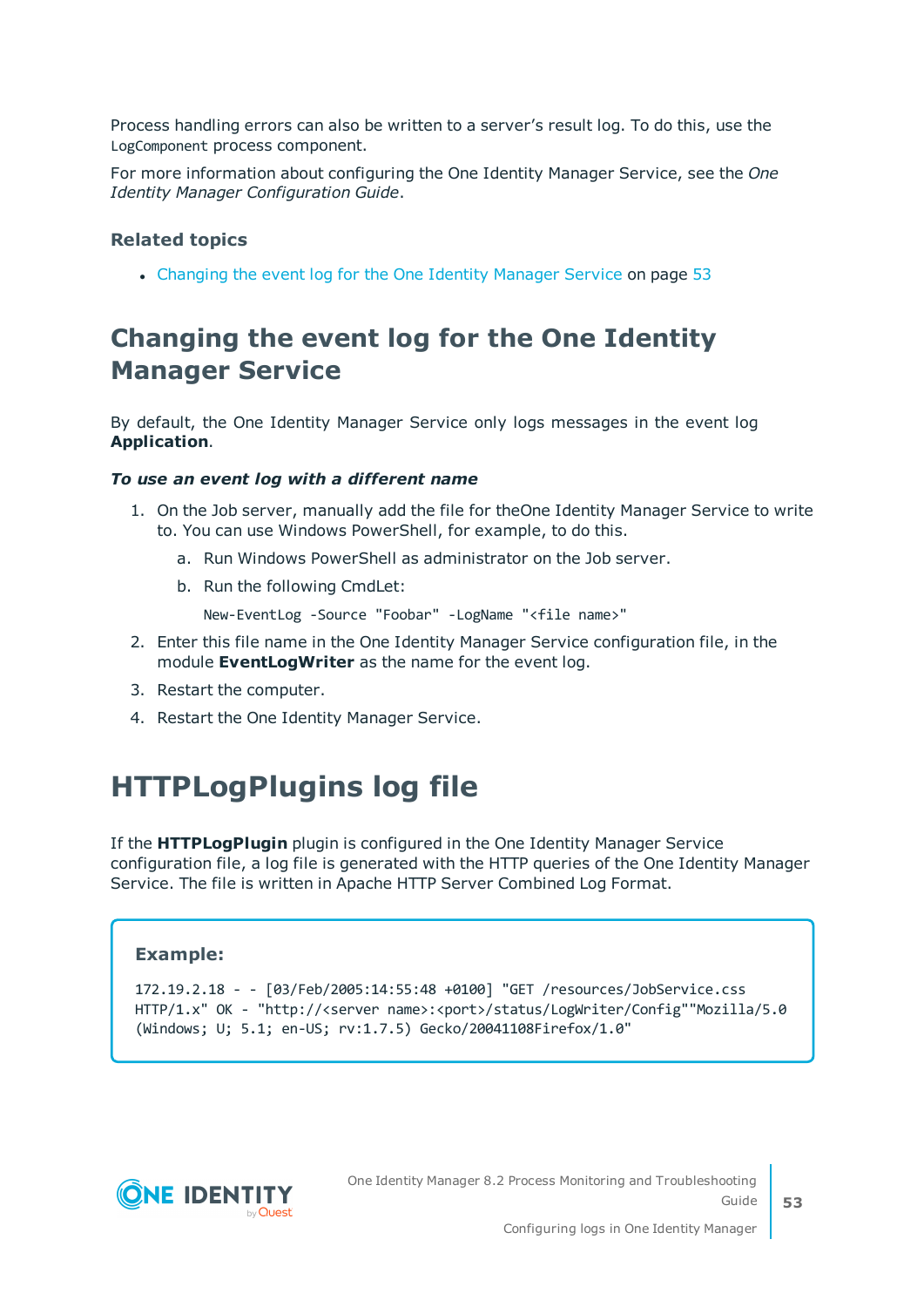Process handling errors can also be written to a server's result log. To do this, use the `LogComponent` process component.

For more information about configuring the One Identity Manager Service, see the *One Identity Manager Configuration Guide*.

### Related topics

- Changing the event log for the One Identity Manager Service on page 53

## Changing the event log for the One Identity Manager Service

By default, the One Identity Manager Service only logs messages in the event log **Application**.

***To use an event log with a different name***

1. On the Job server, manually add the file for theOne Identity Manager Service to write to. You can use Windows PowerShell, for example, to do this.
   a. Run Windows PowerShell as administrator on the Job server.
   b. Run the following CmdLet:

      ```
      New-EventLog -Source "Foobar" -LogName "<file name>"
      ```
2. Enter this file name in the One Identity Manager Service configuration file, in the module **EventLogWriter** as the name for the event log.
3. Restart the computer.
4. Restart the One Identity Manager Service.

# HTTPLogPlugins log file

If the **HTTPLogPlugin** plugin is configured in the One Identity Manager Service configuration file, a log file is generated with the HTTP queries of the One Identity Manager Service. The file is written in Apache HTTP Server Combined Log Format.

**Example:**

```
172.19.2.18 - - [03/Feb/2005:14:55:48 +0100] "GET /resources/JobService.css
HTTP/1.x" OK - "http://<server name>:<port>/status/LogWriter/Config""Mozilla/5.0
(Windows; U; 5.1; en-US; rv:1.7.5) Gecko/20041108Firefox/1.0"
```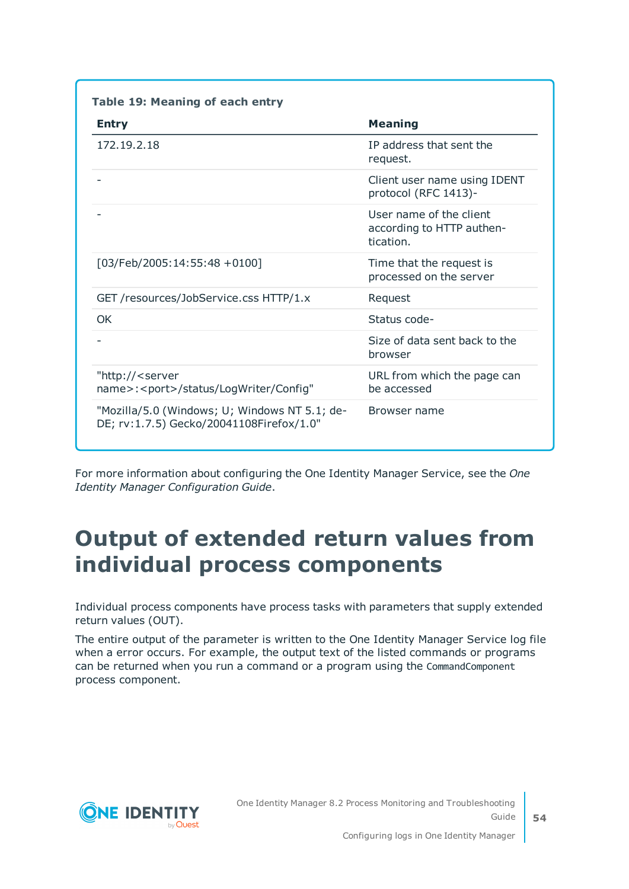**Table 19: Meaning of each entry**

| Entry | Meaning |
|---|---|
| 172.19.2.18 | IP address that sent the request. |
| - | Client user name using IDENT protocol (RFC 1413)- |
| - | User name of the client according to HTTP authentication. |
| [03/Feb/2005:14:55:48 +0100] | Time that the request is processed on the server |
| GET /resources/JobService.css HTTP/1.x | Request |
| OK | Status code- |
| - | Size of data sent back to the browser |
| "http://<server name>:<port>/status/LogWriter/Config" | URL from which the page can be accessed |
| "Mozilla/5.0 (Windows; U; Windows NT 5.1; de-DE; rv:1.7.5) Gecko/20041108Firefox/1.0" | Browser name |

For more information about configuring the One Identity Manager Service, see the *One Identity Manager Configuration Guide*.

# Output of extended return values from individual process components

Individual process components have process tasks with parameters that supply extended return values (OUT).

The entire output of the parameter is written to the One Identity Manager Service log file when a error occurs. For example, the output text of the listed commands or programs can be returned when you run a command or a program using the `CommandComponent` process component.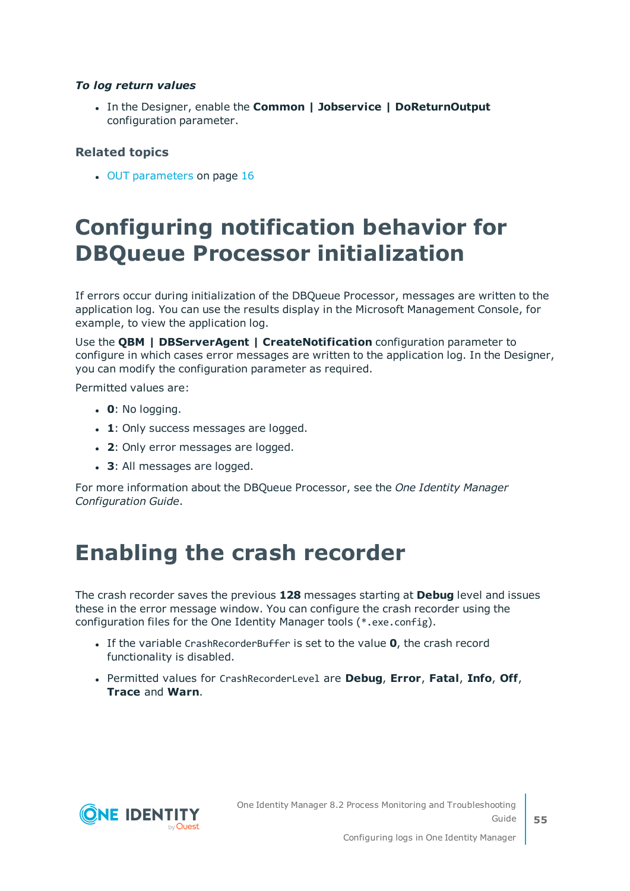***To log return values***

- In the Designer, enable the **Common | Jobservice | DoReturnOutput** configuration parameter.

### Related topics

- OUT parameters on page 16

# Configuring notification behavior for DBQueue Processor initialization

If errors occur during initialization of the DBQueue Processor, messages are written to the application log. You can use the results display in the Microsoft Management Console, for example, to view the application log.

Use the **QBM | DBServerAgent | CreateNotification** configuration parameter to configure in which cases error messages are written to the application log. In the Designer, you can modify the configuration parameter as required.

Permitted values are:

- **0**: No logging.
- **1**: Only success messages are logged.
- **2**: Only error messages are logged.
- **3**: All messages are logged.

For more information about the DBQueue Processor, see the *One Identity Manager Configuration Guide*.

# Enabling the crash recorder

The crash recorder saves the previous **128** messages starting at **Debug** level and issues these in the error message window. You can configure the crash recorder using the configuration files for the One Identity Manager tools (`*.exe.config`).

- If the variable `CrashRecorderBuffer` is set to the value **0**, the crash record functionality is disabled.
- Permitted values for `CrashRecorderLevel` are **Debug**, **Error**, **Fatal**, **Info**, **Off**, **Trace** and **Warn**.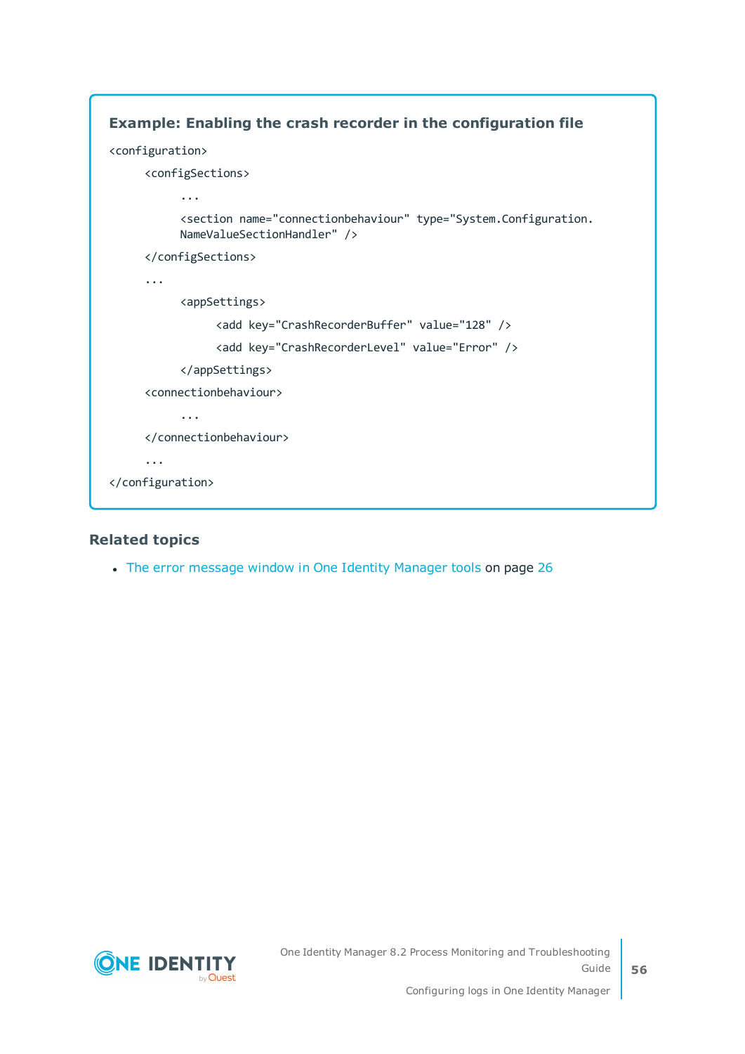**Example: Enabling the crash recorder in the configuration file**

```
<configuration>
    <configSections>
        ...
        <section name="connectionbehaviour" type="System.Configuration.
        NameValueSectionHandler" />
    </configSections>
    ...
        <appSettings>
            <add key="CrashRecorderBuffer" value="128" />
            <add key="CrashRecorderLevel" value="Error" />
        </appSettings>
    <connectionbehaviour>
        ...
    </connectionbehaviour>
    ...
</configuration>
```

### Related topics

- The error message window in One Identity Manager tools on page 26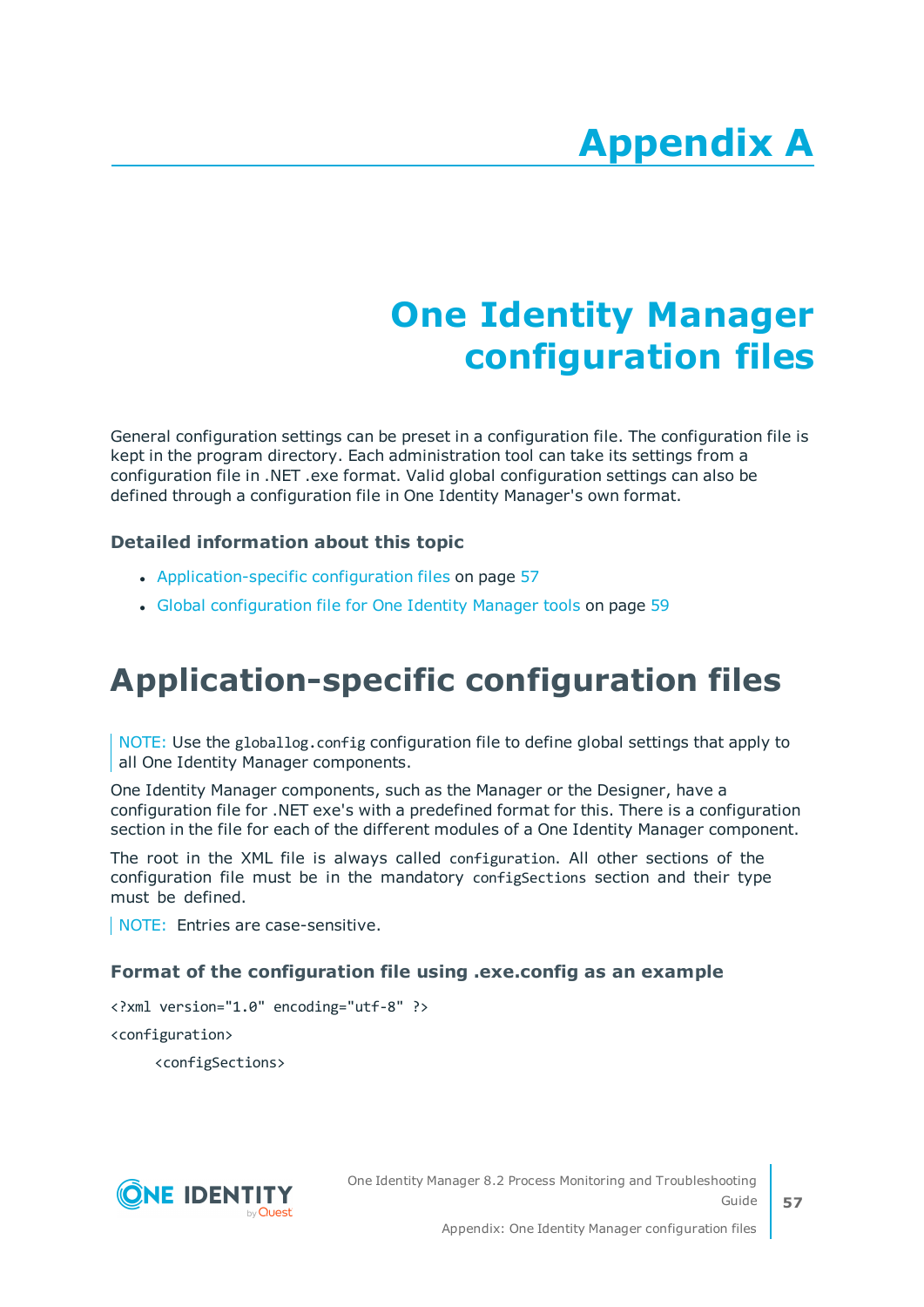# Appendix A

# One Identity Manager configuration files

General configuration settings can be preset in a configuration file. The configuration file is kept in the program directory. Each administration tool can take its settings from a configuration file in .NET .exe format. Valid global configuration settings can also be defined through a configuration file in One Identity Manager's own format.

### Detailed information about this topic

- Application-specific configuration files on page 57
- Global configuration file for One Identity Manager tools on page 59

## Application-specific configuration files

NOTE: Use the `globallog.config` configuration file to define global settings that apply to all One Identity Manager components.

One Identity Manager components, such as the Manager or the Designer, have a configuration file for .NET exe's with a predefined format for this. There is a configuration section in the file for each of the different modules of a One Identity Manager component.

The root in the XML file is always called `configuration`. All other sections of the configuration file must be in the mandatory `configSections` section and their type must be defined.

NOTE: Entries are case-sensitive.

### Format of the configuration file using .exe.config as an example

```
<?xml version="1.0" encoding="utf-8" ?>

<configuration>

     <configSections>
```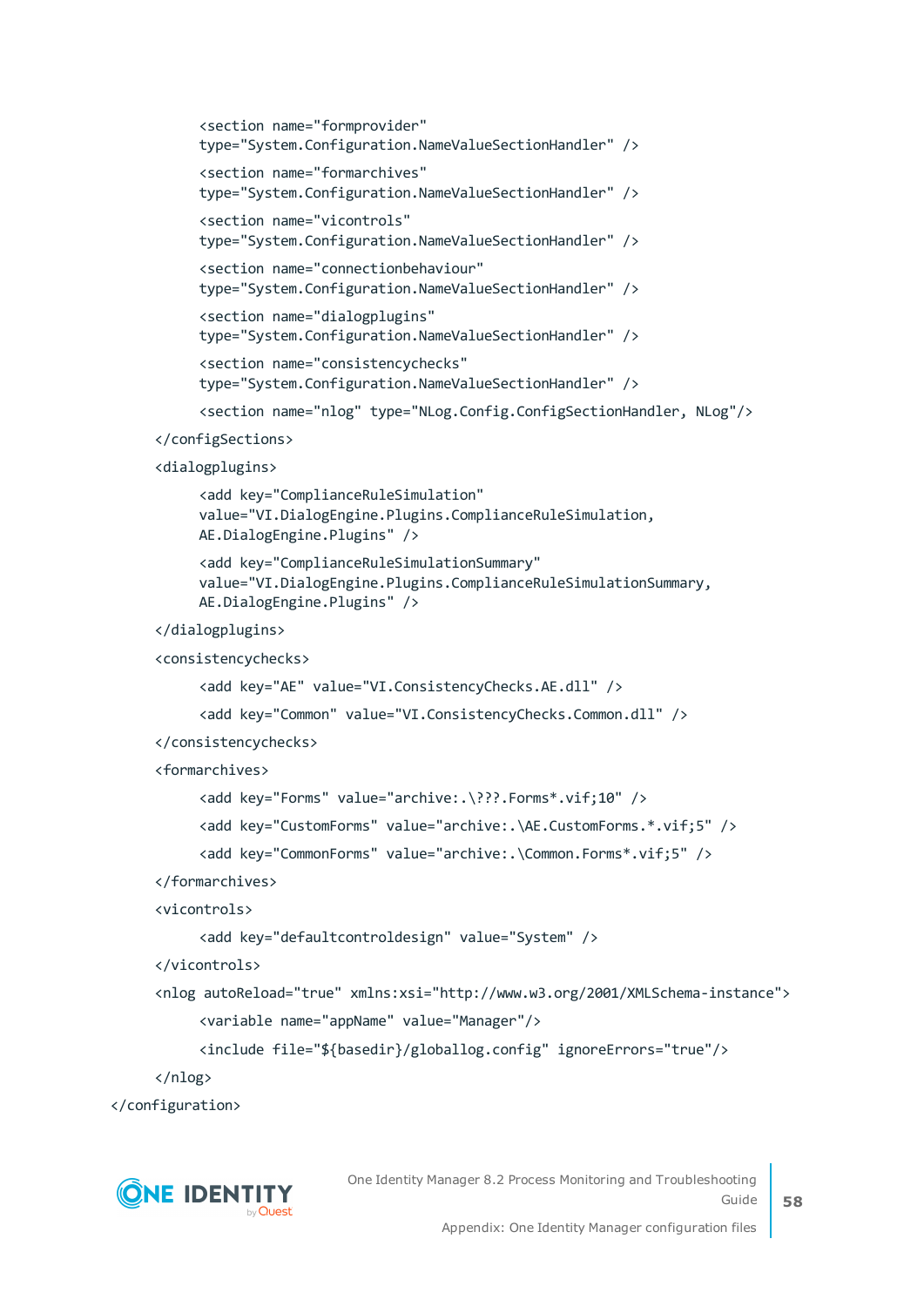```
        <section name="formprovider"
        type="System.Configuration.NameValueSectionHandler" />
        <section name="formarchives"
        type="System.Configuration.NameValueSectionHandler" />
        <section name="vicontrols"
        type="System.Configuration.NameValueSectionHandler" />
        <section name="connectionbehaviour"
        type="System.Configuration.NameValueSectionHandler" />
        <section name="dialogplugins"
        type="System.Configuration.NameValueSectionHandler" />
        <section name="consistencychecks"
        type="System.Configuration.NameValueSectionHandler" />
        <section name="nlog" type="NLog.Config.ConfigSectionHandler, NLog"/>
    </configSections>
    <dialogplugins>
        <add key="ComplianceRuleSimulation"
        value="VI.DialogEngine.Plugins.ComplianceRuleSimulation,
        AE.DialogEngine.Plugins" />
        <add key="ComplianceRuleSimulationSummary"
        value="VI.DialogEngine.Plugins.ComplianceRuleSimulationSummary,
        AE.DialogEngine.Plugins" />
    </dialogplugins>
    <consistencychecks>
        <add key="AE" value="VI.ConsistencyChecks.AE.dll" />
        <add key="Common" value="VI.ConsistencyChecks.Common.dll" />
    </consistencychecks>
    <formarchives>
        <add key="Forms" value="archive:.\???.Forms*.vif;10" />
        <add key="CustomForms" value="archive:.\AE.CustomForms.*.vif;5" />
        <add key="CommonForms" value="archive:.\Common.Forms*.vif;5" />
    </formarchives>
    <vicontrols>
        <add key="defaultcontroldesign" value="System" />
    </vicontrols>
    <nlog autoReload="true" xmlns:xsi="http://www.w3.org/2001/XMLSchema-instance">
        <variable name="appName" value="Manager"/>
        <include file="${basedir}/globallog.config" ignoreErrors="true"/>
    </nlog>
</configuration>
```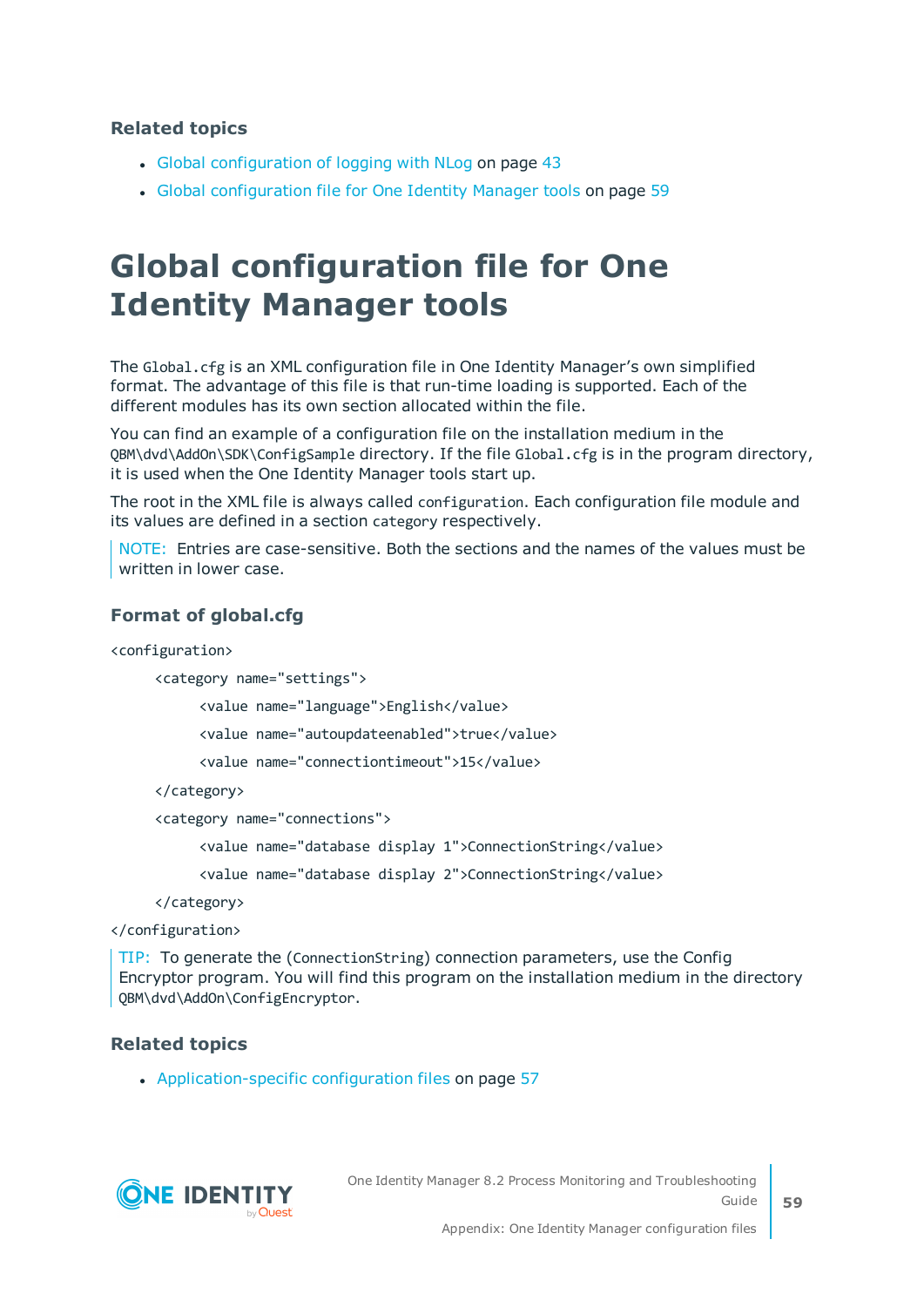### Related topics

- Global configuration of logging with NLog on page 43
- Global configuration file for One Identity Manager tools on page 59

# Global configuration file for One Identity Manager tools

The `Global.cfg` is an XML configuration file in One Identity Manager's own simplified format. The advantage of this file is that run-time loading is supported. Each of the different modules has its own section allocated within the file.

You can find an example of a configuration file on the installation medium in the `QBM\dvd\AddOn\SDK\ConfigSample` directory. If the file `Global.cfg` is in the program directory, it is used when the One Identity Manager tools start up.

The root in the XML file is always called `configuration`. Each configuration file module and its values are defined in a section `category` respectively.

NOTE: Entries are case-sensitive. Both the sections and the names of the values must be written in lower case.

### Format of global.cfg

```
<configuration>
      <category name="settings">
            <value name="language">English</value>
            <value name="autoupdateenabled">true</value>
            <value name="connectiontimeout">15</value>
      </category>
      <category name="connections">
            <value name="database display 1">ConnectionString</value>
            <value name="database display 2">ConnectionString</value>
      </category>
</configuration>
```

TIP: To generate the (`ConnectionString`) connection parameters, use the Config Encryptor program. You will find this program on the installation medium in the directory `QBM\dvd\AddOn\ConfigEncryptor`.

### Related topics

- Application-specific configuration files on page 57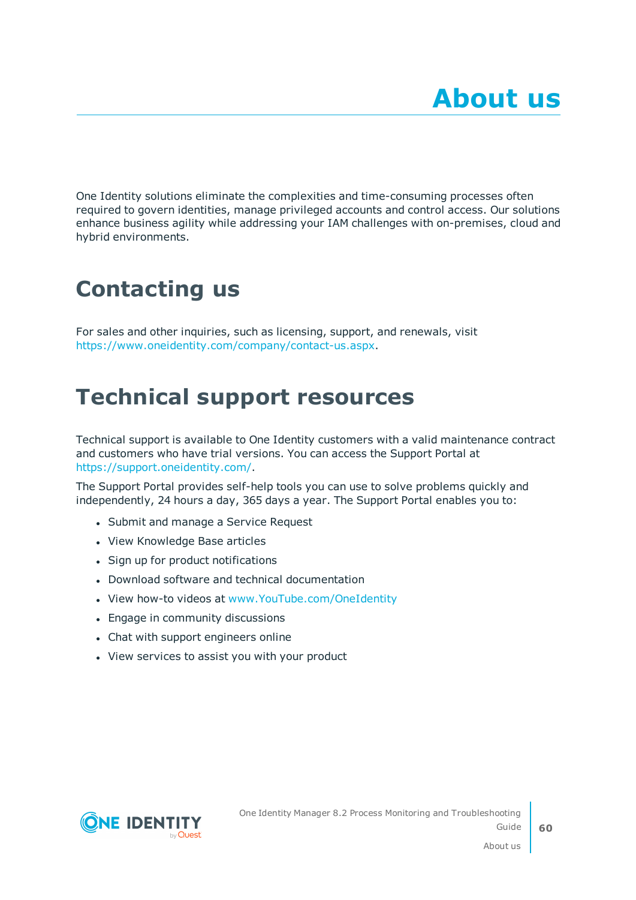# About us

One Identity solutions eliminate the complexities and time-consuming processes often required to govern identities, manage privileged accounts and control access. Our solutions enhance business agility while addressing your IAM challenges with on-premises, cloud and hybrid environments.

## Contacting us

For sales and other inquiries, such as licensing, support, and renewals, visit https://www.oneidentity.com/company/contact-us.aspx.

## Technical support resources

Technical support is available to One Identity customers with a valid maintenance contract and customers who have trial versions. You can access the Support Portal at https://support.oneidentity.com/.

The Support Portal provides self-help tools you can use to solve problems quickly and independently, 24 hours a day, 365 days a year. The Support Portal enables you to:

- Submit and manage a Service Request
- View Knowledge Base articles
- Sign up for product notifications
- Download software and technical documentation
- View how-to videos at www.YouTube.com/OneIdentity
- Engage in community discussions
- Chat with support engineers online
- View services to assist you with your product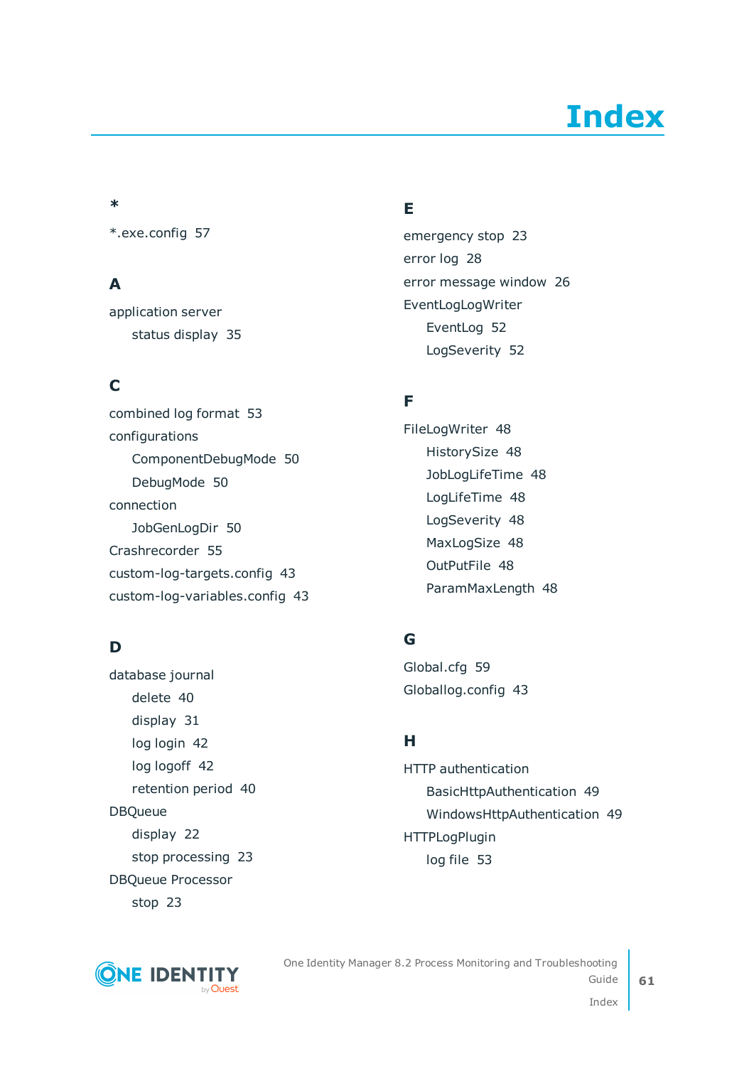# Index

## *

*.exe.config 57

## A

application server
- status display 35

## C

combined log format 53

configurations
- ComponentDebugMode 50
- DebugMode 50

connection
- JobGenLogDir 50

Crashrecorder 55

custom-log-targets.config 43

custom-log-variables.config 43

## D

database journal
- delete 40
- display 31
- log login 42
- log logoff 42
- retention period 40

DBQueue
- display 22
- stop processing 23

DBQueue Processor
- stop 23

## E

emergency stop 23

error log 28

error message window 26

EventLogLogWriter
- EventLog 52
- LogSeverity 52

## F

FileLogWriter 48
- HistorySize 48
- JobLogLifeTime 48
- LogLifeTime 48
- LogSeverity 48
- MaxLogSize 48
- OutPutFile 48
- ParamMaxLength 48

## G

Global.cfg 59

Globallog.config 43

## H

HTTP authentication
- BasicHttpAuthentication 49
- WindowsHttpAuthentication 49

HTTPLogPlugin
- log file 53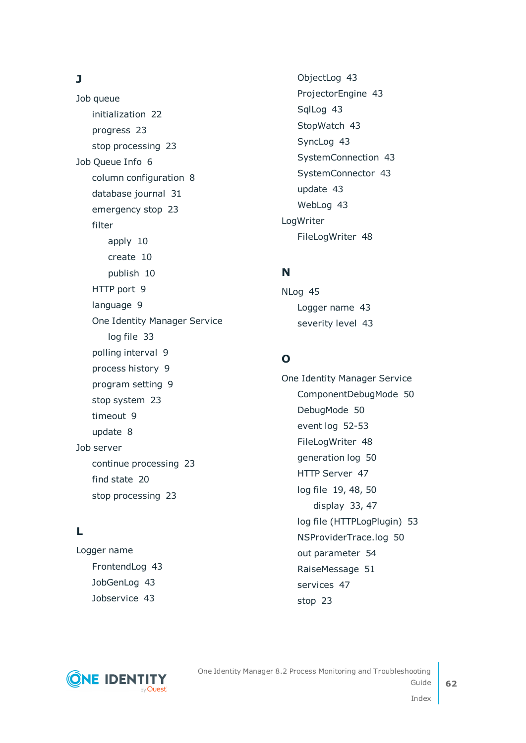## J

- Job queue
  - initialization 22
  - progress 23
  - stop processing 23
- Job Queue Info 6
  - column configuration 8
  - database journal 31
  - emergency stop 23
  - filter
    - apply 10
    - create 10
    - publish 10
  - HTTP port 9
  - language 9
  - One Identity Manager Service
    - log file 33
  - polling interval 9
  - process history 9
  - program setting 9
  - stop system 23
  - timeout 9
  - update 8
- Job server
  - continue processing 23
  - find state 20
  - stop processing 23

## L

- Logger name
  - FrontendLog 43
  - JobGenLog 43
  - Jobservice 43
  - ObjectLog 43
  - ProjectorEngine 43
  - SqlLog 43
  - StopWatch 43
  - SyncLog 43
  - SystemConnection 43
  - SystemConnector 43
  - update 43
  - WebLog 43
- LogWriter
  - FileLogWriter 48

## N

- NLog 45
  - Logger name 43
  - severity level 43

## O

- One Identity Manager Service
  - ComponentDebugMode 50
  - DebugMode 50
  - event log 52-53
  - FileLogWriter 48
  - generation log 50
  - HTTP Server 47
  - log file 19, 48, 50
    - display 33, 47
  - log file (HTTPLogPlugin) 53
  - NSProviderTrace.log 50
  - out parameter 54
  - RaiseMessage 51
  - services 47
  - stop 23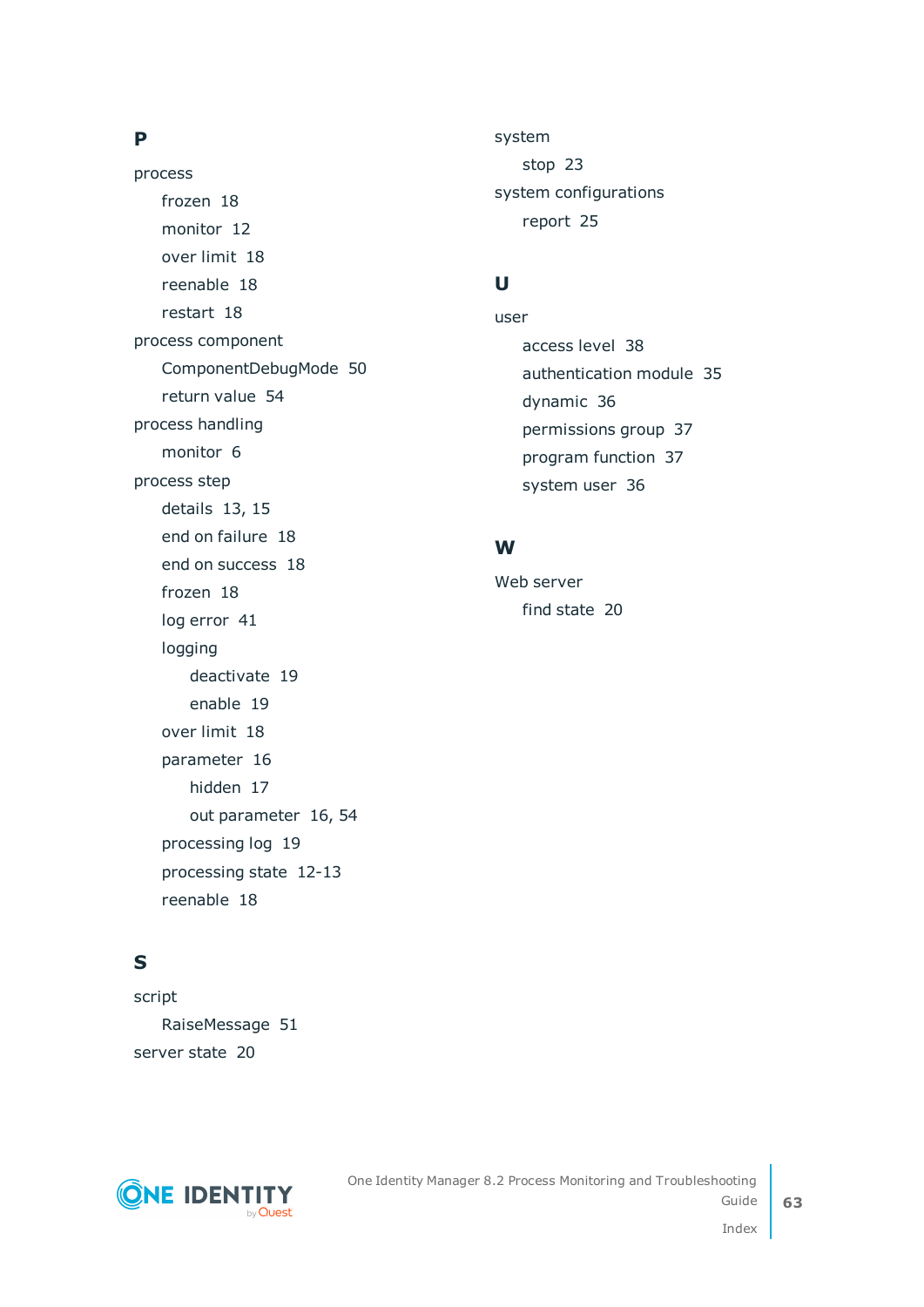## P

process

- frozen 18
- monitor 12
- over limit 18
- reenable 18
- restart 18

process component

- ComponentDebugMode 50
- return value 54

process handling

- monitor 6

process step

- details 13, 15
- end on failure 18
- end on success 18
- frozen 18
- log error 41
- logging
  - deactivate 19
  - enable 19
- over limit 18
- parameter 16
  - hidden 17
  - out parameter 16, 54
- processing log 19
- processing state 12-13
- reenable 18

## S

script

- RaiseMessage 51

server state 20

system

- stop 23

system configurations

- report 25

## U

user

- access level 38
- authentication module 35
- dynamic 36
- permissions group 37
- program function 37
- system user 36

## W

Web server

- find state 20